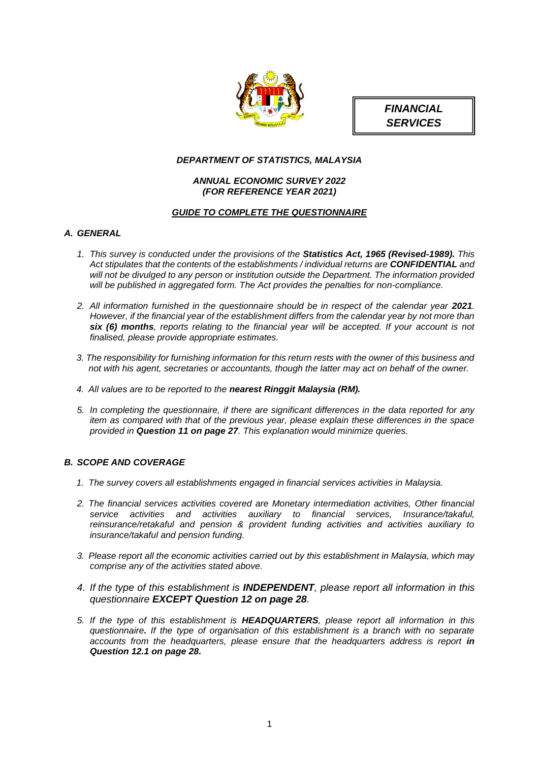***FINANCIAL SERVICES***

***DEPARTMENT OF STATISTICS, MALAYSIA***

***ANNUAL ECONOMIC SURVEY 2022***
***(FOR REFERENCE YEAR 2021)***

***GUIDE TO COMPLETE THE QUESTIONNAIRE***

## *A. GENERAL*

1. *This survey is conducted under the provisions of the **Statistics Act, 1965 (Revised-1989).** This Act stipulates that the contents of the establishments / individual returns are **CONFIDENTIAL** and will not be divulged to any person or institution outside the Department. The information provided will be published in aggregated form. The Act provides the penalties for non-compliance.*

2. *All information furnished in the questionnaire should be in respect of the calendar year **2021**. However, if the financial year of the establishment differs from the calendar year by not more than **six (6) months**, reports relating to the financial year will be accepted. If your account is not finalised, please provide appropriate estimates.*

3. *The responsibility for furnishing information for this return rests with the owner of this business and not with his agent, secretaries or accountants, though the latter may act on behalf of the owner.*

4. *All values are to be reported to the **nearest Ringgit Malaysia (RM).***

5. *In completing the questionnaire, if there are significant differences in the data reported for any item as compared with that of the previous year, please explain these differences in the space provided in **Question 11 on page 27**. This explanation would minimize queries.*

## *B. SCOPE AND COVERAGE*

1. *The survey covers all establishments engaged in financial services activities in Malaysia.*

2. *The financial services activities covered are Monetary intermediation activities, Other financial service activities and activities auxiliary to financial services, Insurance/takaful, reinsurance/retakaful and pension & provident funding activities and activities auxiliary to insurance/takaful and pension funding.*

3. *Please report all the economic activities carried out by this establishment in Malaysia, which may comprise any of the activities stated above.*

4. *If the type of this establishment is **INDEPENDENT**, please report all information in this questionnaire **EXCEPT Question 12 on page 28**.*

5. *If the type of this establishment is **HEADQUARTERS**, please report all information in this questionnaire**.** If the type of organisation of this establishment is a branch with no separate accounts from the headquarters, please ensure that the headquarters address is report **in Question 12.1 on page 28.***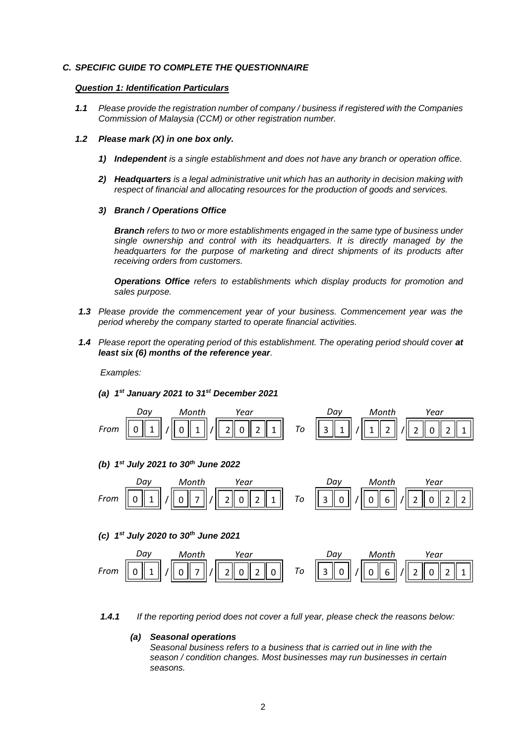### *C. SPECIFIC GUIDE TO COMPLETE THE QUESTIONNAIRE*

#### ***Question 1: Identification Particulars***

***1.1*** *Please provide the registration number of company / business if registered with the Companies Commission of Malaysia (CCM) or other registration number.*

***1.2 Please mark (X) in one box only.***

1. ***Independent*** *is a single establishment and does not have any branch or operation office.*

2. ***Headquarters*** *is a legal administrative unit which has an authority in decision making with respect of financial and allocating resources for the production of goods and services.*

3. ***Branch / Operations Office***

   ***Branch*** *refers to two or more establishments engaged in the same type of business under single ownership and control with its headquarters. It is directly managed by the headquarters for the purpose of marketing and direct shipments of its products after receiving orders from customers.*

   ***Operations Office*** *refers to establishments which display products for promotion and sales purpose.*

***1.3*** *Please provide the commencement year of your business. Commencement year was the period whereby the company started to operate financial activities.*

***1.4*** *Please report the operating period of this establishment. The operating period should cover* ***at least six (6) months of the reference year****.*

*Examples:*

***(a) 1st January 2021 to 31st December 2021***

| | Day | | Month | | Year | | Day | | Month | | Year |
|---|---|---|---|---|---|---|---|---|---|---|---|
| *From* | 0 1 | / | 0 1 | / | 2 0 2 1 | *To* | 3 1 | / | 1 2 | / | 2 0 2 1 |

***(b) 1st July 2021 to 30th June 2022***

| | Day | | Month | | Year | | Day | | Month | | Year |
|---|---|---|---|---|---|---|---|---|---|---|---|
| *From* | 0 1 | / | 0 7 | / | 2 0 2 1 | *To* | 3 0 | / | 0 6 | / | 2 0 2 2 |

***(c) 1st July 2020 to 30th June 2021***

| | Day | | Month | | Year | | Day | | Month | | Year |
|---|---|---|---|---|---|---|---|---|---|---|---|
| *From* | 0 1 | / | 0 7 | / | 2 0 2 0 | *To* | 3 0 | / | 0 6 | / | 2 0 2 1 |

***1.4.1*** *If the reporting period does not cover a full year, please check the reasons below:*

***(a) Seasonal operations***
*Seasonal business refers to a business that is carried out in line with the season / condition changes. Most businesses may run businesses in certain seasons.*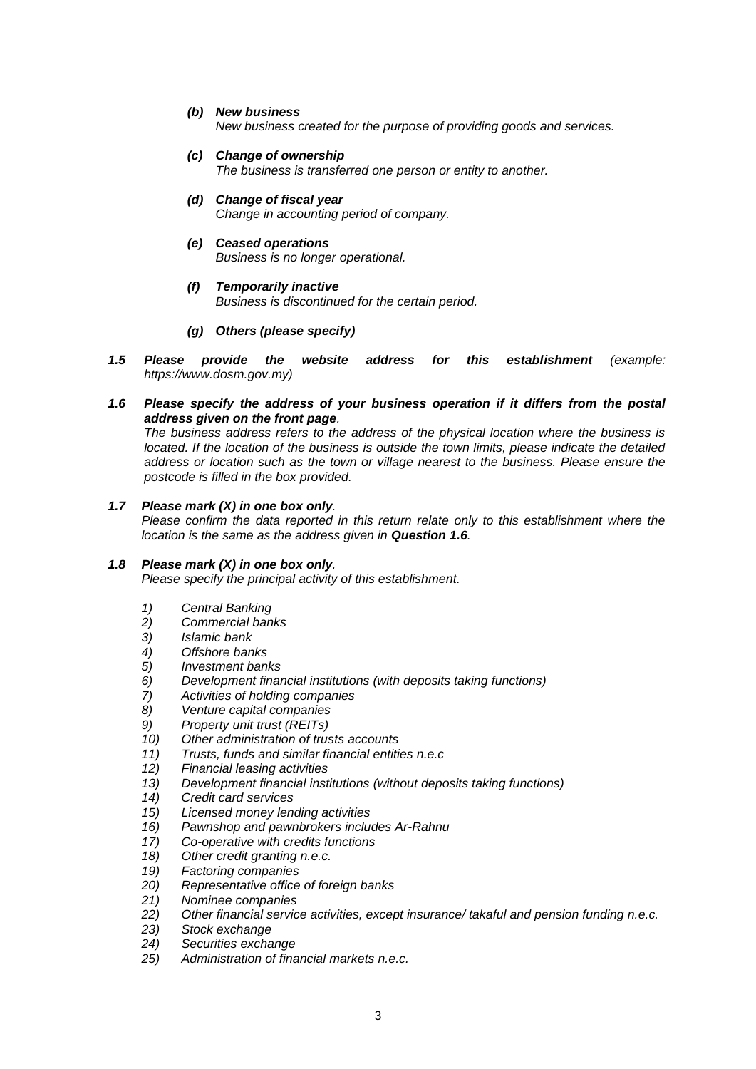*(b)* ***New business***
*New business created for the purpose of providing goods and services.*

*(c)* ***Change of ownership***
*The business is transferred one person or entity to another.*

*(d)* ***Change of fiscal year***
*Change in accounting period of company.*

*(e)* ***Ceased operations***
*Business is no longer operational.*

*(f)* ***Temporarily inactive***
*Business is discontinued for the certain period.*

*(g)* ***Others (please specify)***

***1.5 Please provide the website address for this establishment*** *(example: https://www.dosm.gov.my)*

***1.6 Please specify the address of your business operation if it differs from the postal address given on the front page****.*
*The business address refers to the address of the physical location where the business is located. If the location of the business is outside the town limits, please indicate the detailed address or location such as the town or village nearest to the business. Please ensure the postcode is filled in the box provided.*

***1.7 Please mark (X) in one box only****.*
*Please confirm the data reported in this return relate only to this establishment where the location is the same as the address given in* ***Question 1.6****.*

***1.8 Please mark (X) in one box only****.*
*Please specify the principal activity of this establishment.*

1) *Central Banking*
2) *Commercial banks*
3) *Islamic bank*
4) *Offshore banks*
5) *Investment banks*
6) *Development financial institutions (with deposits taking functions)*
7) *Activities of holding companies*
8) *Venture capital companies*
9) *Property unit trust (REITs)*
10) *Other administration of trusts accounts*
11) *Trusts, funds and similar financial entities n.e.c*
12) *Financial leasing activities*
13) *Development financial institutions (without deposits taking functions)*
14) *Credit card services*
15) *Licensed money lending activities*
16) *Pawnshop and pawnbrokers includes Ar-Rahnu*
17) *Co-operative with credits functions*
18) *Other credit granting n.e.c.*
19) *Factoring companies*
20) *Representative office of foreign banks*
21) *Nominee companies*
22) *Other financial service activities, except insurance/ takaful and pension funding n.e.c.*
23) *Stock exchange*
24) *Securities exchange*
25) *Administration of financial markets n.e.c.*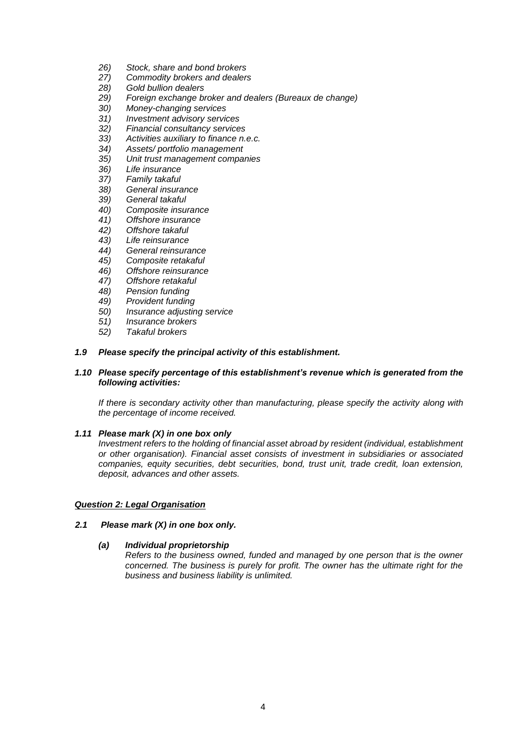26) *Stock, share and bond brokers*
27) *Commodity brokers and dealers*
28) *Gold bullion dealers*
29) *Foreign exchange broker and dealers (Bureaux de change)*
30) *Money-changing services*
31) *Investment advisory services*
32) *Financial consultancy services*
33) *Activities auxiliary to finance n.e.c.*
34) *Assets/ portfolio management*
35) *Unit trust management companies*
36) *Life insurance*
37) *Family takaful*
38) *General insurance*
39) *General takaful*
40) *Composite insurance*
41) *Offshore insurance*
42) *Offshore takaful*
43) *Life reinsurance*
44) *General reinsurance*
45) *Composite retakaful*
46) *Offshore reinsurance*
47) *Offshore retakaful*
48) *Pension funding*
49) *Provident funding*
50) *Insurance adjusting service*
51) *Insurance brokers*
52) *Takaful brokers*

***1.9 Please specify the principal activity of this establishment.***

***1.10 Please specify percentage of this establishment's revenue which is generated from the following activities:***

*If there is secondary activity other than manufacturing, please specify the activity along with the percentage of income received.*

***1.11 Please mark (X) in one box only***

*Investment refers to the holding of financial asset abroad by resident (individual, establishment or other organisation). Financial asset consists of investment in subsidiaries or associated companies, equity securities, debt securities, bond, trust unit, trade credit, loan extension, deposit, advances and other assets.*

***<u>Question 2: Legal Organisation</u>***

***2.1 Please mark (X) in one box only.***

***(a) Individual proprietorship***

*Refers to the business owned, funded and managed by one person that is the owner concerned. The business is purely for profit. The owner has the ultimate right for the business and business liability is unlimited.*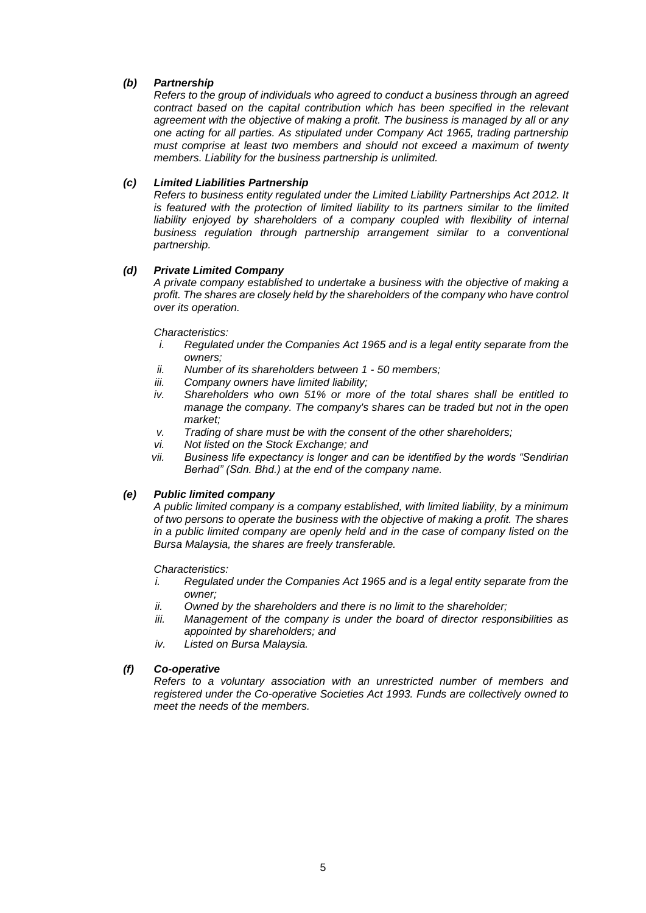***(b) Partnership***

*Refers to the group of individuals who agreed to conduct a business through an agreed contract based on the capital contribution which has been specified in the relevant agreement with the objective of making a profit. The business is managed by all or any one acting for all parties. As stipulated under Company Act 1965, trading partnership must comprise at least two members and should not exceed a maximum of twenty members. Liability for the business partnership is unlimited.*

***(c) Limited Liabilities Partnership***

*Refers to business entity regulated under the Limited Liability Partnerships Act 2012. It is featured with the protection of limited liability to its partners similar to the limited liability enjoyed by shareholders of a company coupled with flexibility of internal business regulation through partnership arrangement similar to a conventional partnership.*

***(d) Private Limited Company***

*A private company established to undertake a business with the objective of making a profit. The shares are closely held by the shareholders of the company who have control over its operation.*

*Characteristics:*

*i. Regulated under the Companies Act 1965 and is a legal entity separate from the owners;*

*ii. Number of its shareholders between 1 - 50 members;*

*iii. Company owners have limited liability;*

*iv. Shareholders who own 51% or more of the total shares shall be entitled to manage the company. The company's shares can be traded but not in the open market;*

*v. Trading of share must be with the consent of the other shareholders;*

*vi. Not listed on the Stock Exchange; and*

*vii. Business life expectancy is longer and can be identified by the words "Sendirian Berhad" (Sdn. Bhd.) at the end of the company name.*

***(e) Public limited company***

*A public limited company is a company established, with limited liability, by a minimum of two persons to operate the business with the objective of making a profit. The shares in a public limited company are openly held and in the case of company listed on the Bursa Malaysia, the shares are freely transferable.*

*Characteristics:*

*i. Regulated under the Companies Act 1965 and is a legal entity separate from the owner;*

*ii. Owned by the shareholders and there is no limit to the shareholder;*

*iii. Management of the company is under the board of director responsibilities as appointed by shareholders; and*

*iv. Listed on Bursa Malaysia.*

***(f) Co-operative***

*Refers to a voluntary association with an unrestricted number of members and registered under the Co-operative Societies Act 1993. Funds are collectively owned to meet the needs of the members.*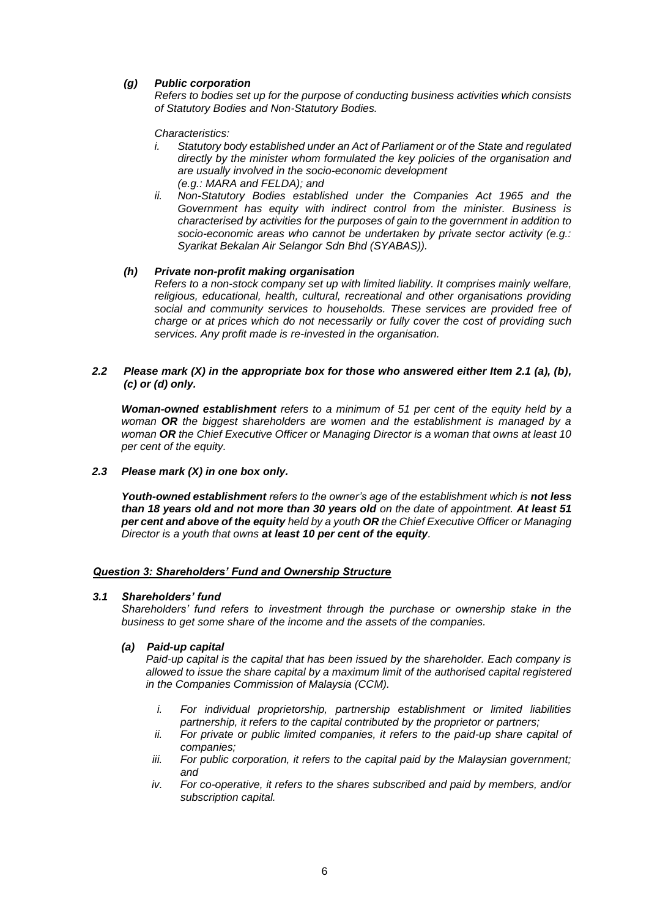*(g)* ***Public corporation***

*Refers to bodies set up for the purpose of conducting business activities which consists of Statutory Bodies and Non-Statutory Bodies.*

*Characteristics:*

*i. Statutory body established under an Act of Parliament or of the State and regulated directly by the minister whom formulated the key policies of the organisation and are usually involved in the socio-economic development (e.g.: MARA and FELDA); and*

*ii. Non-Statutory Bodies established under the Companies Act 1965 and the Government has equity with indirect control from the minister. Business is characterised by activities for the purposes of gain to the government in addition to socio-economic areas who cannot be undertaken by private sector activity (e.g.: Syarikat Bekalan Air Selangor Sdn Bhd (SYABAS)).*

*(h)* ***Private non-profit making organisation***

*Refers to a non-stock company set up with limited liability. It comprises mainly welfare, religious, educational, health, cultural, recreational and other organisations providing social and community services to households. These services are provided free of charge or at prices which do not necessarily or fully cover the cost of providing such services. Any profit made is re-invested in the organisation.*

***2.2 Please mark (X) in the appropriate box for those who answered either Item 2.1 (a), (b), (c) or (d) only.***

***Woman-owned establishment*** *refers to a minimum of 51 per cent of the equity held by a woman* ***OR*** *the biggest shareholders are women and the establishment is managed by a woman* ***OR*** *the Chief Executive Officer or Managing Director is a woman that owns at least 10 per cent of the equity.*

***2.3 Please mark (X) in one box only.***

***Youth-owned establishment*** *refers to the owner's age of the establishment which is* ***not less than 18 years old and not more than 30 years old*** *on the date of appointment.* ***At least 51 per cent and above of the equity*** *held by a youth* ***OR*** *the Chief Executive Officer or Managing Director is a youth that owns* ***at least 10 per cent of the equity****.*

***Question 3: Shareholders' Fund and Ownership Structure***

***3.1 Shareholders' fund***

*Shareholders' fund refers to investment through the purchase or ownership stake in the business to get some share of the income and the assets of the companies.*

*(a)* ***Paid-up capital***

*Paid-up capital is the capital that has been issued by the shareholder. Each company is allowed to issue the share capital by a maximum limit of the authorised capital registered in the Companies Commission of Malaysia (CCM).*

*i. For individual proprietorship, partnership establishment or limited liabilities partnership, it refers to the capital contributed by the proprietor or partners;*

*ii. For private or public limited companies, it refers to the paid-up share capital of companies;*

*iii. For public corporation, it refers to the capital paid by the Malaysian government; and*

*iv. For co-operative, it refers to the shares subscribed and paid by members, and/or subscription capital.*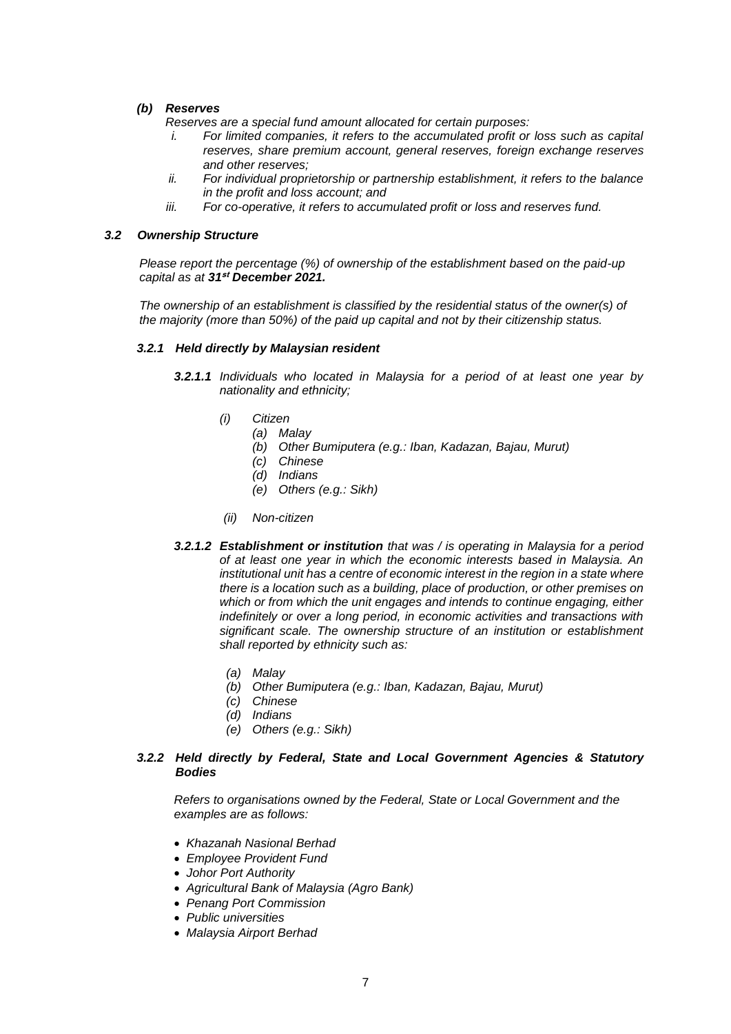*(b) **Reserves***

*Reserves are a special fund amount allocated for certain purposes:*

- *i. For limited companies, it refers to the accumulated profit or loss such as capital reserves, share premium account, general reserves, foreign exchange reserves and other reserves;*
- *ii. For individual proprietorship or partnership establishment, it refers to the balance in the profit and loss account; and*
- *iii. For co-operative, it refers to accumulated profit or loss and reserves fund.*

### *3.2 Ownership Structure*

*Please report the percentage (%) of ownership of the establishment based on the paid-up capital as at **31st December 2021.***

*The ownership of an establishment is classified by the residential status of the owner(s) of the majority (more than 50%) of the paid up capital and not by their citizenship status.*

#### *3.2.1 Held directly by Malaysian resident*

***3.2.1.1*** *Individuals who located in Malaysia for a period of at least one year by nationality and ethnicity;*

- *(i) Citizen*
  - *(a) Malay*
  - *(b) Other Bumiputera (e.g.: Iban, Kadazan, Bajau, Murut)*
  - *(c) Chinese*
  - *(d) Indians*
  - *(e) Others (e.g.: Sikh)*
- *(ii) Non-citizen*

***3.2.1.2 Establishment or institution*** *that was / is operating in Malaysia for a period of at least one year in which the economic interests based in Malaysia. An institutional unit has a centre of economic interest in the region in a state where there is a location such as a building, place of production, or other premises on which or from which the unit engages and intends to continue engaging, either indefinitely or over a long period, in economic activities and transactions with significant scale. The ownership structure of an institution or establishment shall reported by ethnicity such as:*

- *(a) Malay*
- *(b) Other Bumiputera (e.g.: Iban, Kadazan, Bajau, Murut)*
- *(c) Chinese*
- *(d) Indians*
- *(e) Others (e.g.: Sikh)*

#### *3.2.2 Held directly by Federal, State and Local Government Agencies & Statutory Bodies*

*Refers to organisations owned by the Federal, State or Local Government and the examples are as follows:*

- *Khazanah Nasional Berhad*
- *Employee Provident Fund*
- *Johor Port Authority*
- *Agricultural Bank of Malaysia (Agro Bank)*
- *Penang Port Commission*
- *Public universities*
- *Malaysia Airport Berhad*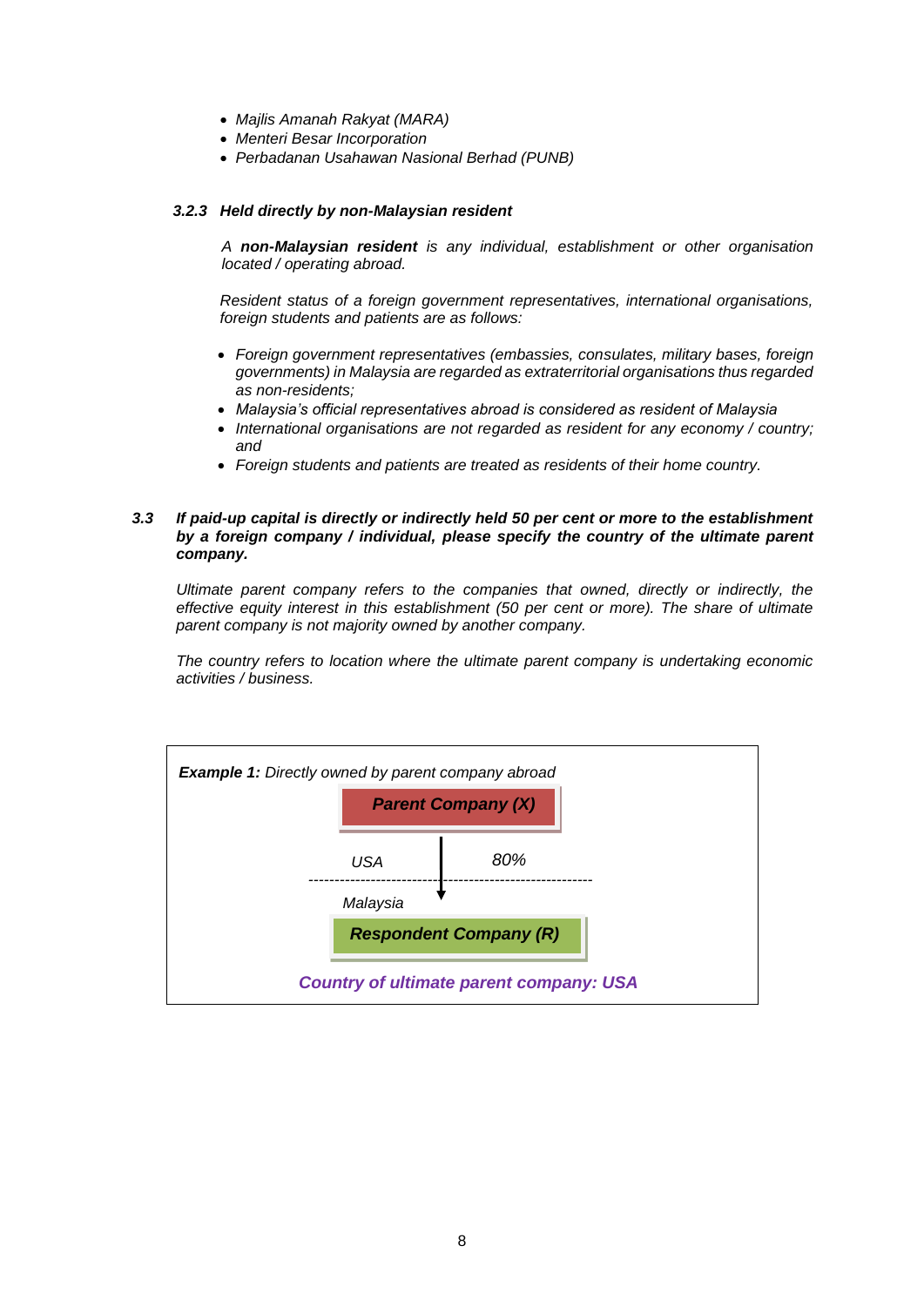- *Majlis Amanah Rakyat (MARA)*
- *Menteri Besar Incorporation*
- *Perbadanan Usahawan Nasional Berhad (PUNB)*

#### *3.2.3 Held directly by non-Malaysian resident*

*A **non-Malaysian resident** is any individual, establishment or other organisation located / operating abroad.*

*Resident status of a foreign government representatives, international organisations, foreign students and patients are as follows:*

- *Foreign government representatives (embassies, consulates, military bases, foreign governments) in Malaysia are regarded as extraterritorial organisations thus regarded as non-residents;*
- *Malaysia's official representatives abroad is considered as resident of Malaysia*
- *International organisations are not regarded as resident for any economy / country; and*
- *Foreign students and patients are treated as residents of their home country.*

### *3.3 If paid-up capital is directly or indirectly held 50 per cent or more to the establishment by a foreign company / individual, please specify the country of the ultimate parent company.*

*Ultimate parent company refers to the companies that owned, directly or indirectly, the effective equity interest in this establishment (50 per cent or more). The share of ultimate parent company is not majority owned by another company.*

*The country refers to location where the ultimate parent company is undertaking economic activities / business.*

***Example 1:*** *Directly owned by parent company abroad*

***Parent Company (X)***

*USA* — *80%* ↓

*Malaysia*

***Respondent Company (R)***

***Country of ultimate parent company: USA***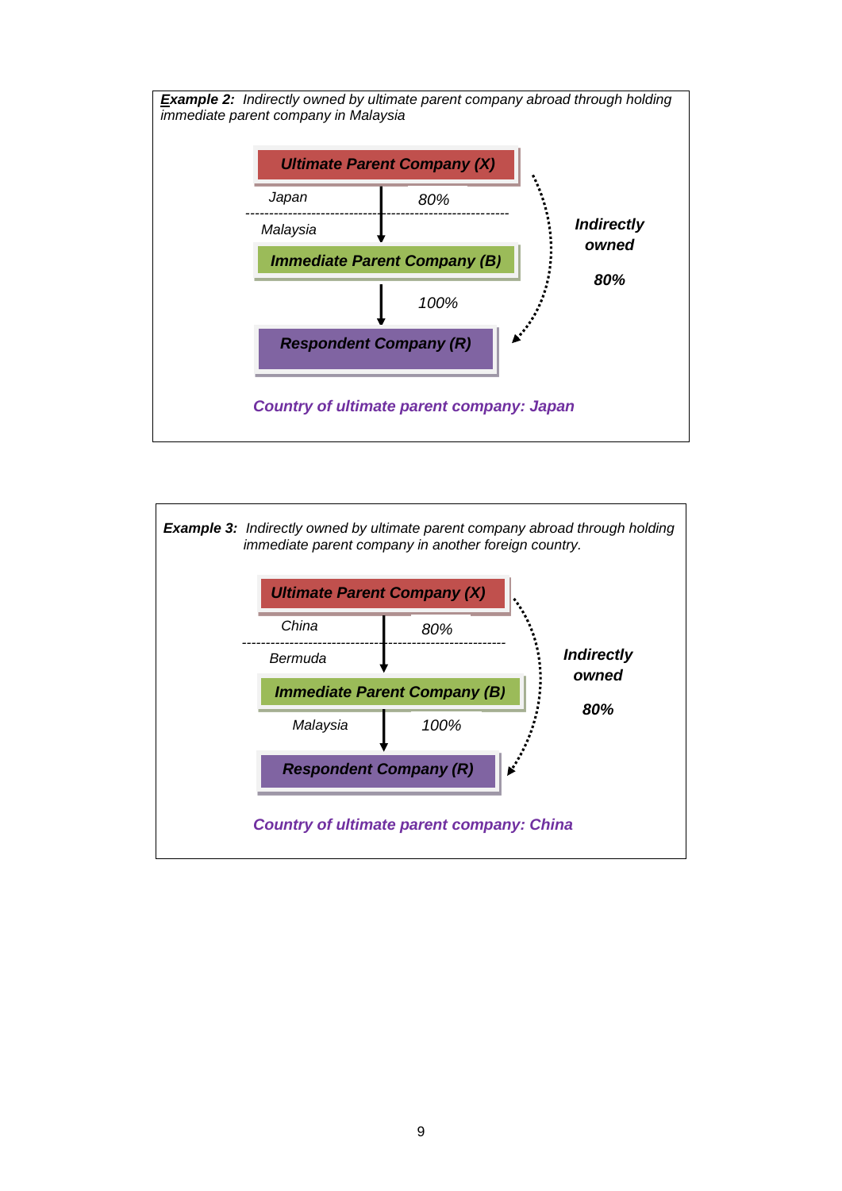**Example 2:** *Indirectly owned by ultimate parent company abroad through holding immediate parent company in Malaysia*

***Ultimate Parent Company (X)***

*Japan* — *80%*

*Malaysia*

***Immediate Parent Company (B)***

*100%*

***Respondent Company (R)***

***Indirectly owned***

***80%***

***Country of ultimate parent company: Japan***

**Example 3:** *Indirectly owned by ultimate parent company abroad through holding immediate parent company in another foreign country.*

***Ultimate Parent Company (X)***

*China* — *80%*

*Bermuda*

***Immediate Parent Company (B)***

*Malaysia* — *100%*

***Respondent Company (R)***

***Indirectly owned***

***80%***

***Country of ultimate parent company: China***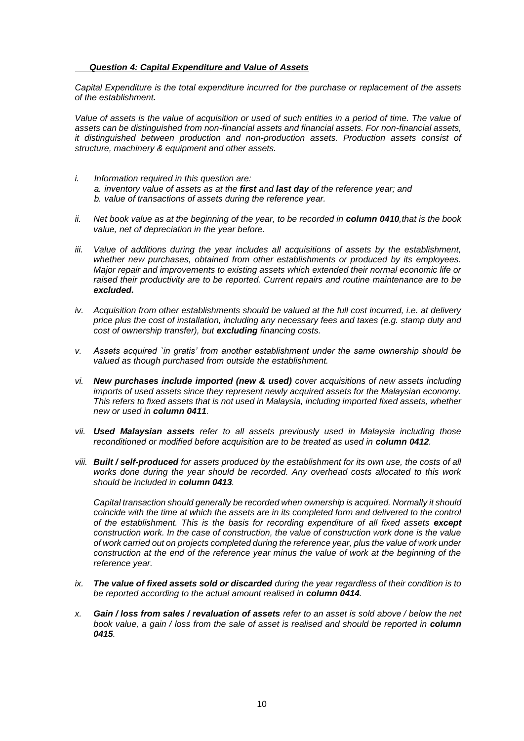***Question 4: Capital Expenditure and Value of Assets***

*Capital Expenditure is the total expenditure incurred for the purchase or replacement of the assets of the establishment.*

*Value of assets is the value of acquisition or used of such entities in a period of time. The value of assets can be distinguished from non-financial assets and financial assets. For non-financial assets, it distinguished between production and non-production assets. Production assets consist of structure, machinery & equipment and other assets.*

i. *Information required in this question are:*
   *a. inventory value of assets as at the **first** and **last day** of the reference year; and*
   *b. value of transactions of assets during the reference year.*

ii. *Net book value as at the beginning of the year, to be recorded in **column 0410**,that is the book value, net of depreciation in the year before.*

iii. *Value of additions during the year includes all acquisitions of assets by the establishment, whether new purchases, obtained from other establishments or produced by its employees. Major repair and improvements to existing assets which extended their normal economic life or raised their productivity are to be reported. Current repairs and routine maintenance are to be **excluded.***

iv. *Acquisition from other establishments should be valued at the full cost incurred, i.e. at delivery price plus the cost of installation, including any necessary fees and taxes (e.g. stamp duty and cost of ownership transfer), but **excluding** financing costs.*

v. *Assets acquired `in gratis' from another establishment under the same ownership should be valued as though purchased from outside the establishment.*

vi. ***New purchases include imported (new & used)** cover acquisitions of new assets including imports of used assets since they represent newly acquired assets for the Malaysian economy. This refers to fixed assets that is not used in Malaysia, including imported fixed assets, whether new or used in **column 0411**.*

vii. ***Used Malaysian assets** refer to all assets previously used in Malaysia including those reconditioned or modified before acquisition are to be treated as used in **column 0412**.*

viii. ***Built / self-produced** for assets produced by the establishment for its own use, the costs of all works done during the year should be recorded. Any overhead costs allocated to this work should be included in **column 0413**.*

   *Capital transaction should generally be recorded when ownership is acquired. Normally it should coincide with the time at which the assets are in its completed form and delivered to the control of the establishment. This is the basis for recording expenditure of all fixed assets **except** construction work. In the case of construction, the value of construction work done is the value of work carried out on projects completed during the reference year, plus the value of work under construction at the end of the reference year minus the value of work at the beginning of the reference year.*

ix. ***The value of fixed assets sold or discarded** during the year regardless of their condition is to be reported according to the actual amount realised in **column 0414**.*

x. ***Gain / loss from sales / revaluation of assets** refer to an asset is sold above / below the net book value, a gain / loss from the sale of asset is realised and should be reported in **column 0415**.*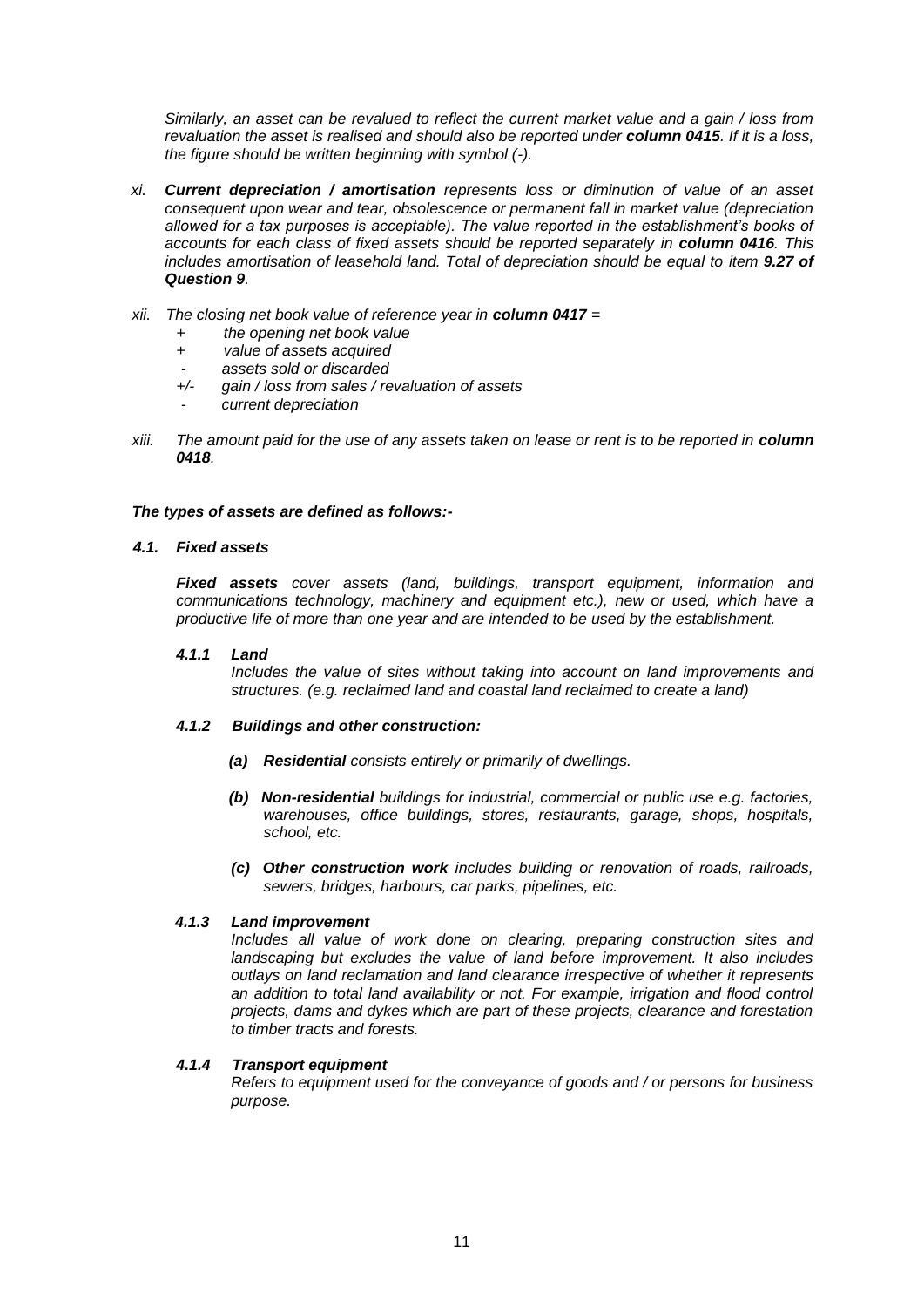*Similarly, an asset can be revalued to reflect the current market value and a gain / loss from revaluation the asset is realised and should also be reported under **column 0415**. If it is a loss, the figure should be written beginning with symbol (-).*

*xi. **Current depreciation / amortisation** represents loss or diminution of value of an asset consequent upon wear and tear, obsolescence or permanent fall in market value (depreciation allowed for a tax purposes is acceptable). The value reported in the establishment's books of accounts for each class of fixed assets should be reported separately in **column 0416**. This includes amortisation of leasehold land. Total of depreciation should be equal to item **9.27 of Question 9**.*

*xii. The closing net book value of reference year in **column 0417** =*

- *\+ the opening net book value*
- *\+ value of assets acquired*
- *\- assets sold or discarded*
- *+/- gain / loss from sales / revaluation of assets*
- *\- current depreciation*

*xiii. The amount paid for the use of any assets taken on lease or rent is to be reported in **column 0418**.*

***The types of assets are defined as follows:-***

### *4.1. Fixed assets*

***Fixed assets** cover assets (land, buildings, transport equipment, information and communications technology, machinery and equipment etc.), new or used, which have a productive life of more than one year and are intended to be used by the establishment.*

#### *4.1.1 Land*

*Includes the value of sites without taking into account on land improvements and structures. (e.g. reclaimed land and coastal land reclaimed to create a land)*

#### *4.1.2 Buildings and other construction:*

*(a) **Residential** consists entirely or primarily of dwellings.*

*(b) **Non-residential** buildings for industrial, commercial or public use e.g. factories, warehouses, office buildings, stores, restaurants, garage, shops, hospitals, school, etc.*

*(c) **Other construction work** includes building or renovation of roads, railroads, sewers, bridges, harbours, car parks, pipelines, etc.*

#### *4.1.3 Land improvement*

*Includes all value of work done on clearing, preparing construction sites and landscaping but excludes the value of land before improvement. It also includes outlays on land reclamation and land clearance irrespective of whether it represents an addition to total land availability or not. For example, irrigation and flood control projects, dams and dykes which are part of these projects, clearance and forestation to timber tracts and forests.*

#### *4.1.4 Transport equipment*

*Refers to equipment used for the conveyance of goods and / or persons for business purpose.*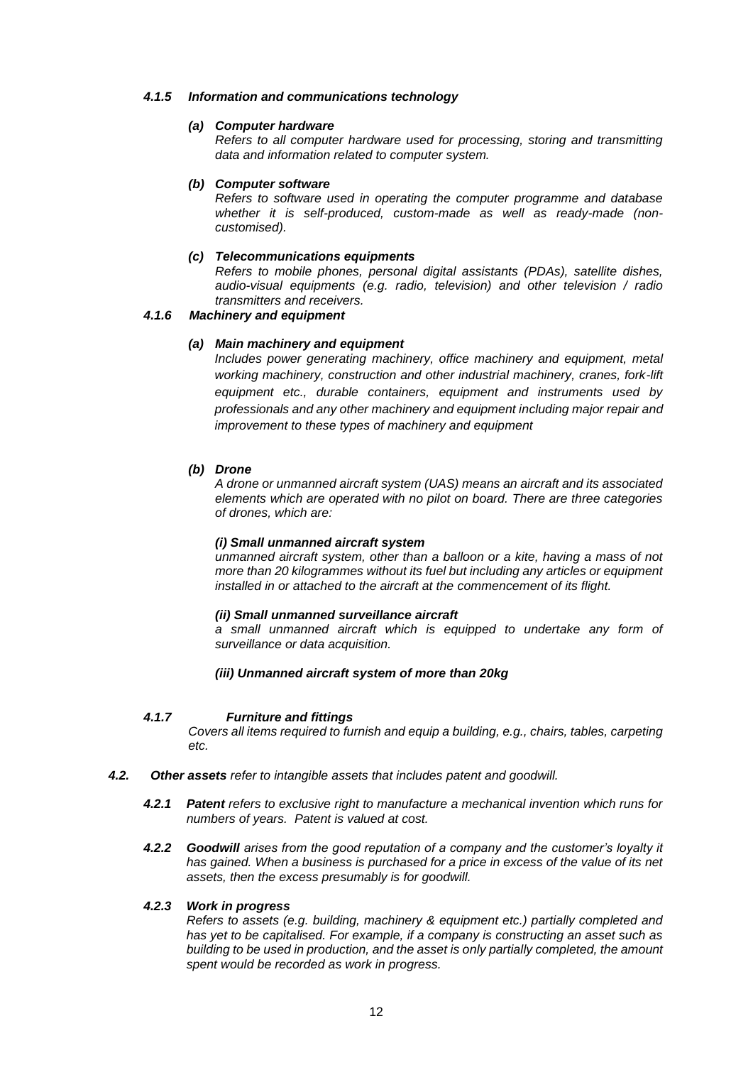#### *4.1.5 Information and communications technology*

***(a) Computer hardware***

*Refers to all computer hardware used for processing, storing and transmitting data and information related to computer system.*

***(b) Computer software***

*Refers to software used in operating the computer programme and database whether it is self-produced, custom-made as well as ready-made (non-customised).*

***(c) Telecommunications equipments***

*Refers to mobile phones, personal digital assistants (PDAs), satellite dishes, audio-visual equipments (e.g. radio, television) and other television / radio transmitters and receivers.*

#### *4.1.6 Machinery and equipment*

***(a) Main machinery and equipment***

*Includes power generating machinery, office machinery and equipment, metal working machinery, construction and other industrial machinery, cranes, fork-lift equipment etc., durable containers, equipment and instruments used by professionals and any other machinery and equipment including major repair and improvement to these types of machinery and equipment*

***(b) Drone***

*A drone or unmanned aircraft system (UAS) means an aircraft and its associated elements which are operated with no pilot on board. There are three categories of drones, which are:*

***(i) Small unmanned aircraft system***

*unmanned aircraft system, other than a balloon or a kite, having a mass of not more than 20 kilogrammes without its fuel but including any articles or equipment installed in or attached to the aircraft at the commencement of its flight.*

***(ii) Small unmanned surveillance aircraft***

*a small unmanned aircraft which is equipped to undertake any form of surveillance or data acquisition.*

***(iii) Unmanned aircraft system of more than 20kg***

#### *4.1.7 Furniture and fittings*

*Covers all items required to furnish and equip a building, e.g., chairs, tables, carpeting etc.*

***4.2. Other assets*** *refer to intangible assets that includes patent and goodwill.*

***4.2.1 Patent*** *refers to exclusive right to manufacture a mechanical invention which runs for numbers of years. Patent is valued at cost.*

***4.2.2 Goodwill*** *arises from the good reputation of a company and the customer's loyalty it has gained. When a business is purchased for a price in excess of the value of its net assets, then the excess presumably is for goodwill.*

***4.2.3 Work in progress***

*Refers to assets (e.g. building, machinery & equipment etc.) partially completed and has yet to be capitalised. For example, if a company is constructing an asset such as building to be used in production, and the asset is only partially completed, the amount spent would be recorded as work in progress.*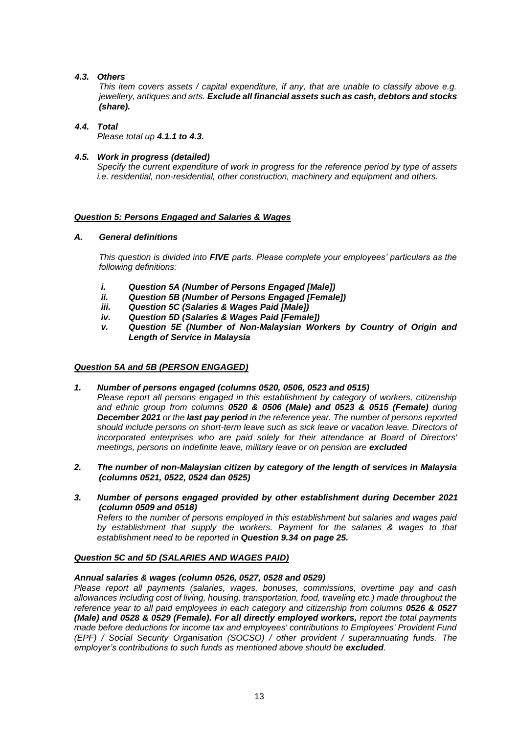### *4.3. Others*

*This item covers assets / capital expenditure, if any, that are unable to classify above e.g. jewellery, antiques and arts.* ***Exclude all financial assets such as cash, debtors and stocks (share).***

### *4.4. Total*

*Please total up* ***4.1.1 to 4.3.***

### *4.5. Work in progress (detailed)*

*Specify the current expenditure of work in progress for the reference period by type of assets i.e. residential, non-residential, other construction, machinery and equipment and others.*

## ***Question 5: Persons Engaged and Salaries & Wages***

### *A. General definitions*

*This question is divided into* ***FIVE*** *parts. Please complete your employees' particulars as the following definitions:*

- ***i. Question 5A (Number of Persons Engaged [Male])***
- ***ii. Question 5B (Number of Persons Engaged [Female])***
- ***iii. Question 5C (Salaries & Wages Paid [Male])***
- ***iv. Question 5D (Salaries & Wages Paid [Female])***
- ***v. Question 5E (Number of Non-Malaysian Workers by Country of Origin and Length of Service in Malaysia***

## ***Question 5A and 5B (PERSON ENGAGED)***

***1. Number of persons engaged (columns 0520, 0506, 0523 and 0515)***

*Please report all persons engaged in this establishment by category of workers, citizenship and ethnic group from columns* ***0520 & 0506 (Male) and 0523 & 0515 (Female)*** *during* ***December 2021*** *or the* ***last pay period*** *in the reference year. The number of persons reported should include persons on short-term leave such as sick leave or vacation leave. Directors of incorporated enterprises who are paid solely for their attendance at Board of Directors' meetings, persons on indefinite leave, military leave or on pension are* ***excluded***

***2. The number of non-Malaysian citizen by category of the length of services in Malaysia (columns 0521, 0522, 0524 dan 0525)***

***3. Number of persons engaged provided by other establishment during December 2021 (column 0509 and 0518)***

*Refers to the number of persons employed in this establishment but salaries and wages paid by establishment that supply the workers. Payment for the salaries & wages to that establishment need to be reported in* ***Question 9.34 on page 25.***

## ***Question 5C and 5D (SALARIES AND WAGES PAID)***

***Annual salaries & wages (column 0526, 0527, 0528 and 0529)***

*Please report all payments (salaries, wages, bonuses, commissions, overtime pay and cash allowances including cost of living, housing, transportation, food, traveling etc.) made throughout the reference year to all paid employees in each category and citizenship from columns* ***0526 & 0527 (Male) and 0528 & 0529 (Female). For all directly employed workers,*** *report the total payments made before deductions for income tax and employees' contributions to Employees' Provident Fund (EPF) / Social Security Organisation (SOCSO) / other provident / superannuating funds. The employer's contributions to such funds as mentioned above should be* ***excluded****.*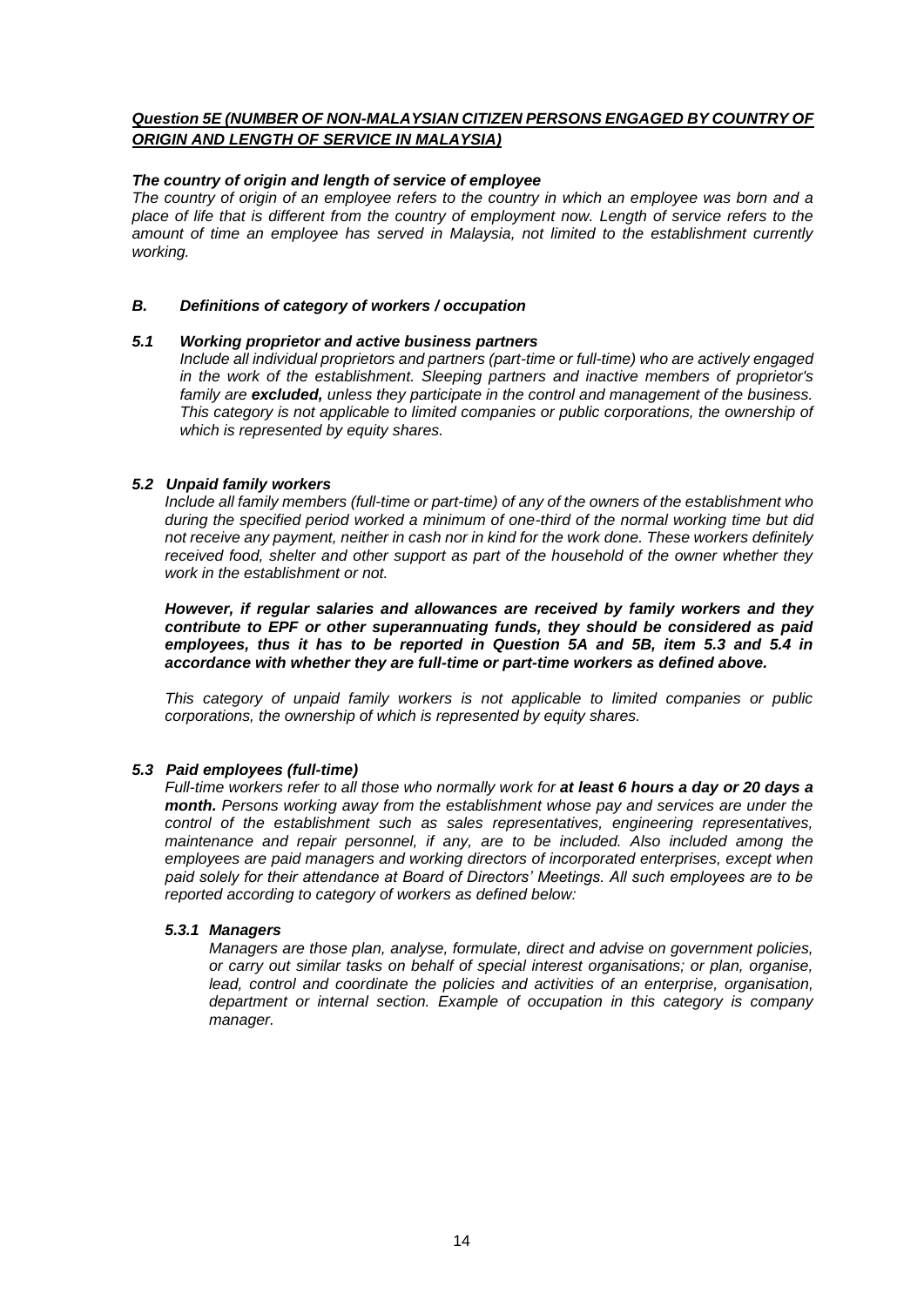***Question 5E (NUMBER OF NON-MALAYSIAN CITIZEN PERSONS ENGAGED BY COUNTRY OF ORIGIN AND LENGTH OF SERVICE IN MALAYSIA)***

***The country of origin and length of service of employee***

*The country of origin of an employee refers to the country in which an employee was born and a place of life that is different from the country of employment now. Length of service refers to the amount of time an employee has served in Malaysia, not limited to the establishment currently working.*

### *B. Definitions of category of workers / occupation*

#### *5.1 Working proprietor and active business partners*

*Include all individual proprietors and partners (part-time or full-time) who are actively engaged in the work of the establishment. Sleeping partners and inactive members of proprietor's family are* ***excluded,*** *unless they participate in the control and management of the business. This category is not applicable to limited companies or public corporations, the ownership of which is represented by equity shares.*

#### *5.2 Unpaid family workers*

*Include all family members (full-time or part-time) of any of the owners of the establishment who during the specified period worked a minimum of one-third of the normal working time but did not receive any payment, neither in cash nor in kind for the work done. These workers definitely received food, shelter and other support as part of the household of the owner whether they work in the establishment or not.*

***However, if regular salaries and allowances are received by family workers and they contribute to EPF or other superannuating funds, they should be considered as paid employees, thus it has to be reported in Question 5A and 5B, item 5.3 and 5.4 in accordance with whether they are full-time or part-time workers as defined above.***

*This category of unpaid family workers is not applicable to limited companies or public corporations, the ownership of which is represented by equity shares.*

#### *5.3 Paid employees (full-time)*

*Full-time workers refer to all those who normally work for* ***at least 6 hours a day or 20 days a month.*** *Persons working away from the establishment whose pay and services are under the control of the establishment such as sales representatives, engineering representatives, maintenance and repair personnel, if any, are to be included. Also included among the employees are paid managers and working directors of incorporated enterprises, except when paid solely for their attendance at Board of Directors' Meetings. All such employees are to be reported according to category of workers as defined below:*

##### *5.3.1 Managers*

*Managers are those plan, analyse, formulate, direct and advise on government policies, or carry out similar tasks on behalf of special interest organisations; or plan, organise, lead, control and coordinate the policies and activities of an enterprise, organisation, department or internal section. Example of occupation in this category is company manager.*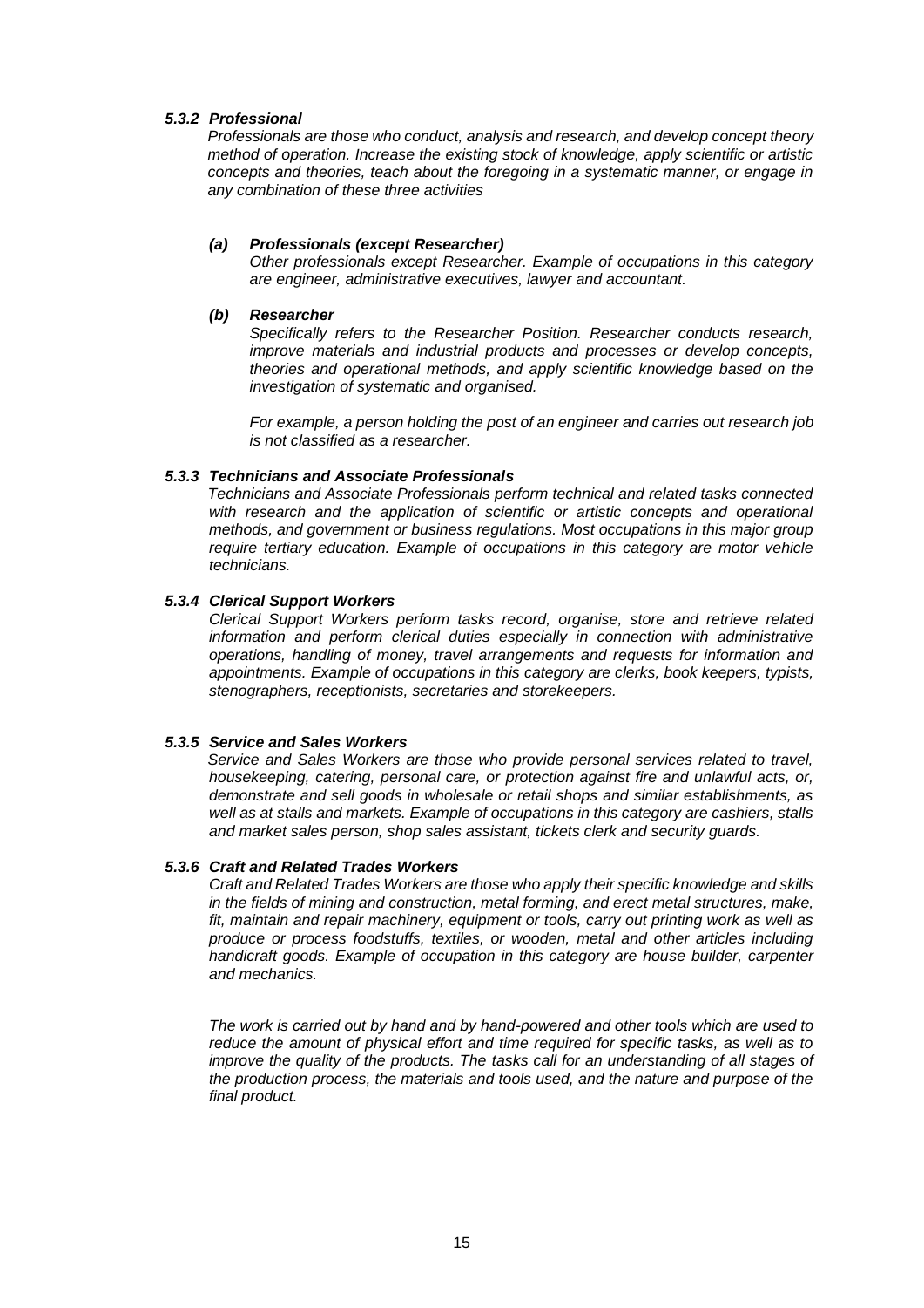#### *5.3.2 Professional*

*Professionals are those who conduct, analysis and research, and develop concept theory method of operation. Increase the existing stock of knowledge, apply scientific or artistic concepts and theories, teach about the foregoing in a systematic manner, or engage in any combination of these three activities*

##### *(a) Professionals (except Researcher)*

*Other professionals except Researcher. Example of occupations in this category are engineer, administrative executives, lawyer and accountant.*

##### *(b) Researcher*

*Specifically refers to the Researcher Position. Researcher conducts research, improve materials and industrial products and processes or develop concepts, theories and operational methods, and apply scientific knowledge based on the investigation of systematic and organised.*

*For example, a person holding the post of an engineer and carries out research job is not classified as a researcher.*

#### *5.3.3 Technicians and Associate Professionals*

*Technicians and Associate Professionals perform technical and related tasks connected with research and the application of scientific or artistic concepts and operational methods, and government or business regulations. Most occupations in this major group require tertiary education. Example of occupations in this category are motor vehicle technicians.*

#### *5.3.4 Clerical Support Workers*

*Clerical Support Workers perform tasks record, organise, store and retrieve related information and perform clerical duties especially in connection with administrative operations, handling of money, travel arrangements and requests for information and appointments. Example of occupations in this category are clerks, book keepers, typists, stenographers, receptionists, secretaries and storekeepers.*

#### *5.3.5 Service and Sales Workers*

*Service and Sales Workers are those who provide personal services related to travel, housekeeping, catering, personal care, or protection against fire and unlawful acts, or, demonstrate and sell goods in wholesale or retail shops and similar establishments, as well as at stalls and markets. Example of occupations in this category are cashiers, stalls and market sales person, shop sales assistant, tickets clerk and security guards.*

#### *5.3.6 Craft and Related Trades Workers*

*Craft and Related Trades Workers are those who apply their specific knowledge and skills in the fields of mining and construction, metal forming, and erect metal structures, make, fit, maintain and repair machinery, equipment or tools, carry out printing work as well as produce or process foodstuffs, textiles, or wooden, metal and other articles including handicraft goods. Example of occupation in this category are house builder, carpenter and mechanics.*

*The work is carried out by hand and by hand-powered and other tools which are used to reduce the amount of physical effort and time required for specific tasks, as well as to improve the quality of the products. The tasks call for an understanding of all stages of the production process, the materials and tools used, and the nature and purpose of the final product.*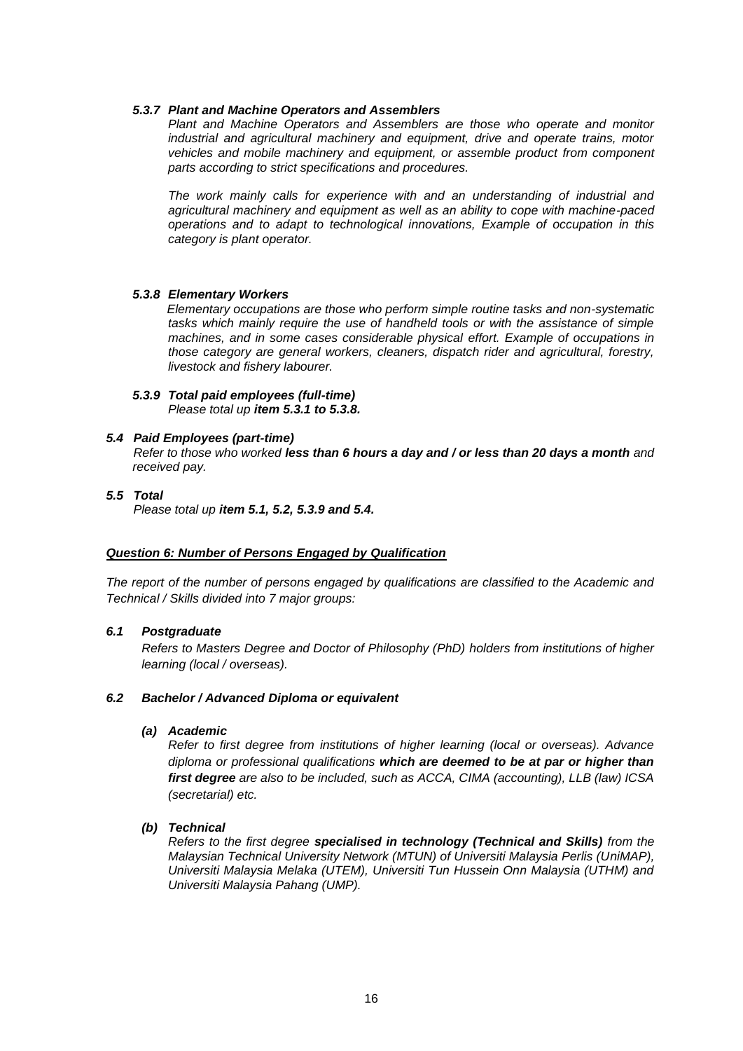#### *5.3.7 Plant and Machine Operators and Assemblers*

*Plant and Machine Operators and Assemblers are those who operate and monitor industrial and agricultural machinery and equipment, drive and operate trains, motor vehicles and mobile machinery and equipment, or assemble product from component parts according to strict specifications and procedures.*

*The work mainly calls for experience with and an understanding of industrial and agricultural machinery and equipment as well as an ability to cope with machine-paced operations and to adapt to technological innovations, Example of occupation in this category is plant operator.*

#### *5.3.8 Elementary Workers*

*Elementary occupations are those who perform simple routine tasks and non-systematic tasks which mainly require the use of handheld tools or with the assistance of simple machines, and in some cases considerable physical effort. Example of occupations in those category are general workers, cleaners, dispatch rider and agricultural, forestry, livestock and fishery labourer.*

#### *5.3.9 Total paid employees (full-time)*

*Please total up* ***item 5.3.1 to 5.3.8.***

### *5.4 Paid Employees (part-time)*

*Refer to those who worked* ***less than 6 hours a day and / or less than 20 days a month*** *and received pay.*

### *5.5 Total*

*Please total up* ***item 5.1, 5.2, 5.3.9 and 5.4.***

## ***Question 6: Number of Persons Engaged by Qualification***

*The report of the number of persons engaged by qualifications are classified to the Academic and Technical / Skills divided into 7 major groups:*

### *6.1 Postgraduate*

*Refers to Masters Degree and Doctor of Philosophy (PhD) holders from institutions of higher learning (local / overseas).*

### *6.2 Bachelor / Advanced Diploma or equivalent*

#### *(a) Academic*

*Refer to first degree from institutions of higher learning (local or overseas). Advance diploma or professional qualifications* ***which are deemed to be at par or higher than first degree*** *are also to be included, such as ACCA, CIMA (accounting), LLB (law) ICSA (secretarial) etc.*

#### *(b) Technical*

*Refers to the first degree* ***specialised in technology (Technical and Skills)*** *from the Malaysian Technical University Network (MTUN) of Universiti Malaysia Perlis (UniMAP), Universiti Malaysia Melaka (UTEM), Universiti Tun Hussein Onn Malaysia (UTHM) and Universiti Malaysia Pahang (UMP).*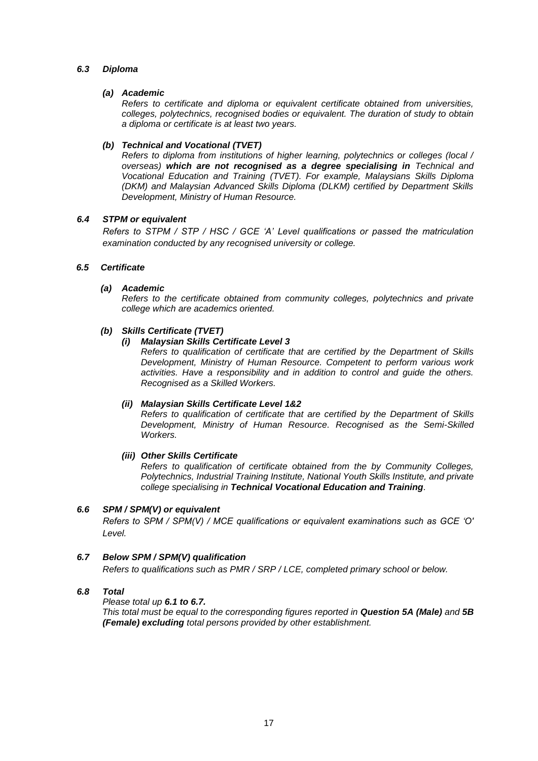### *6.3 Diploma*

#### *(a) Academic*

*Refers to certificate and diploma or equivalent certificate obtained from universities, colleges, polytechnics, recognised bodies or equivalent. The duration of study to obtain a diploma or certificate is at least two years.*

#### *(b) Technical and Vocational (TVET)*

*Refers to diploma from institutions of higher learning, polytechnics or colleges (local / overseas)* ***which are not recognised as a degree specialising in*** *Technical and Vocational Education and Training (TVET). For example, Malaysians Skills Diploma (DKM) and Malaysian Advanced Skills Diploma (DLKM) certified by Department Skills Development, Ministry of Human Resource.*

### *6.4 STPM or equivalent*

*Refers to STPM / STP / HSC / GCE 'A' Level qualifications or passed the matriculation examination conducted by any recognised university or college.*

### *6.5 Certificate*

#### *(a) Academic*

*Refers to the certificate obtained from community colleges, polytechnics and private college which are academics oriented.*

#### *(b) Skills Certificate (TVET)*

##### *(i) Malaysian Skills Certificate Level 3*

*Refers to qualification of certificate that are certified by the Department of Skills Development, Ministry of Human Resource. Competent to perform various work activities. Have a responsibility and in addition to control and guide the others. Recognised as a Skilled Workers.*

##### *(ii) Malaysian Skills Certificate Level 1&2*

*Refers to qualification of certificate that are certified by the Department of Skills Development, Ministry of Human Resource. Recognised as the Semi-Skilled Workers.*

##### *(iii) Other Skills Certificate*

*Refers to qualification of certificate obtained from the by Community Colleges, Polytechnics, Industrial Training Institute, National Youth Skills Institute, and private college specialising in* ***Technical Vocational Education and Training****.*

### *6.6 SPM / SPM(V) or equivalent*

*Refers to SPM / SPM(V) / MCE qualifications or equivalent examinations such as GCE 'O' Level.*

### *6.7 Below SPM / SPM(V) qualification*

*Refers to qualifications such as PMR / SRP / LCE, completed primary school or below.*

### *6.8 Total*

*Please total up* ***6.1 to 6.7.***
*This total must be equal to the corresponding figures reported in* ***Question 5A (Male)*** *and* ***5B (Female) excluding*** *total persons provided by other establishment.*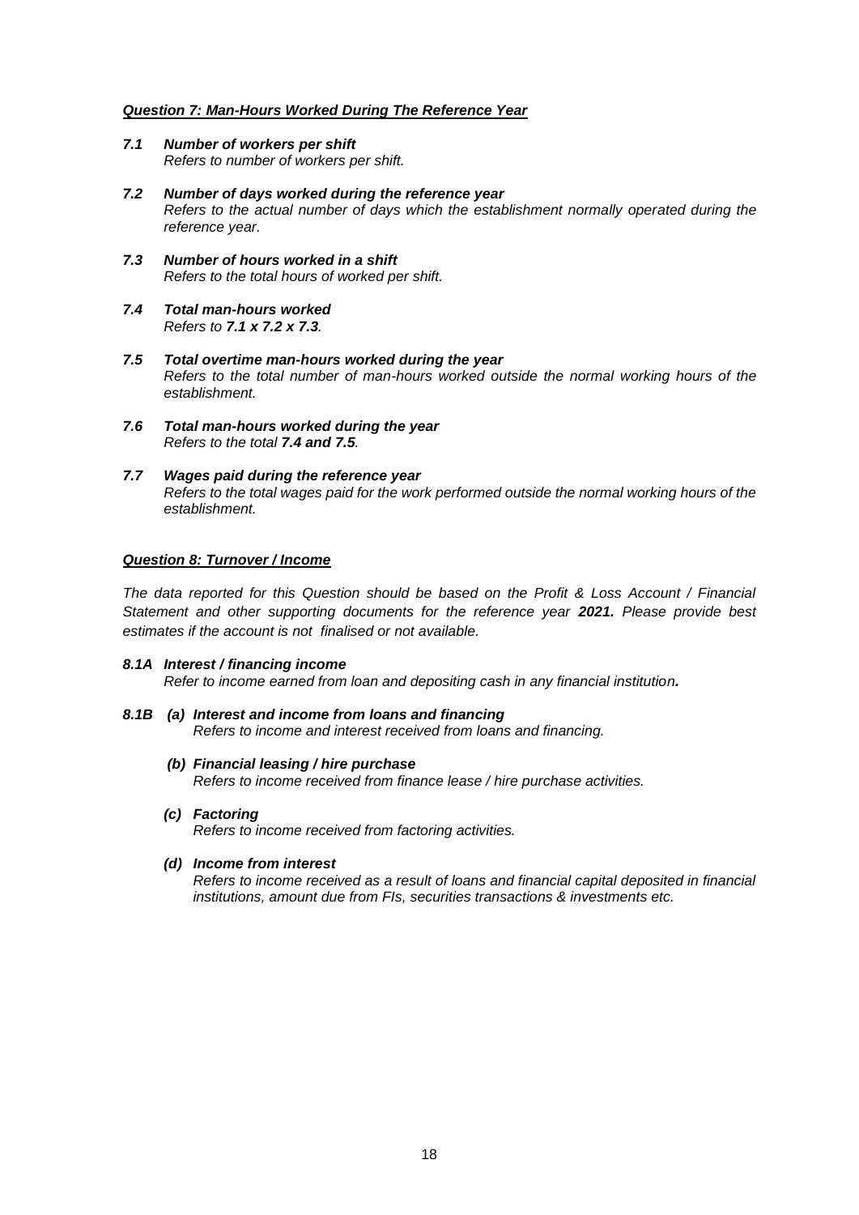***Question 7: Man-Hours Worked During The Reference Year***

***7.1 Number of workers per shift***
*Refers to number of workers per shift.*

***7.2 Number of days worked during the reference year***
*Refers to the actual number of days which the establishment normally operated during the reference year.*

***7.3 Number of hours worked in a shift***
*Refers to the total hours of worked per shift.*

***7.4 Total man-hours worked***
*Refers to **7.1 x 7.2 x 7.3**.*

***7.5 Total overtime man-hours worked during the year***
*Refers to the total number of man-hours worked outside the normal working hours of the establishment.*

***7.6 Total man-hours worked during the year***
*Refers to the total **7.4 and 7.5**.*

***7.7 Wages paid during the reference year***
*Refers to the total wages paid for the work performed outside the normal working hours of the establishment.*

***Question 8: Turnover / Income***

*The data reported for this Question should be based on the Profit & Loss Account / Financial Statement and other supporting documents for the reference year **2021.** Please provide best estimates if the account is not finalised or not available.*

***8.1A Interest / financing income***
*Refer to income earned from loan and depositing cash in any financial institution**.***

***8.1B (a) Interest and income from loans and financing***
*Refers to income and interest received from loans and financing.*

***(b) Financial leasing / hire purchase***
*Refers to income received from finance lease / hire purchase activities.*

***(c) Factoring***
*Refers to income received from factoring activities.*

***(d) Income from interest***
*Refers to income received as a result of loans and financial capital deposited in financial institutions, amount due from FIs, securities transactions & investments etc.*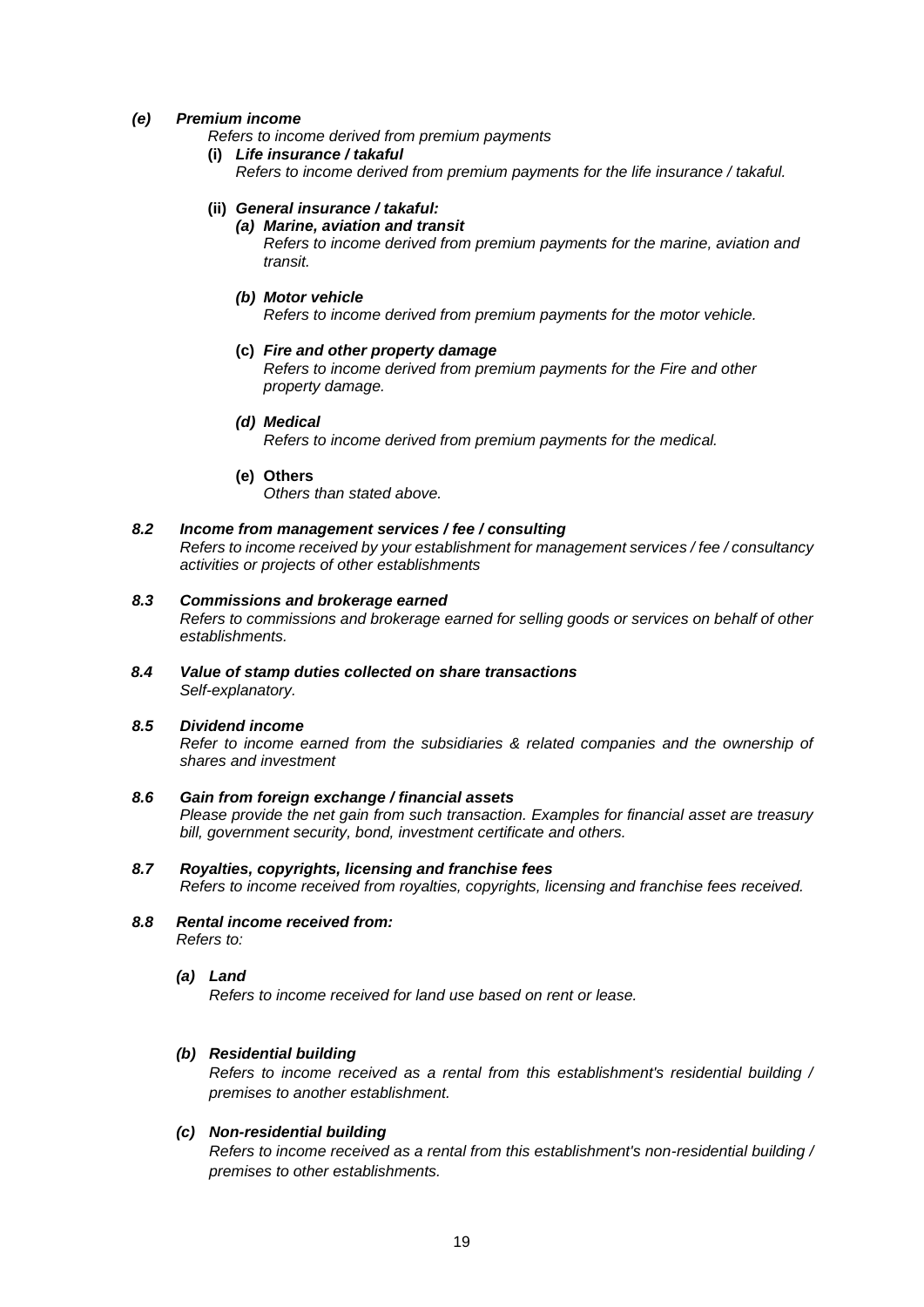*(e)* ***Premium income***

*Refers to income derived from premium payments*

**(i)** ***Life insurance / takaful***

*Refers to income derived from premium payments for the life insurance / takaful.*

**(ii)** ***General insurance / takaful:***

***(a) Marine, aviation and transit***

*Refers to income derived from premium payments for the marine, aviation and transit.*

***(b) Motor vehicle***

*Refers to income derived from premium payments for the motor vehicle.*

**(c)** ***Fire and other property damage***

*Refers to income derived from premium payments for the Fire and other property damage.*

***(d) Medical***

*Refers to income derived from premium payments for the medical.*

**(e) Others**

*Others than stated above.*

***8.2 Income from management services / fee / consulting***

*Refers to income received by your establishment for management services / fee / consultancy activities or projects of other establishments*

***8.3 Commissions and brokerage earned***

*Refers to commissions and brokerage earned for selling goods or services on behalf of other establishments.*

***8.4 Value of stamp duties collected on share transactions***

*Self-explanatory.*

***8.5 Dividend income***

*Refer to income earned from the subsidiaries & related companies and the ownership of shares and investment*

***8.6 Gain from foreign exchange / financial assets***

*Please provide the net gain from such transaction. Examples for financial asset are treasury bill, government security, bond, investment certificate and others.*

***8.7 Royalties, copyrights, licensing and franchise fees***

*Refers to income received from royalties, copyrights, licensing and franchise fees received.*

***8.8 Rental income received from:***

*Refers to:*

***(a) Land***

*Refers to income received for land use based on rent or lease.*

***(b) Residential building***

*Refers to income received as a rental from this establishment's residential building / premises to another establishment.*

***(c) Non-residential building***

*Refers to income received as a rental from this establishment's non-residential building / premises to other establishments.*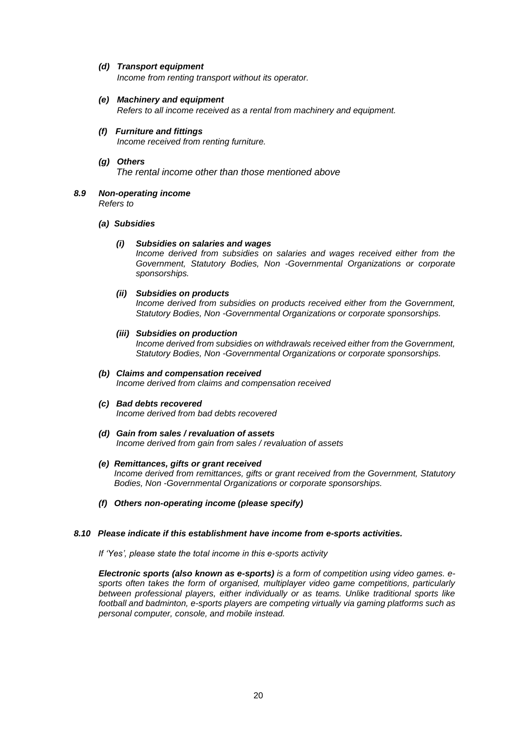***(d) Transport equipment***
*Income from renting transport without its operator.*

***(e) Machinery and equipment***
*Refers to all income received as a rental from machinery and equipment.*

***(f) Furniture and fittings***
*Income received from renting furniture.*

***(g) Others***
*The rental income other than those mentioned above*

***8.9 Non-operating income***
*Refers to*

***(a) Subsidies***

***(i) Subsidies on salaries and wages***
*Income derived from subsidies on salaries and wages received either from the Government, Statutory Bodies, Non -Governmental Organizations or corporate sponsorships.*

***(ii) Subsidies on products***
*Income derived from subsidies on products received either from the Government, Statutory Bodies, Non -Governmental Organizations or corporate sponsorships.*

***(iii) Subsidies on production***
*Income derived from subsidies on withdrawals received either from the Government, Statutory Bodies, Non -Governmental Organizations or corporate sponsorships.*

***(b) Claims and compensation received***
*Income derived from claims and compensation received*

***(c) Bad debts recovered***
*Income derived from bad debts recovered*

***(d) Gain from sales / revaluation of assets***
*Income derived from gain from sales / revaluation of assets*

***(e) Remittances, gifts or grant received***
*Income derived from remittances, gifts or grant received from the Government, Statutory Bodies, Non -Governmental Organizations or corporate sponsorships.*

***(f) Others non-operating income (please specify)***

***8.10 Please indicate if this establishment have income from e-sports activities.***

*If 'Yes', please state the total income in this e-sports activity*

***Electronic sports (also known as e-sports)*** *is a form of competition using video games. e-sports often takes the form of organised, multiplayer video game competitions, particularly between professional players, either individually or as teams. Unlike traditional sports like football and badminton, e-sports players are competing virtually via gaming platforms such as personal computer, console, and mobile instead.*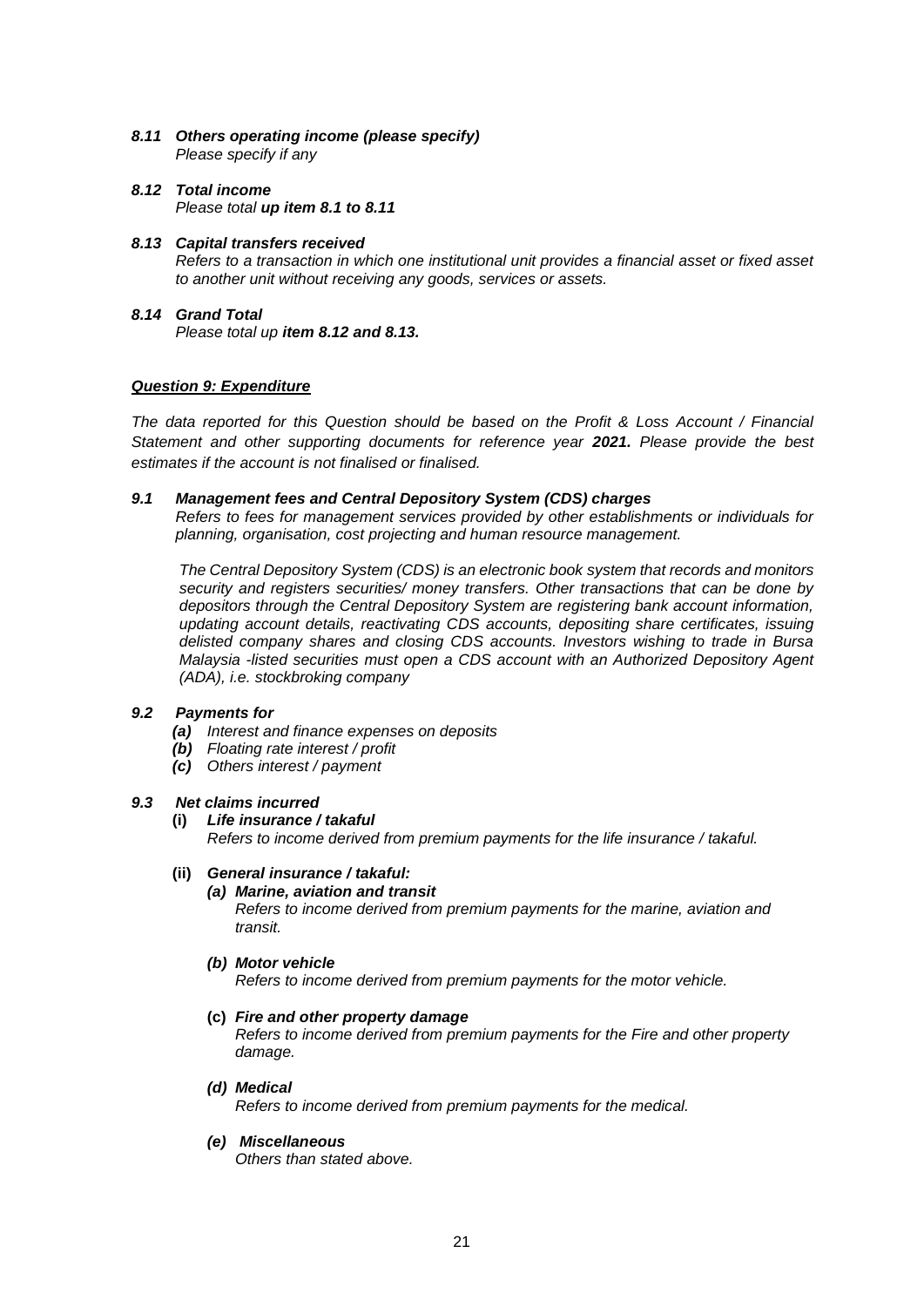***8.11 Others operating income (please specify)***
*Please specify if any*

***8.12 Total income***
*Please total **up item 8.1 to 8.11***

***8.13 Capital transfers received***
*Refers to a transaction in which one institutional unit provides a financial asset or fixed asset to another unit without receiving any goods, services or assets.*

***8.14 Grand Total***
*Please total up **item 8.12 and 8.13.***

***<u>Question 9: Expenditure</u>***

*The data reported for this Question should be based on the Profit & Loss Account / Financial Statement and other supporting documents for reference year **2021.** Please provide the best estimates if the account is not finalised or finalised.*

***9.1 Management fees and Central Depository System (CDS) charges***
*Refers to fees for management services provided by other establishments or individuals for planning, organisation, cost projecting and human resource management.*

*The Central Depository System (CDS) is an electronic book system that records and monitors security and registers securities/ money transfers. Other transactions that can be done by depositors through the Central Depository System are registering bank account information, updating account details, reactivating CDS accounts, depositing share certificates, issuing delisted company shares and closing CDS accounts. Investors wishing to trade in Bursa Malaysia -listed securities must open a CDS account with an Authorized Depository Agent (ADA), i.e. stockbroking company*

***9.2 Payments for***

- ***(a)*** *Interest and finance expenses on deposits*
- ***(b)*** *Floating rate interest / profit*
- ***(c)*** *Others interest / payment*

***9.3 Net claims incurred***

**(i)** ***Life insurance / takaful***
*Refers to income derived from premium payments for the life insurance / takaful.*

**(ii)** ***General insurance / takaful:***

***(a) Marine, aviation and transit***
*Refers to income derived from premium payments for the marine, aviation and transit.*

***(b) Motor vehicle***
*Refers to income derived from premium payments for the motor vehicle.*

**(c)** ***Fire and other property damage***
*Refers to income derived from premium payments for the Fire and other property damage.*

***(d) Medical***
*Refers to income derived from premium payments for the medical.*

***(e) Miscellaneous***
*Others than stated above.*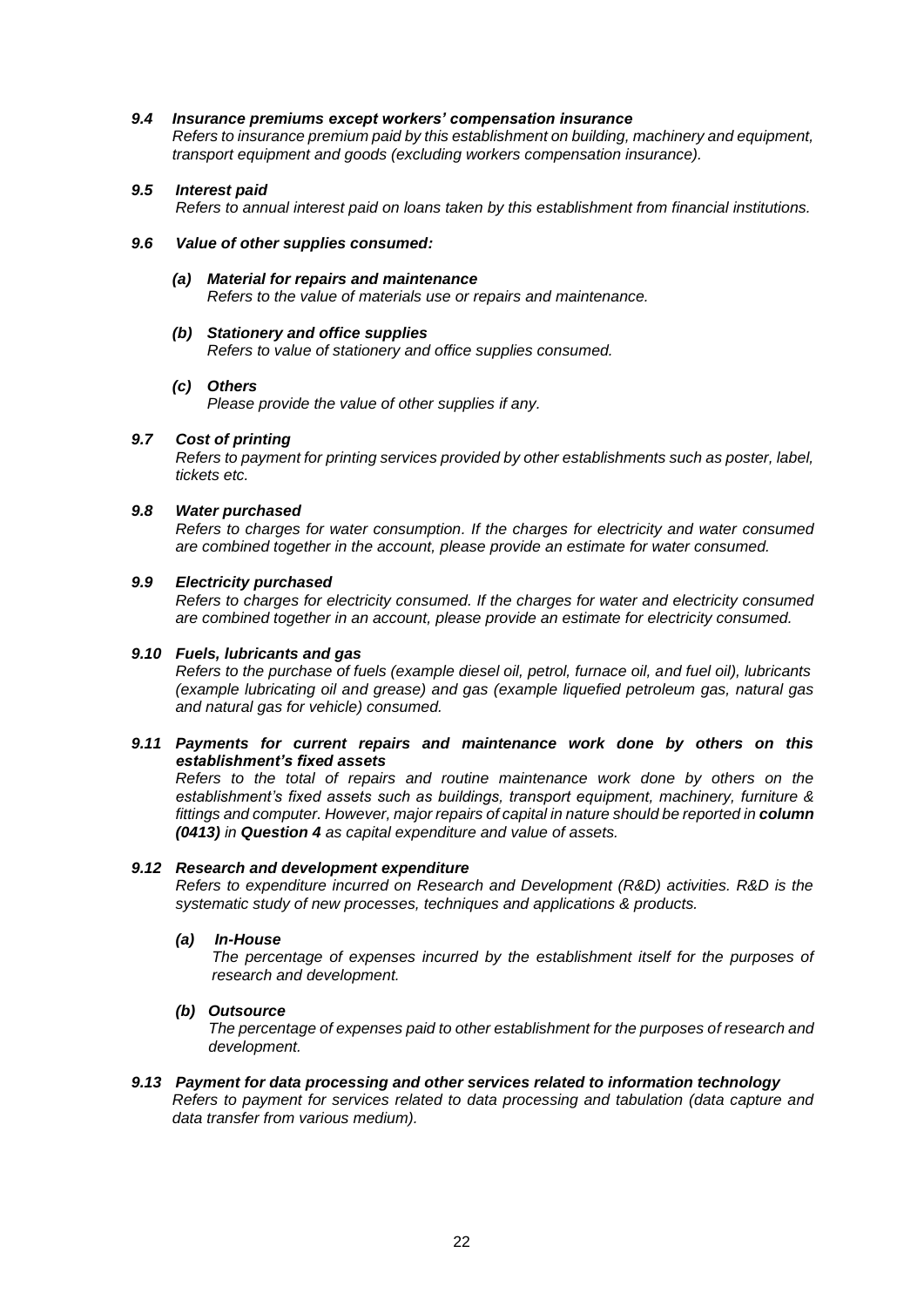***9.4 Insurance premiums except workers' compensation insurance***

*Refers to insurance premium paid by this establishment on building, machinery and equipment, transport equipment and goods (excluding workers compensation insurance).*

***9.5 Interest paid***

*Refers to annual interest paid on loans taken by this establishment from financial institutions.*

***9.6 Value of other supplies consumed:***

***(a) Material for repairs and maintenance***

*Refers to the value of materials use or repairs and maintenance.*

***(b) Stationery and office supplies***

*Refers to value of stationery and office supplies consumed.*

***(c) Others***

*Please provide the value of other supplies if any.*

***9.7 Cost of printing***

*Refers to payment for printing services provided by other establishments such as poster, label, tickets etc.*

***9.8 Water purchased***

*Refers to charges for water consumption. If the charges for electricity and water consumed are combined together in the account, please provide an estimate for water consumed.*

***9.9 Electricity purchased***

*Refers to charges for electricity consumed. If the charges for water and electricity consumed are combined together in an account, please provide an estimate for electricity consumed.*

***9.10 Fuels, lubricants and gas***

*Refers to the purchase of fuels (example diesel oil, petrol, furnace oil, and fuel oil), lubricants (example lubricating oil and grease) and gas (example liquefied petroleum gas, natural gas and natural gas for vehicle) consumed.*

***9.11 Payments for current repairs and maintenance work done by others on this establishment's fixed assets***

*Refers to the total of repairs and routine maintenance work done by others on the establishment's fixed assets such as buildings, transport equipment, machinery, furniture & fittings and computer. However, major repairs of capital in nature should be reported in **column (0413)** in **Question 4** as capital expenditure and value of assets.*

***9.12 Research and development expenditure***

*Refers to expenditure incurred on Research and Development (R&D) activities. R&D is the systematic study of new processes, techniques and applications & products.*

***(a) In-House***

*The percentage of expenses incurred by the establishment itself for the purposes of research and development.*

***(b) Outsource***

*The percentage of expenses paid to other establishment for the purposes of research and development.*

***9.13 Payment for data processing and other services related to information technology***

*Refers to payment for services related to data processing and tabulation (data capture and data transfer from various medium).*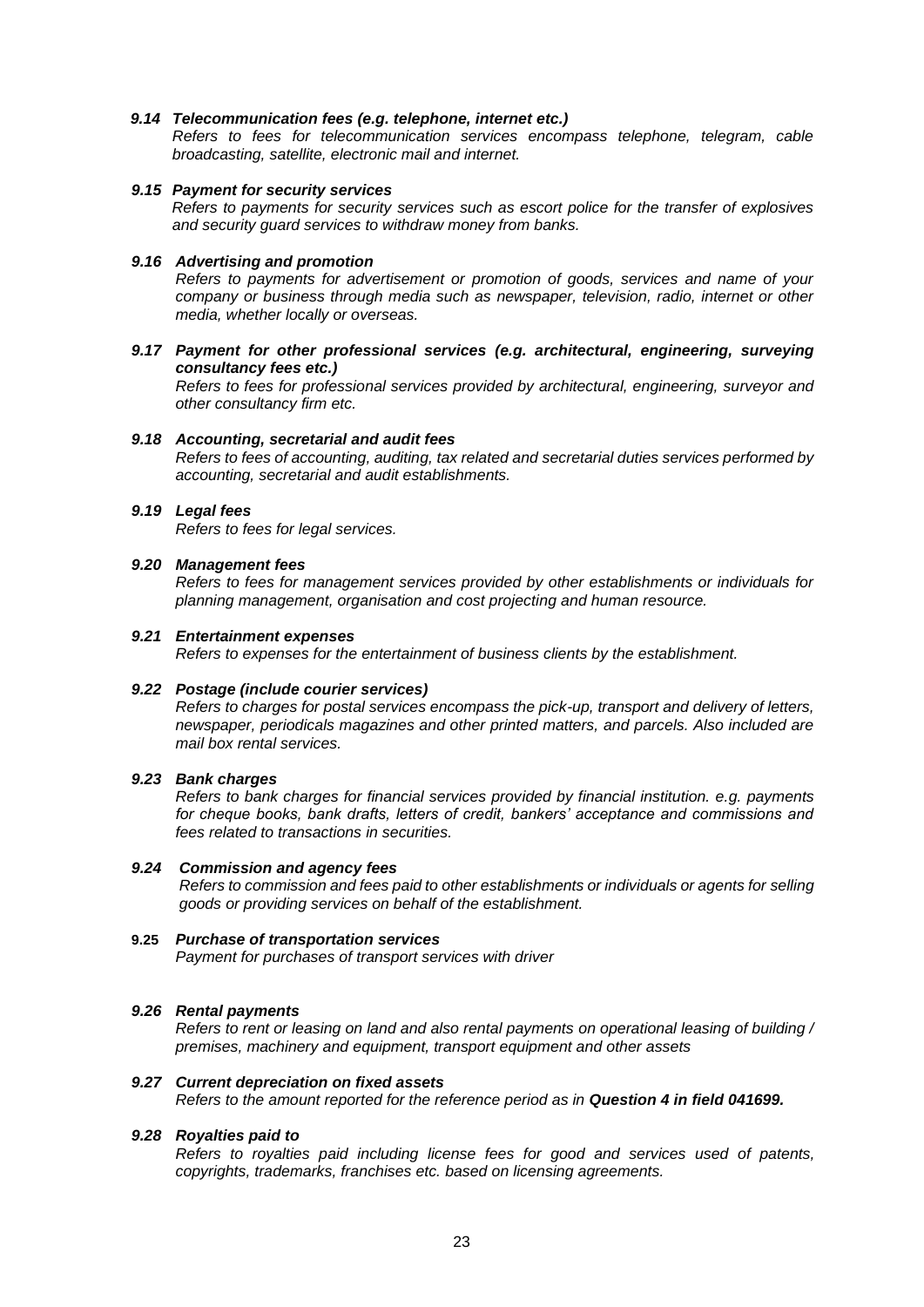***9.14 Telecommunication fees (e.g. telephone, internet etc.)***

*Refers to fees for telecommunication services encompass telephone, telegram, cable broadcasting, satellite, electronic mail and internet.*

***9.15 Payment for security services***

*Refers to payments for security services such as escort police for the transfer of explosives and security guard services to withdraw money from banks.*

***9.16 Advertising and promotion***

*Refers to payments for advertisement or promotion of goods, services and name of your company or business through media such as newspaper, television, radio, internet or other media, whether locally or overseas.*

***9.17 Payment for other professional services (e.g. architectural, engineering, surveying consultancy fees etc.)***

*Refers to fees for professional services provided by architectural, engineering, surveyor and other consultancy firm etc.*

***9.18 Accounting, secretarial and audit fees***

*Refers to fees of accounting, auditing, tax related and secretarial duties services performed by accounting, secretarial and audit establishments.*

***9.19 Legal fees***

*Refers to fees for legal services.*

***9.20 Management fees***

*Refers to fees for management services provided by other establishments or individuals for planning management, organisation and cost projecting and human resource.*

***9.21 Entertainment expenses***

*Refers to expenses for the entertainment of business clients by the establishment.*

***9.22 Postage (include courier services)***

*Refers to charges for postal services encompass the pick-up, transport and delivery of letters, newspaper, periodicals magazines and other printed matters, and parcels. Also included are mail box rental services.*

***9.23 Bank charges***

*Refers to bank charges for financial services provided by financial institution. e.g. payments for cheque books, bank drafts, letters of credit, bankers' acceptance and commissions and fees related to transactions in securities.*

***9.24 Commission and agency fees***

*Refers to commission and fees paid to other establishments or individuals or agents for selling goods or providing services on behalf of the establishment.*

**9.25** ***Purchase of transportation services***

*Payment for purchases of transport services with driver*

***9.26 Rental payments***

*Refers to rent or leasing on land and also rental payments on operational leasing of building / premises, machinery and equipment, transport equipment and other assets*

***9.27 Current depreciation on fixed assets***

*Refers to the amount reported for the reference period as in* ***Question 4 in field 041699.***

***9.28 Royalties paid to***

*Refers to royalties paid including license fees for good and services used of patents, copyrights, trademarks, franchises etc. based on licensing agreements.*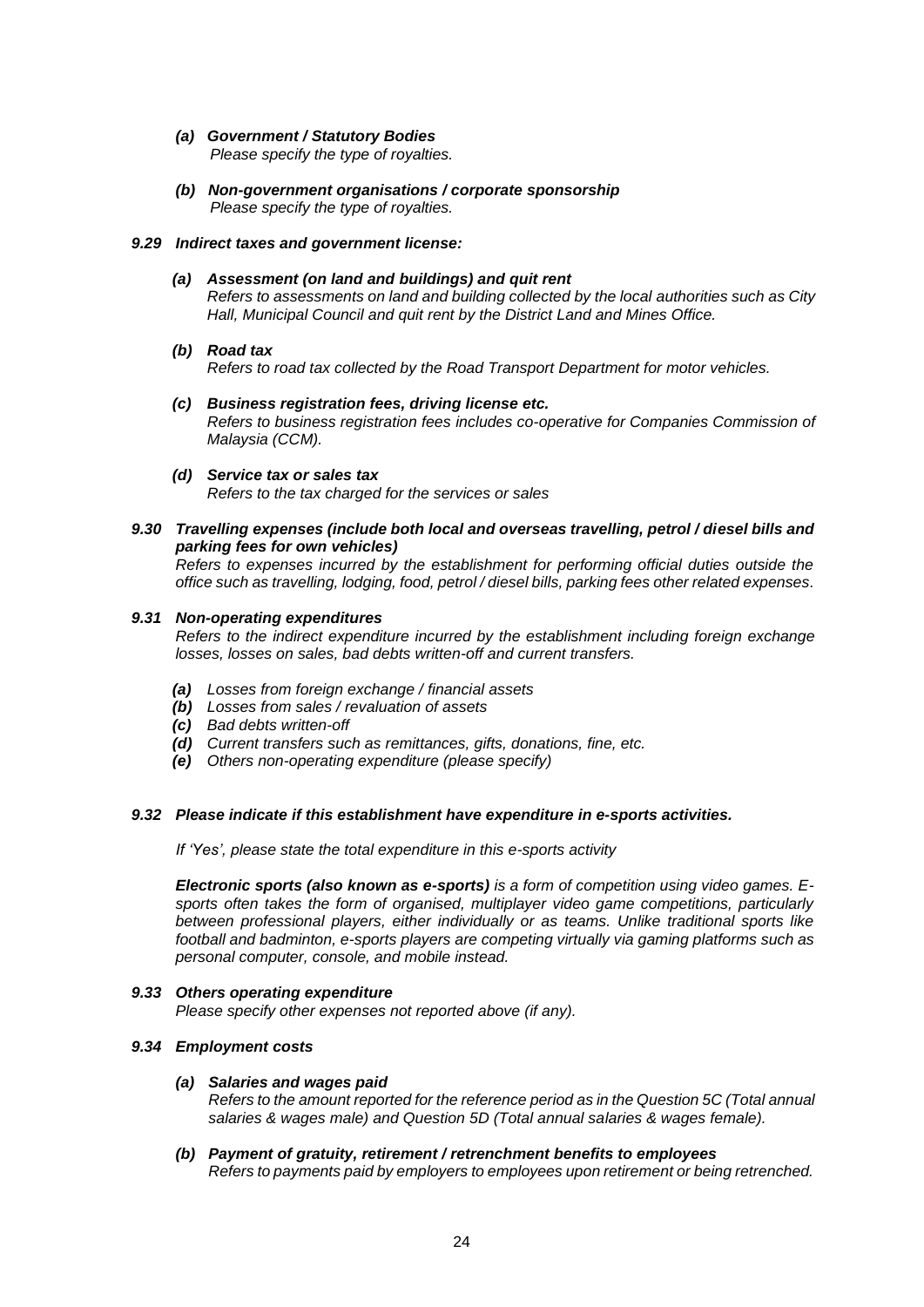*(a)* ***Government / Statutory Bodies***
*Please specify the type of royalties.*

*(b)* ***Non-government organisations / corporate sponsorship***
*Please specify the type of royalties.*

***9.29 Indirect taxes and government license:***

*(a)* ***Assessment (on land and buildings) and quit rent***
*Refers to assessments on land and building collected by the local authorities such as City Hall, Municipal Council and quit rent by the District Land and Mines Office.*

*(b)* ***Road tax***
*Refers to road tax collected by the Road Transport Department for motor vehicles.*

*(c)* ***Business registration fees, driving license etc.***
*Refers to business registration fees includes co-operative for Companies Commission of Malaysia (CCM).*

*(d)* ***Service tax or sales tax***
*Refers to the tax charged for the services or sales*

***9.30 Travelling expenses (include both local and overseas travelling, petrol / diesel bills and parking fees for own vehicles)***
*Refers to expenses incurred by the establishment for performing official duties outside the office such as travelling, lodging, food, petrol / diesel bills, parking fees other related expenses.*

***9.31 Non-operating expenditures***
*Refers to the indirect expenditure incurred by the establishment including foreign exchange losses, losses on sales, bad debts written-off and current transfers.*

- ***(a)*** *Losses from foreign exchange / financial assets*
- ***(b)*** *Losses from sales / revaluation of assets*
- ***(c)*** *Bad debts written-off*
- ***(d)*** *Current transfers such as remittances, gifts, donations, fine, etc.*
- ***(e)*** *Others non-operating expenditure (please specify)*

***9.32 Please indicate if this establishment have expenditure in e-sports activities.***

*If 'Yes', please state the total expenditure in this e-sports activity*

***Electronic sports (also known as e-sports)*** *is a form of competition using video games. E-sports often takes the form of organised, multiplayer video game competitions, particularly between professional players, either individually or as teams. Unlike traditional sports like football and badminton, e-sports players are competing virtually via gaming platforms such as personal computer, console, and mobile instead.*

***9.33 Others operating expenditure***
*Please specify other expenses not reported above (if any).*

***9.34 Employment costs***

*(a)* ***Salaries and wages paid***
*Refers to the amount reported for the reference period as in the Question 5C (Total annual salaries & wages male) and Question 5D (Total annual salaries & wages female).*

*(b)* ***Payment of gratuity, retirement / retrenchment benefits to employees***
*Refers to payments paid by employers to employees upon retirement or being retrenched.*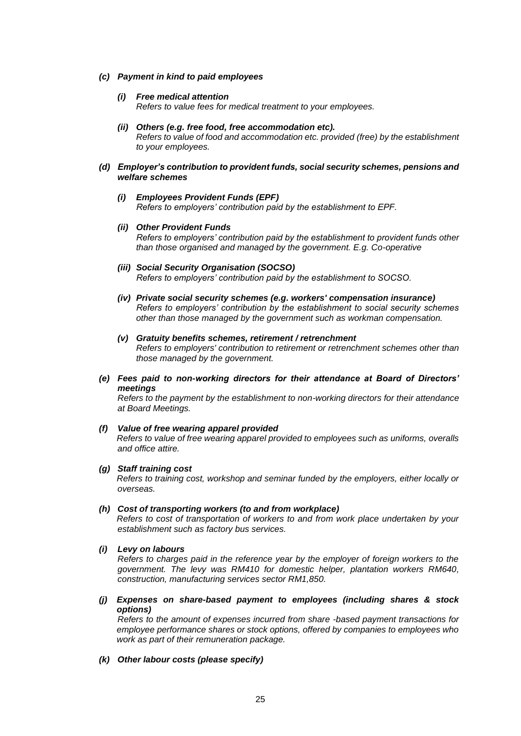***(c) Payment in kind to paid employees***

> ***(i) Free medical attention***
> *Refers to value fees for medical treatment to your employees.*
>
> ***(ii) Others (e.g. free food, free accommodation etc).***
> *Refers to value of food and accommodation etc. provided (free) by the establishment to your employees.*

***(d) Employer's contribution to provident funds, social security schemes, pensions and welfare schemes***

> ***(i) Employees Provident Funds (EPF)***
> *Refers to employers' contribution paid by the establishment to EPF.*
>
> ***(ii) Other Provident Funds***
> *Refers to employers' contribution paid by the establishment to provident funds other than those organised and managed by the government. E.g. Co-operative*
>
> ***(iii) Social Security Organisation (SOCSO)***
> *Refers to employers' contribution paid by the establishment to SOCSO.*
>
> ***(iv) Private social security schemes (e.g. workers' compensation insurance)***
> *Refers to employers' contribution by the establishment to social security schemes other than those managed by the government such as workman compensation.*
>
> ***(v) Gratuity benefits schemes, retirement / retrenchment***
> *Refers to employers' contribution to retirement or retrenchment schemes other than those managed by the government.*

***(e) Fees paid to non-working directors for their attendance at Board of Directors' meetings***
*Refers to the payment by the establishment to non-working directors for their attendance at Board Meetings.*

***(f) Value of free wearing apparel provided***
*Refers to value of free wearing apparel provided to employees such as uniforms, overalls and office attire.*

***(g) Staff training cost***
*Refers to training cost, workshop and seminar funded by the employers, either locally or overseas.*

***(h) Cost of transporting workers (to and from workplace)***
*Refers to cost of transportation of workers to and from work place undertaken by your establishment such as factory bus services.*

***(i) Levy on labours***
*Refers to charges paid in the reference year by the employer of foreign workers to the government. The levy was RM410 for domestic helper, plantation workers RM640, construction, manufacturing services sector RM1,850.*

***(j) Expenses on share-based payment to employees (including shares & stock options)***
*Refers to the amount of expenses incurred from share -based payment transactions for employee performance shares or stock options, offered by companies to employees who work as part of their remuneration package.*

***(k) Other labour costs (please specify)***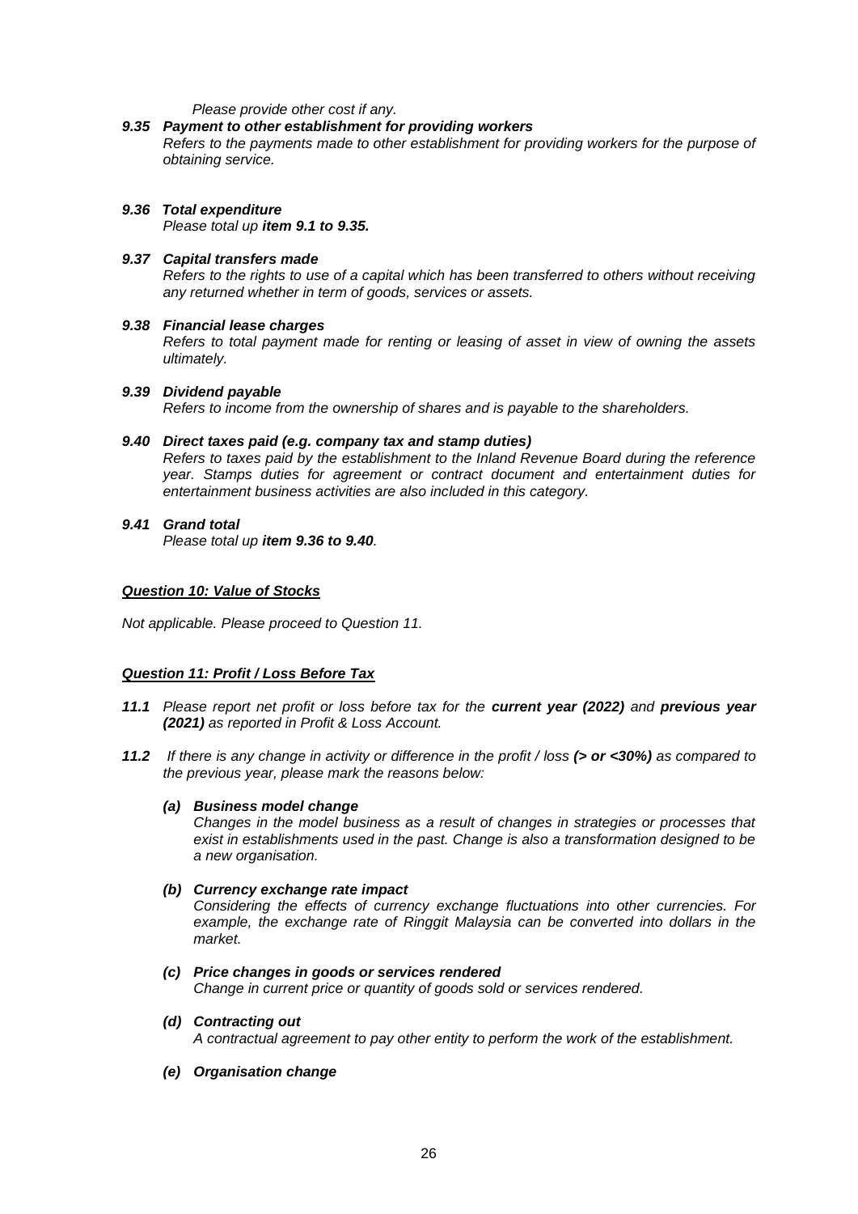*Please provide other cost if any.*

***9.35 Payment to other establishment for providing workers***
*Refers to the payments made to other establishment for providing workers for the purpose of obtaining service.*

***9.36 Total expenditure***
*Please total up **item 9.1 to 9.35.***

***9.37 Capital transfers made***
*Refers to the rights to use of a capital which has been transferred to others without receiving any returned whether in term of goods, services or assets.*

***9.38 Financial lease charges***
*Refers to total payment made for renting or leasing of asset in view of owning the assets ultimately.*

***9.39 Dividend payable***
*Refers to income from the ownership of shares and is payable to the shareholders.*

***9.40 Direct taxes paid (e.g. company tax and stamp duties)***
*Refers to taxes paid by the establishment to the Inland Revenue Board during the reference year. Stamps duties for agreement or contract document and entertainment duties for entertainment business activities are also included in this category.*

***9.41 Grand total***
*Please total up **item 9.36 to 9.40**.*

***Question 10: Value of Stocks***

*Not applicable. Please proceed to Question 11.*

***Question 11: Profit / Loss Before Tax***

***11.1*** *Please report net profit or loss before tax for the **current year (2022)** and **previous year (2021)** as reported in Profit & Loss Account.*

***11.2*** *If there is any change in activity or difference in the profit / loss **(> or <30%)** as compared to the previous year, please mark the reasons below:*

***(a) Business model change***
*Changes in the model business as a result of changes in strategies or processes that exist in establishments used in the past. Change is also a transformation designed to be a new organisation.*

***(b) Currency exchange rate impact***
*Considering the effects of currency exchange fluctuations into other currencies. For example, the exchange rate of Ringgit Malaysia can be converted into dollars in the market.*

***(c) Price changes in goods or services rendered***
*Change in current price or quantity of goods sold or services rendered.*

***(d) Contracting out***
*A contractual agreement to pay other entity to perform the work of the establishment.*

***(e) Organisation change***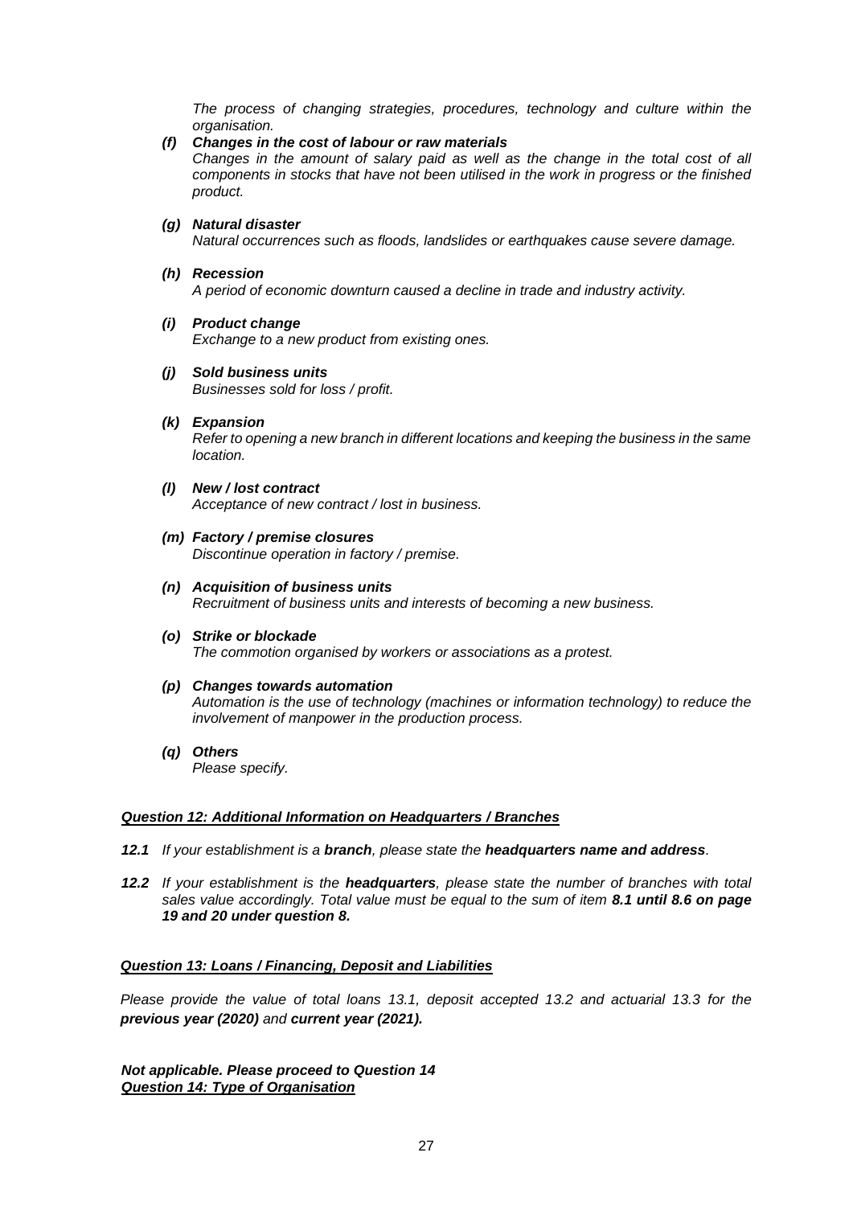*The process of changing strategies, procedures, technology and culture within the organisation.*

***(f) Changes in the cost of labour or raw materials***
*Changes in the amount of salary paid as well as the change in the total cost of all components in stocks that have not been utilised in the work in progress or the finished product.*

***(g) Natural disaster***
*Natural occurrences such as floods, landslides or earthquakes cause severe damage.*

***(h) Recession***
*A period of economic downturn caused a decline in trade and industry activity.*

***(i) Product change***
*Exchange to a new product from existing ones.*

***(j) Sold business units***
*Businesses sold for loss / profit.*

***(k) Expansion***
*Refer to opening a new branch in different locations and keeping the business in the same location.*

***(l) New / lost contract***
*Acceptance of new contract / lost in business.*

***(m) Factory / premise closures***
*Discontinue operation in factory / premise.*

***(n) Acquisition of business units***
*Recruitment of business units and interests of becoming a new business.*

***(o) Strike or blockade***
*The commotion organised by workers or associations as a protest.*

***(p) Changes towards automation***
*Automation is the use of technology (machines or information technology) to reduce the involvement of manpower in the production process.*

***(q) Others***
*Please specify.*

***<u>Question 12: Additional Information on Headquarters / Branches</u>***

***12.1*** *If your establishment is a **branch**, please state the **headquarters name and address**.*

***12.2*** *If your establishment is the **headquarters**, please state the number of branches with total sales value accordingly. Total value must be equal to the sum of item **8.1 until 8.6 on page 19 and 20 under question 8.***

***<u>Question 13: Loans / Financing, Deposit and Liabilities</u>***

*Please provide the value of total loans 13.1, deposit accepted 13.2 and actuarial 13.3 for the **previous year (2020)** and **current year (2021).***

***Not applicable. Please proceed to Question 14***
***<u>Question 14: Type of Organisation</u>***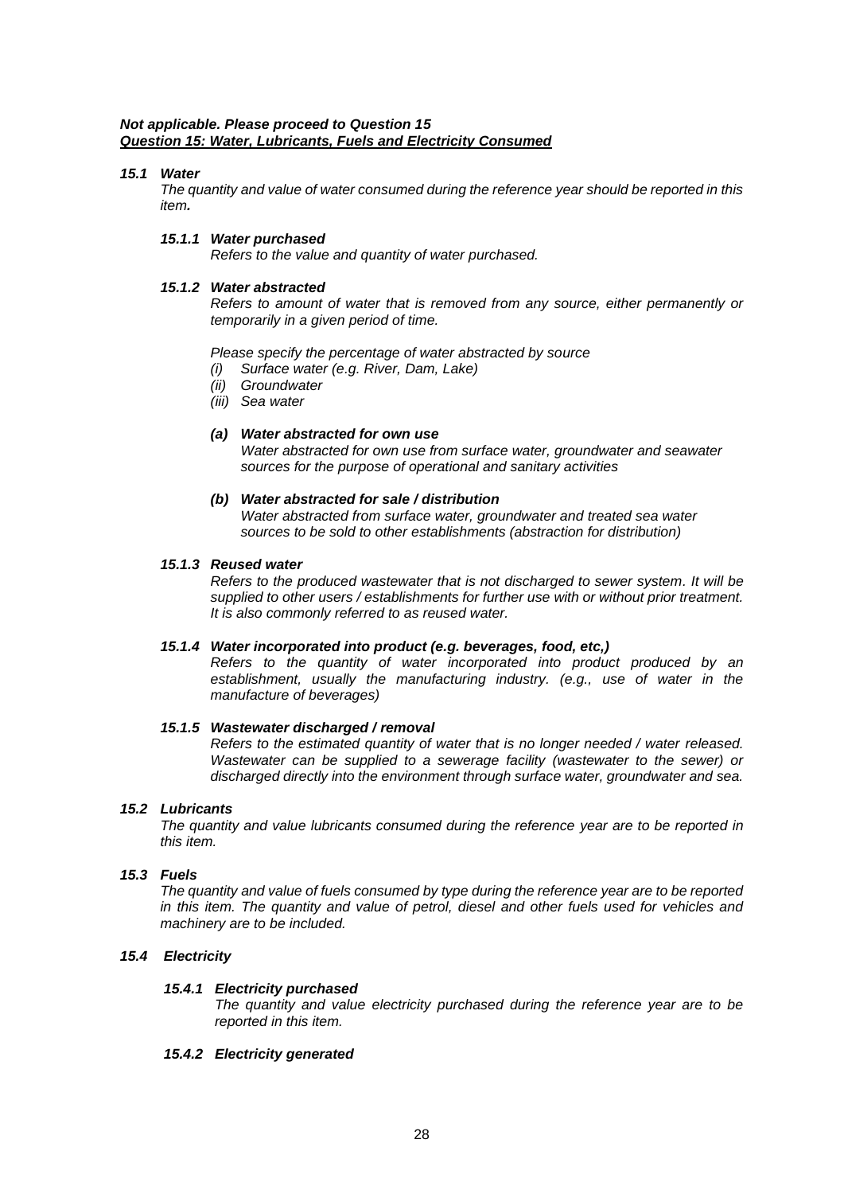***Not applicable. Please proceed to Question 15***

## ***Question 15: Water, Lubricants, Fuels and Electricity Consumed***

### ***15.1 Water***

*The quantity and value of water consumed during the reference year should be reported in this item.*

#### ***15.1.1 Water purchased***

*Refers to the value and quantity of water purchased.*

#### ***15.1.2 Water abstracted***

*Refers to amount of water that is removed from any source, either permanently or temporarily in a given period of time.*

*Please specify the percentage of water abstracted by source*

*(i) Surface water (e.g. River, Dam, Lake)*
*(ii) Groundwater*
*(iii) Sea water*

***(a) Water abstracted for own use***

*Water abstracted for own use from surface water, groundwater and seawater sources for the purpose of operational and sanitary activities*

***(b) Water abstracted for sale / distribution***

*Water abstracted from surface water, groundwater and treated sea water sources to be sold to other establishments (abstraction for distribution)*

#### ***15.1.3 Reused water***

*Refers to the produced wastewater that is not discharged to sewer system. It will be supplied to other users / establishments for further use with or without prior treatment. It is also commonly referred to as reused water.*

#### ***15.1.4 Water incorporated into product (e.g. beverages, food, etc,)***

*Refers to the quantity of water incorporated into product produced by an establishment, usually the manufacturing industry. (e.g., use of water in the manufacture of beverages)*

#### ***15.1.5 Wastewater discharged / removal***

*Refers to the estimated quantity of water that is no longer needed / water released. Wastewater can be supplied to a sewerage facility (wastewater to the sewer) or discharged directly into the environment through surface water, groundwater and sea.*

### ***15.2 Lubricants***

*The quantity and value lubricants consumed during the reference year are to be reported in this item.*

### ***15.3 Fuels***

*The quantity and value of fuels consumed by type during the reference year are to be reported in this item. The quantity and value of petrol, diesel and other fuels used for vehicles and machinery are to be included.*

### ***15.4 Electricity***

#### ***15.4.1 Electricity purchased***

*The quantity and value electricity purchased during the reference year are to be reported in this item.*

#### ***15.4.2 Electricity generated***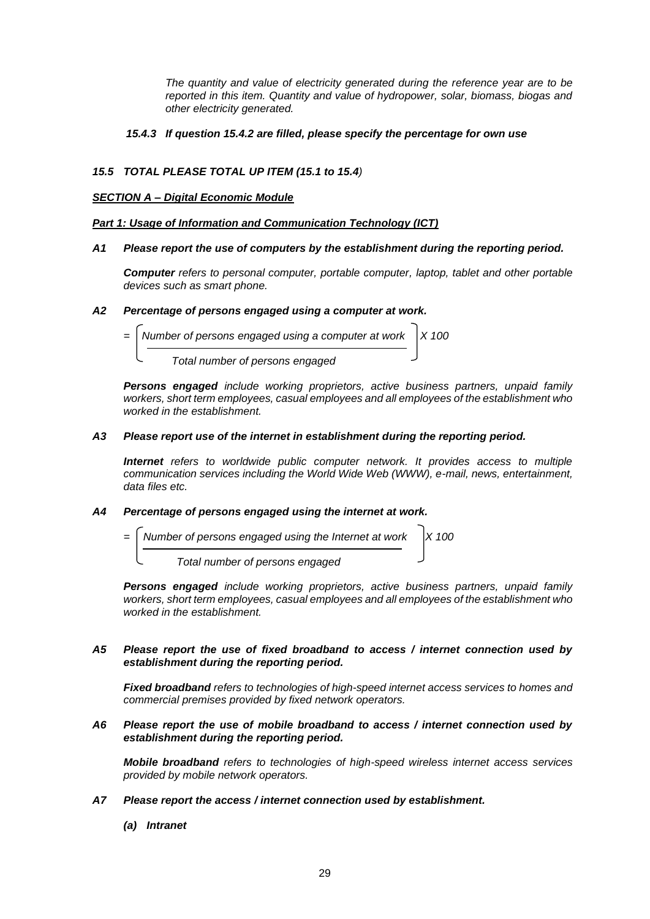*The quantity and value of electricity generated during the reference year are to be reported in this item. Quantity and value of hydropower, solar, biomass, biogas and other electricity generated.*

***15.4.3 If question 15.4.2 are filled, please specify the percentage for own use***

***15.5 TOTAL PLEASE TOTAL UP ITEM (15.1 to 15.4)***

***<u>SECTION A – Digital Economic Module</u>***

***<u>Part 1: Usage of Information and Communication Technology (ICT)</u>***

***A1 Please report the use of computers by the establishment during the reporting period.***

***Computer*** *refers to personal computer, portable computer, laptop, tablet and other portable devices such as smart phone.*

***A2 Percentage of persons engaged using a computer at work.***

$$= \left[ \frac{\text{Number of persons engaged using a computer at work}}{\text{Total number of persons engaged}} \right] X\ 100$$

***Persons engaged*** *include working proprietors, active business partners, unpaid family workers, short term employees, casual employees and all employees of the establishment who worked in the establishment.*

***A3 Please report use of the internet in establishment during the reporting period.***

***Internet*** *refers to worldwide public computer network. It provides access to multiple communication services including the World Wide Web (WWW), e-mail, news, entertainment, data files etc.*

***A4 Percentage of persons engaged using the internet at work.***

$$= \left[ \frac{\text{Number of persons engaged using the Internet at work}}{\text{Total number of persons engaged}} \right] X\ 100$$

***Persons engaged*** *include working proprietors, active business partners, unpaid family workers, short term employees, casual employees and all employees of the establishment who worked in the establishment.*

***A5 Please report the use of fixed broadband to access / internet connection used by establishment during the reporting period.***

***Fixed broadband*** *refers to technologies of high-speed internet access services to homes and commercial premises provided by fixed network operators.*

***A6 Please report the use of mobile broadband to access / internet connection used by establishment during the reporting period.***

***Mobile broadband*** *refers to technologies of high-speed wireless internet access services provided by mobile network operators.*

***A7 Please report the access / internet connection used by establishment.***

***(a) Intranet***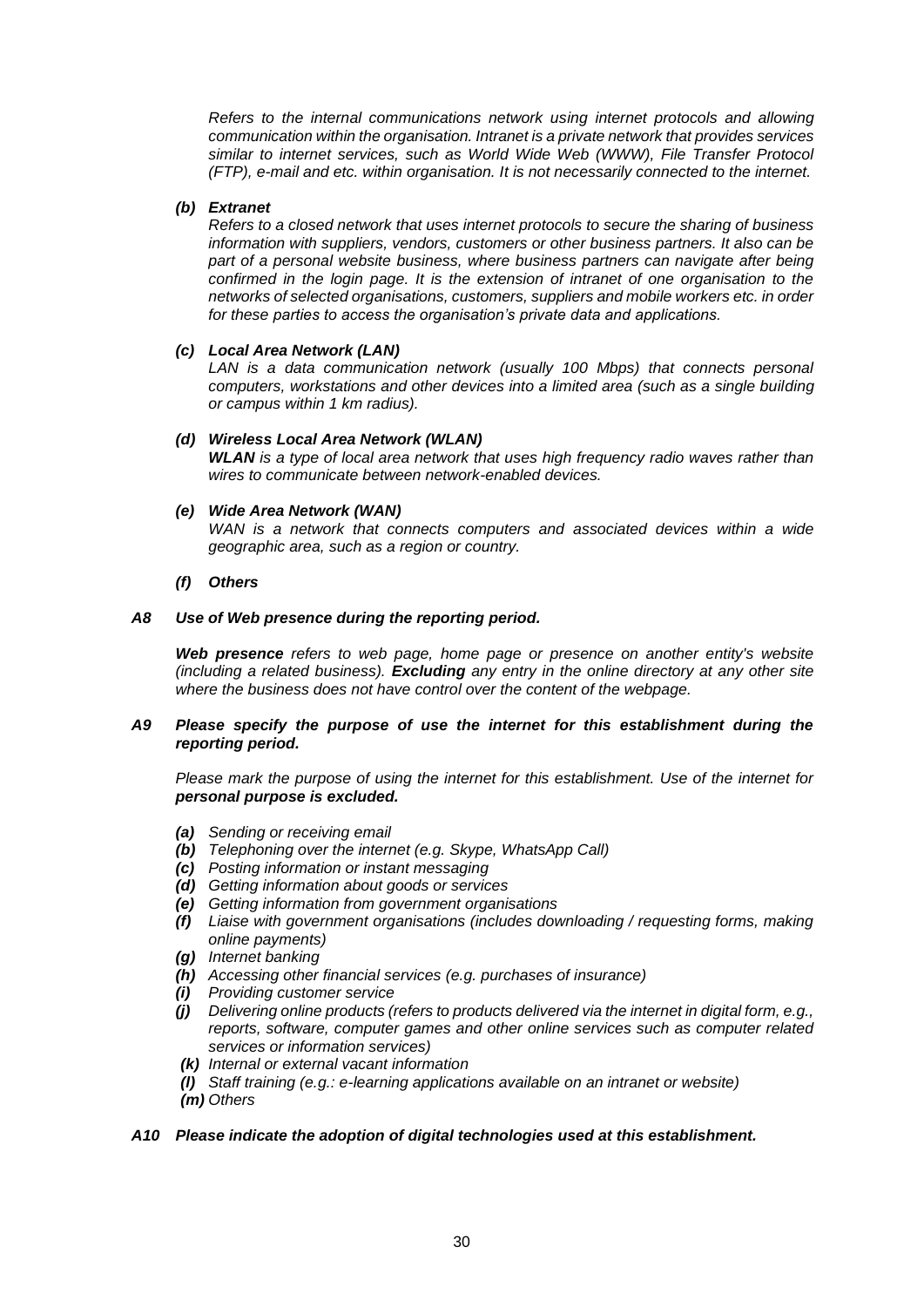*Refers to the internal communications network using internet protocols and allowing communication within the organisation. Intranet is a private network that provides services similar to internet services, such as World Wide Web (WWW), File Transfer Protocol (FTP), e-mail and etc. within organisation. It is not necessarily connected to the internet.*

***(b) Extranet***

*Refers to a closed network that uses internet protocols to secure the sharing of business information with suppliers, vendors, customers or other business partners. It also can be part of a personal website business, where business partners can navigate after being confirmed in the login page. It is the extension of intranet of one organisation to the networks of selected organisations, customers, suppliers and mobile workers etc. in order for these parties to access the organisation's private data and applications.*

***(c) Local Area Network (LAN)***

*LAN is a data communication network (usually 100 Mbps) that connects personal computers, workstations and other devices into a limited area (such as a single building or campus within 1 km radius).*

***(d) Wireless Local Area Network (WLAN)***

***WLAN*** *is a type of local area network that uses high frequency radio waves rather than wires to communicate between network-enabled devices.*

***(e) Wide Area Network (WAN)***

*WAN is a network that connects computers and associated devices within a wide geographic area, such as a region or country.*

***(f) Others***

***A8 Use of Web presence during the reporting period.***

***Web presence*** *refers to web page, home page or presence on another entity's website (including a related business).* ***Excluding*** *any entry in the online directory at any other site where the business does not have control over the content of the webpage.*

***A9 Please specify the purpose of use the internet for this establishment during the reporting period.***

*Please mark the purpose of using the internet for this establishment. Use of the internet for* ***personal purpose is excluded.***

- ***(a)*** *Sending or receiving email*
- ***(b)*** *Telephoning over the internet (e.g. Skype, WhatsApp Call)*
- ***(c)*** *Posting information or instant messaging*
- ***(d)*** *Getting information about goods or services*
- ***(e)*** *Getting information from government organisations*
- ***(f)*** *Liaise with government organisations (includes downloading / requesting forms, making online payments)*
- ***(g)*** *Internet banking*
- ***(h)*** *Accessing other financial services (e.g. purchases of insurance)*
- ***(i)*** *Providing customer service*
- ***(j)*** *Delivering online products (refers to products delivered via the internet in digital form, e.g., reports, software, computer games and other online services such as computer related services or information services)*
- ***(k)*** *Internal or external vacant information*
- ***(l)*** *Staff training (e.g.: e-learning applications available on an intranet or website)*
- ***(m)*** *Others*

***A10 Please indicate the adoption of digital technologies used at this establishment.***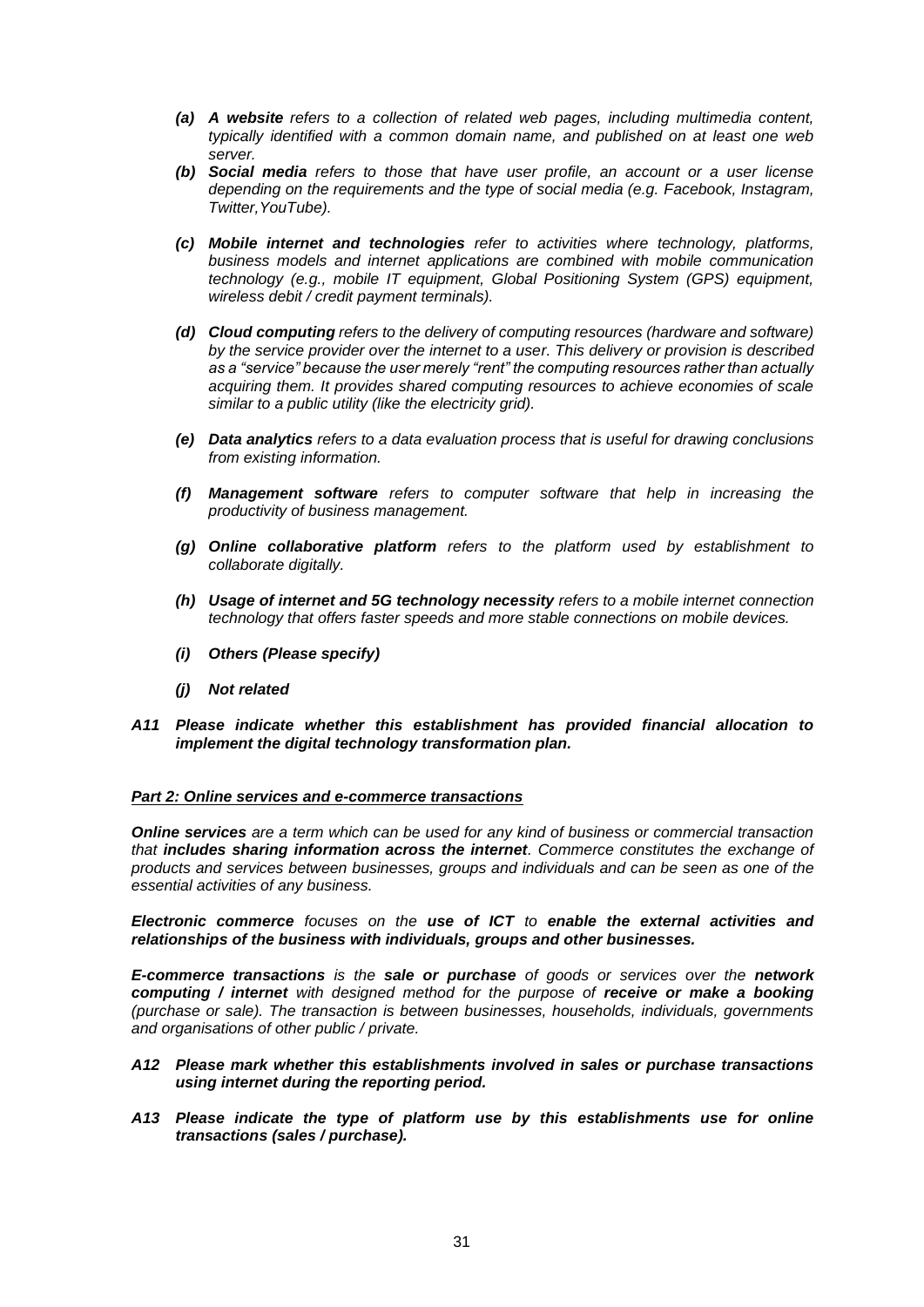- ***(a) A website*** *refers to a collection of related web pages, including multimedia content, typically identified with a common domain name, and published on at least one web server.*
- ***(b) Social media*** *refers to those that have user profile, an account or a user license depending on the requirements and the type of social media (e.g. Facebook, Instagram, Twitter,YouTube).*
- ***(c) Mobile internet and technologies*** *refer to activities where technology, platforms, business models and internet applications are combined with mobile communication technology (e.g., mobile IT equipment, Global Positioning System (GPS) equipment, wireless debit / credit payment terminals).*
- ***(d) Cloud computing*** *refers to the delivery of computing resources (hardware and software) by the service provider over the internet to a user. This delivery or provision is described as a "service" because the user merely "rent" the computing resources rather than actually acquiring them. It provides shared computing resources to achieve economies of scale similar to a public utility (like the electricity grid).*
- ***(e) Data analytics*** *refers to a data evaluation process that is useful for drawing conclusions from existing information.*
- ***(f) Management software*** *refers to computer software that help in increasing the productivity of business management.*
- ***(g) Online collaborative platform*** *refers to the platform used by establishment to collaborate digitally.*
- ***(h) Usage of internet and 5G technology necessity*** *refers to a mobile internet connection technology that offers faster speeds and more stable connections on mobile devices.*
- ***(i) Others (Please specify)***
- ***(j) Not related***

***A11 Please indicate whether this establishment has provided financial allocation to implement the digital technology transformation plan.***

***Part 2: Online services and e-commerce transactions***

***Online services*** *are a term which can be used for any kind of business or commercial transaction that* ***includes sharing information across the internet****. Commerce constitutes the exchange of products and services between businesses, groups and individuals and can be seen as one of the essential activities of any business.*

***Electronic commerce*** *focuses on the* ***use of ICT*** *to* ***enable the external activities and relationships of the business with individuals, groups and other businesses.***

***E-commerce transactions*** *is the* ***sale or purchase*** *of goods or services over the* ***network computing / internet*** *with designed method for the purpose of* ***receive or make a booking*** *(purchase or sale). The transaction is between businesses, households, individuals, governments and organisations of other public / private.*

***A12 Please mark whether this establishments involved in sales or purchase transactions using internet during the reporting period.***

***A13 Please indicate the type of platform use by this establishments use for online transactions (sales / purchase).***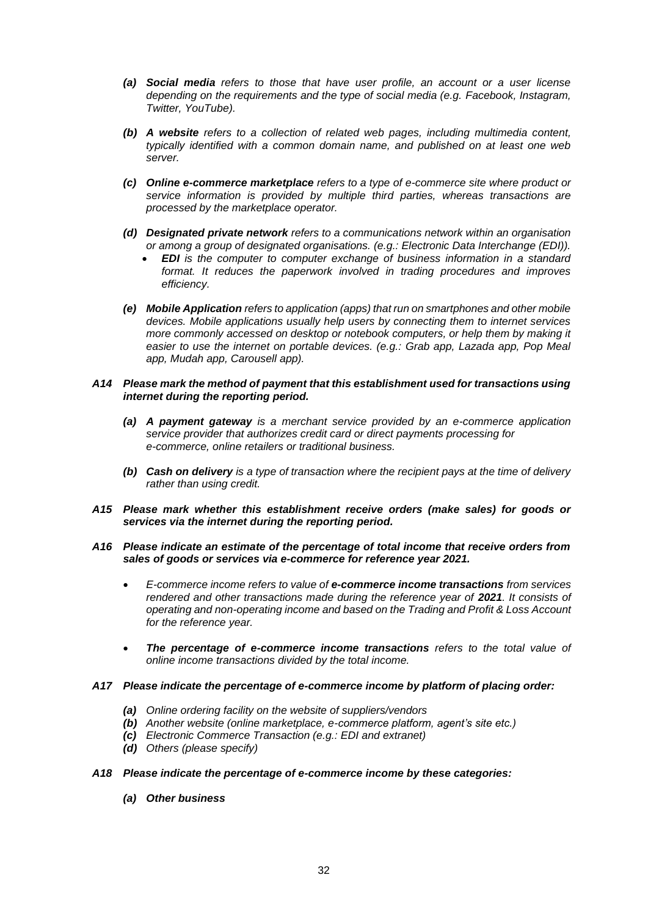*(a)* ***Social media*** *refers to those that have user profile, an account or a user license depending on the requirements and the type of social media (e.g. Facebook, Instagram, Twitter, YouTube).*

*(b)* ***A website*** *refers to a collection of related web pages, including multimedia content, typically identified with a common domain name, and published on at least one web server.*

*(c)* ***Online e-commerce marketplace*** *refers to a type of e-commerce site where product or service information is provided by multiple third parties, whereas transactions are processed by the marketplace operator.*

*(d)* ***Designated private network*** *refers to a communications network within an organisation or among a group of designated organisations. (e.g.: Electronic Data Interchange (EDI)).*

- ***EDI*** *is the computer to computer exchange of business information in a standard format. It reduces the paperwork involved in trading procedures and improves efficiency.*

*(e)* ***Mobile Application*** *refers to application (apps) that run on smartphones and other mobile devices. Mobile applications usually help users by connecting them to internet services more commonly accessed on desktop or notebook computers, or help them by making it easier to use the internet on portable devices. (e.g.: Grab app, Lazada app, Pop Meal app, Mudah app, Carousell app).*

***A14 Please mark the method of payment that this establishment used for transactions using internet during the reporting period.***

*(a)* ***A payment gateway*** *is a merchant service provided by an e-commerce application service provider that authorizes credit card or direct payments processing for e-commerce, online retailers or traditional business.*

*(b)* ***Cash on delivery*** *is a type of transaction where the recipient pays at the time of delivery rather than using credit.*

***A15 Please mark whether this establishment receive orders (make sales) for goods or services via the internet during the reporting period.***

***A16 Please indicate an estimate of the percentage of total income that receive orders from sales of goods or services via e-commerce for reference year 2021.***

- *E-commerce income refers to value of **e-commerce income transactions** from services rendered and other transactions made during the reference year of **2021**. It consists of operating and non-operating income and based on the Trading and Profit & Loss Account for the reference year.*

- ***The percentage of e-commerce income transactions*** *refers to the total value of online income transactions divided by the total income.*

***A17 Please indicate the percentage of e-commerce income by platform of placing order:***

*(a) Online ordering facility on the website of suppliers/vendors*
*(b) Another website (online marketplace, e-commerce platform, agent's site etc.)*
*(c) Electronic Commerce Transaction (e.g.: EDI and extranet)*
*(d) Others (please specify)*

***A18 Please indicate the percentage of e-commerce income by these categories:***

***(a) Other business***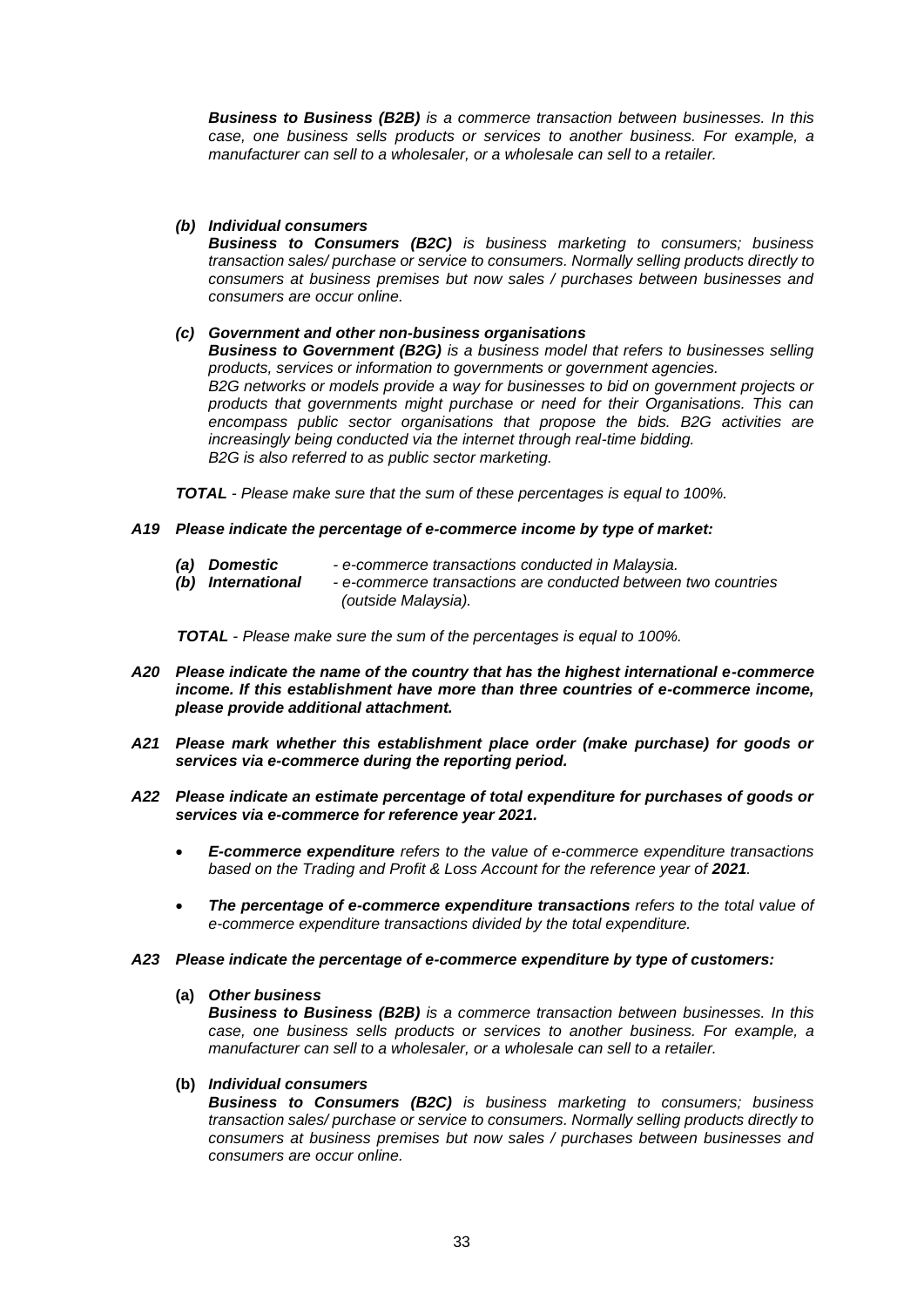***Business to Business (B2B)*** *is a commerce transaction between businesses. In this case, one business sells products or services to another business. For example, a manufacturer can sell to a wholesaler, or a wholesale can sell to a retailer.*

***(b) Individual consumers***

***Business to Consumers (B2C)*** *is business marketing to consumers; business transaction sales/ purchase or service to consumers. Normally selling products directly to consumers at business premises but now sales / purchases between businesses and consumers are occur online.*

***(c) Government and other non-business organisations***

***Business to Government (B2G)*** *is a business model that refers to businesses selling products, services or information to governments or government agencies.*
*B2G networks or models provide a way for businesses to bid on government projects or products that governments might purchase or need for their Organisations. This can encompass public sector organisations that propose the bids. B2G activities are increasingly being conducted via the internet through real-time bidding.*
*B2G is also referred to as public sector marketing.*

***TOTAL*** *- Please make sure that the sum of these percentages is equal to 100%.*

***A19 Please indicate the percentage of e-commerce income by type of market:***

- ***(a) Domestic*** *- e-commerce transactions conducted in Malaysia.*
- ***(b) International*** *- e-commerce transactions are conducted between two countries (outside Malaysia).*

***TOTAL*** *- Please make sure the sum of the percentages is equal to 100%.*

***A20 Please indicate the name of the country that has the highest international e-commerce income. If this establishment have more than three countries of e-commerce income, please provide additional attachment.***

***A21 Please mark whether this establishment place order (make purchase) for goods or services via e-commerce during the reporting period.***

***A22 Please indicate an estimate percentage of total expenditure for purchases of goods or services via e-commerce for reference year 2021.***

- ***E-commerce expenditure*** *refers to the value of e-commerce expenditure transactions based on the Trading and Profit & Loss Account for the reference year of* ***2021****.*
- ***The percentage of e-commerce expenditure transactions*** *refers to the total value of e-commerce expenditure transactions divided by the total expenditure.*

***A23 Please indicate the percentage of e-commerce expenditure by type of customers:***

**(a)** ***Other business***

***Business to Business (B2B)*** *is a commerce transaction between businesses. In this case, one business sells products or services to another business. For example, a manufacturer can sell to a wholesaler, or a wholesale can sell to a retailer.*

**(b)** ***Individual consumers***

***Business to Consumers (B2C)*** *is business marketing to consumers; business transaction sales/ purchase or service to consumers. Normally selling products directly to consumers at business premises but now sales / purchases between businesses and consumers are occur online.*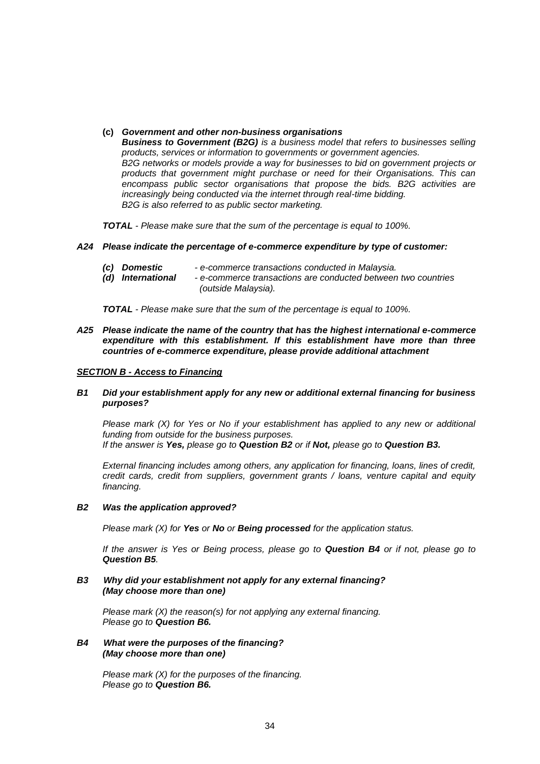**(c)** ***Government and other non-business organisations***
***Business to Government (B2G)*** *is a business model that refers to businesses selling products, services or information to governments or government agencies.*
*B2G networks or models provide a way for businesses to bid on government projects or products that government might purchase or need for their Organisations. This can encompass public sector organisations that propose the bids. B2G activities are increasingly being conducted via the internet through real-time bidding.*
*B2G is also referred to as public sector marketing.*

***TOTAL*** *- Please make sure that the sum of the percentage is equal to 100%.*

***A24 Please indicate the percentage of e-commerce expenditure by type of customer:***

- ***(c) Domestic*** *- e-commerce transactions conducted in Malaysia.*
- ***(d) International*** *- e-commerce transactions are conducted between two countries (outside Malaysia).*

***TOTAL*** *- Please make sure that the sum of the percentage is equal to 100%.*

***A25 Please indicate the name of the country that has the highest international e-commerce expenditure with this establishment. If this establishment have more than three countries of e-commerce expenditure, please provide additional attachment***

***SECTION B - Access to Financing***

***B1 Did your establishment apply for any new or additional external financing for business purposes?***

*Please mark (X) for Yes or No if your establishment has applied to any new or additional funding from outside for the business purposes.*
*If the answer is* ***Yes,*** *please go to* ***Question B2*** *or if* ***Not,*** *please go to* ***Question B3.***

*External financing includes among others, any application for financing, loans, lines of credit, credit cards, credit from suppliers, government grants / loans, venture capital and equity financing.*

***B2 Was the application approved?***

*Please mark (X) for* ***Yes*** *or* ***No*** *or* ***Being processed*** *for the application status.*

*If the answer is Yes or Being process, please go to* ***Question B4*** *or if not, please go to* ***Question B5****.*

***B3 Why did your establishment not apply for any external financing? (May choose more than one)***

*Please mark (X) the reason(s) for not applying any external financing.*
*Please go to* ***Question B6.***

***B4 What were the purposes of the financing? (May choose more than one)***

*Please mark (X) for the purposes of the financing.*
*Please go to* ***Question B6.***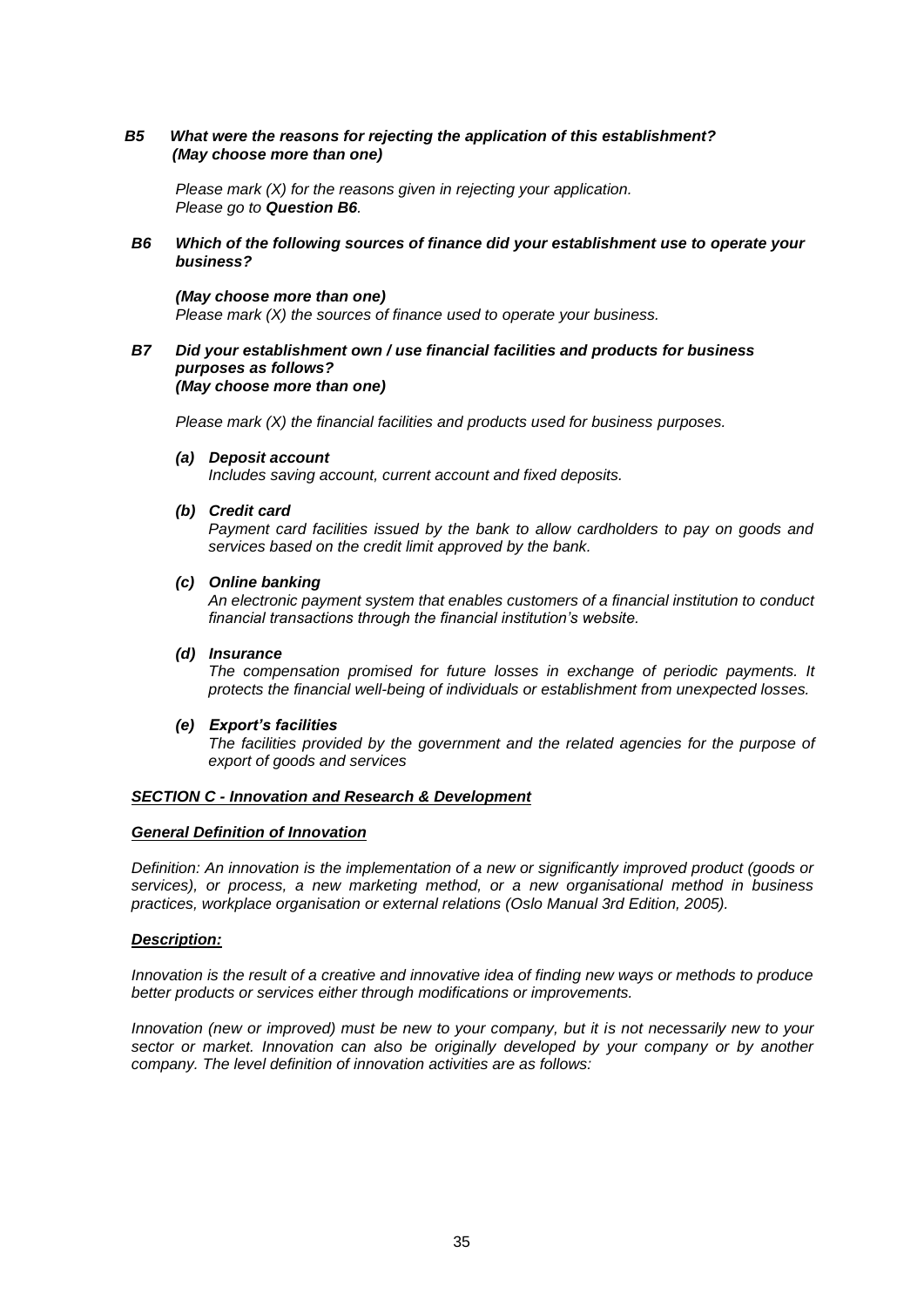***B5 What were the reasons for rejecting the application of this establishment? (May choose more than one)***

*Please mark (X) for the reasons given in rejecting your application.*
*Please go to **Question B6**.*

***B6 Which of the following sources of finance did your establishment use to operate your business?***

***(May choose more than one)***
*Please mark (X) the sources of finance used to operate your business.*

***B7 Did your establishment own / use financial facilities and products for business purposes as follows? (May choose more than one)***

*Please mark (X) the financial facilities and products used for business purposes.*

***(a) Deposit account***
*Includes saving account, current account and fixed deposits.*

***(b) Credit card***
*Payment card facilities issued by the bank to allow cardholders to pay on goods and services based on the credit limit approved by the bank.*

***(c) Online banking***
*An electronic payment system that enables customers of a financial institution to conduct financial transactions through the financial institution's website.*

***(d) Insurance***
*The compensation promised for future losses in exchange of periodic payments. It protects the financial well-being of individuals or establishment from unexpected losses.*

***(e) Export's facilities***
*The facilities provided by the government and the related agencies for the purpose of export of goods and services*

## ***SECTION C - Innovation and Research & Development***

### ***General Definition of Innovation***

*Definition: An innovation is the implementation of a new or significantly improved product (goods or services), or process, a new marketing method, or a new organisational method in business practices, workplace organisation or external relations (Oslo Manual 3rd Edition, 2005).*

### ***Description:***

*Innovation is the result of a creative and innovative idea of finding new ways or methods to produce better products or services either through modifications or improvements.*

*Innovation (new or improved) must be new to your company, but it is not necessarily new to your sector or market. Innovation can also be originally developed by your company or by another company. The level definition of innovation activities are as follows:*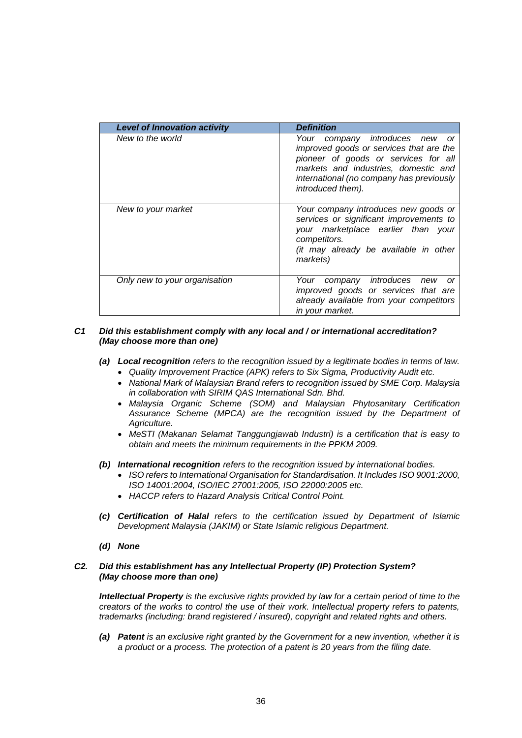| *Level of Innovation activity* | *Definition* |
| --- | --- |
| *New to the world* | *Your company introduces new or improved goods or services that are the pioneer of goods or services for all markets and industries, domestic and international (no company has previously introduced them).* |
| *New to your market* | *Your company introduces new goods or services or significant improvements to your marketplace earlier than your competitors. (it may already be available in other markets)* |
| *Only new to your organisation* | *Your company introduces new or improved goods or services that are already available from your competitors in your market.* |

***C1 Did this establishment comply with any local and / or international accreditation? (May choose more than one)***

- ***(a) Local recognition*** *refers to the recognition issued by a legitimate bodies in terms of law.*
  - *Quality Improvement Practice (APK) refers to Six Sigma, Productivity Audit etc.*
  - *National Mark of Malaysian Brand refers to recognition issued by SME Corp. Malaysia in collaboration with SIRIM QAS International Sdn. Bhd.*
  - *Malaysia Organic Scheme (SOM) and Malaysian Phytosanitary Certification Assurance Scheme (MPCA) are the recognition issued by the Department of Agriculture.*
  - *MeSTI (Makanan Selamat Tanggungjawab Industri) is a certification that is easy to obtain and meets the minimum requirements in the PPKM 2009.*

- ***(b) International recognition*** *refers to the recognition issued by international bodies.*
  - *ISO refers to International Organisation for Standardisation. It Includes ISO 9001:2000, ISO 14001:2004, ISO/IEC 27001:2005, ISO 22000:2005 etc.*
  - *HACCP refers to Hazard Analysis Critical Control Point.*

- ***(c) Certification of Halal*** *refers to the certification issued by Department of Islamic Development Malaysia (JAKIM) or State Islamic religious Department.*

- ***(d) None***

***C2. Did this establishment has any Intellectual Property (IP) Protection System? (May choose more than one)***

***Intellectual Property*** *is the exclusive rights provided by law for a certain period of time to the creators of the works to control the use of their work. Intellectual property refers to patents, trademarks (including: brand registered / insured), copyright and related rights and others.*

- ***(a) Patent*** *is an exclusive right granted by the Government for a new invention, whether it is a product or a process. The protection of a patent is 20 years from the filing date.*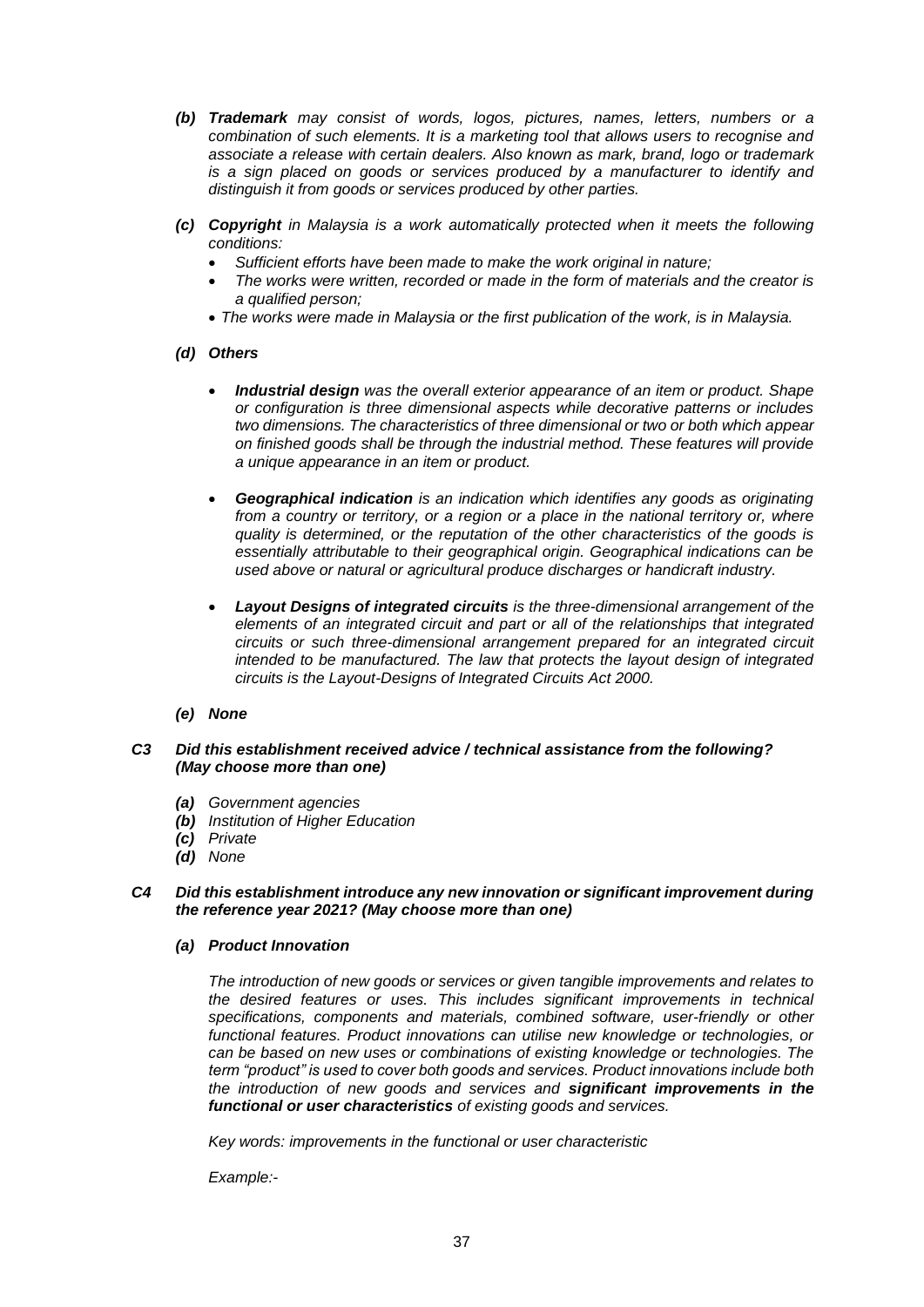- ***(b)*** ***Trademark*** *may consist of words, logos, pictures, names, letters, numbers or a combination of such elements. It is a marketing tool that allows users to recognise and associate a release with certain dealers. Also known as mark, brand, logo or trademark is a sign placed on goods or services produced by a manufacturer to identify and distinguish it from goods or services produced by other parties.*

- ***(c)*** ***Copyright*** *in Malaysia is a work automatically protected when it meets the following conditions:*
  - *Sufficient efforts have been made to make the work original in nature;*
  - *The works were written, recorded or made in the form of materials and the creator is a qualified person;*
  - *The works were made in Malaysia or the first publication of the work, is in Malaysia.*

- ***(d)*** ***Others***

  - ***Industrial design*** *was the overall exterior appearance of an item or product. Shape or configuration is three dimensional aspects while decorative patterns or includes two dimensions. The characteristics of three dimensional or two or both which appear on finished goods shall be through the industrial method. These features will provide a unique appearance in an item or product.*

  - ***Geographical indication*** *is an indication which identifies any goods as originating from a country or territory, or a region or a place in the national territory or, where quality is determined, or the reputation of the other characteristics of the goods is essentially attributable to their geographical origin. Geographical indications can be used above or natural or agricultural produce discharges or handicraft industry.*

  - ***Layout Designs of integrated circuits*** *is the three-dimensional arrangement of the elements of an integrated circuit and part or all of the relationships that integrated circuits or such three-dimensional arrangement prepared for an integrated circuit intended to be manufactured. The law that protects the layout design of integrated circuits is the Layout-Designs of Integrated Circuits Act 2000.*

- ***(e)*** ***None***

***C3 Did this establishment received advice / technical assistance from the following? (May choose more than one)***

- ***(a)*** *Government agencies*
- ***(b)*** *Institution of Higher Education*
- ***(c)*** *Private*
- ***(d)*** *None*

***C4 Did this establishment introduce any new innovation or significant improvement during the reference year 2021? (May choose more than one)***

***(a) Product Innovation***

*The introduction of new goods or services or given tangible improvements and relates to the desired features or uses. This includes significant improvements in technical specifications, components and materials, combined software, user-friendly or other functional features. Product innovations can utilise new knowledge or technologies, or can be based on new uses or combinations of existing knowledge or technologies. The term "product" is used to cover both goods and services. Product innovations include both the introduction of new goods and services and* ***significant improvements in the functional or user characteristics*** *of existing goods and services.*

*Key words: improvements in the functional or user characteristic*

*Example:-*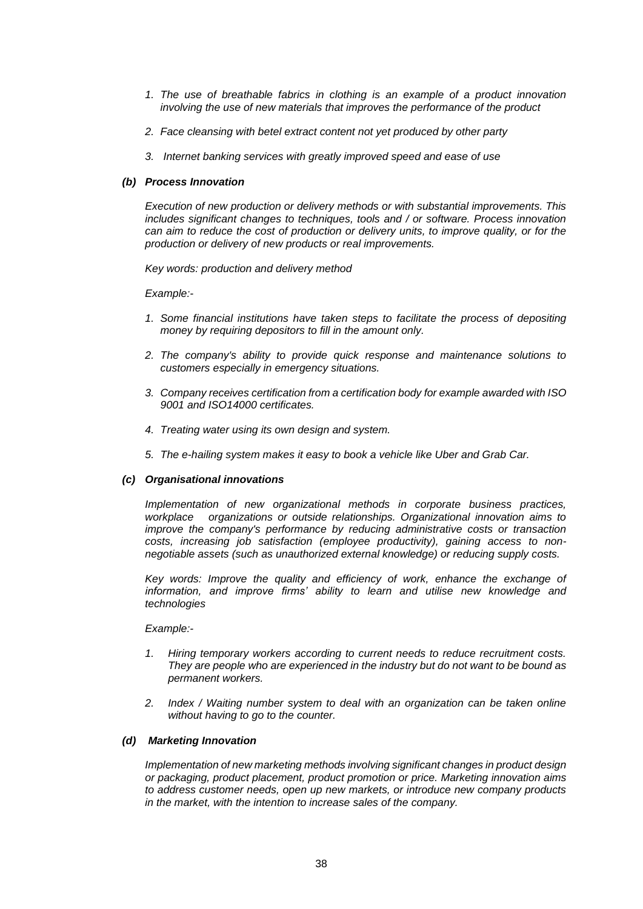1. *The use of breathable fabrics in clothing is an example of a product innovation involving the use of new materials that improves the performance of the product*

2. *Face cleansing with betel extract content not yet produced by other party*

3. *Internet banking services with greatly improved speed and ease of use*

#### *(b) Process Innovation*

*Execution of new production or delivery methods or with substantial improvements. This includes significant changes to techniques, tools and / or software. Process innovation can aim to reduce the cost of production or delivery units, to improve quality, or for the production or delivery of new products or real improvements.*

*Key words: production and delivery method*

*Example:-*

1. *Some financial institutions have taken steps to facilitate the process of depositing money by requiring depositors to fill in the amount only.*

2. *The company's ability to provide quick response and maintenance solutions to customers especially in emergency situations.*

3. *Company receives certification from a certification body for example awarded with ISO 9001 and ISO14000 certificates.*

4. *Treating water using its own design and system.*

5. *The e-hailing system makes it easy to book a vehicle like Uber and Grab Car.*

#### *(c) Organisational innovations*

*Implementation of new organizational methods in corporate business practices, workplace organizations or outside relationships. Organizational innovation aims to improve the company's performance by reducing administrative costs or transaction costs, increasing job satisfaction (employee productivity), gaining access to non-negotiable assets (such as unauthorized external knowledge) or reducing supply costs.*

*Key words: Improve the quality and efficiency of work, enhance the exchange of information, and improve firms' ability to learn and utilise new knowledge and technologies*

*Example:-*

1. *Hiring temporary workers according to current needs to reduce recruitment costs. They are people who are experienced in the industry but do not want to be bound as permanent workers.*

2. *Index / Waiting number system to deal with an organization can be taken online without having to go to the counter.*

#### *(d) Marketing Innovation*

*Implementation of new marketing methods involving significant changes in product design or packaging, product placement, product promotion or price. Marketing innovation aims to address customer needs, open up new markets, or introduce new company products in the market, with the intention to increase sales of the company.*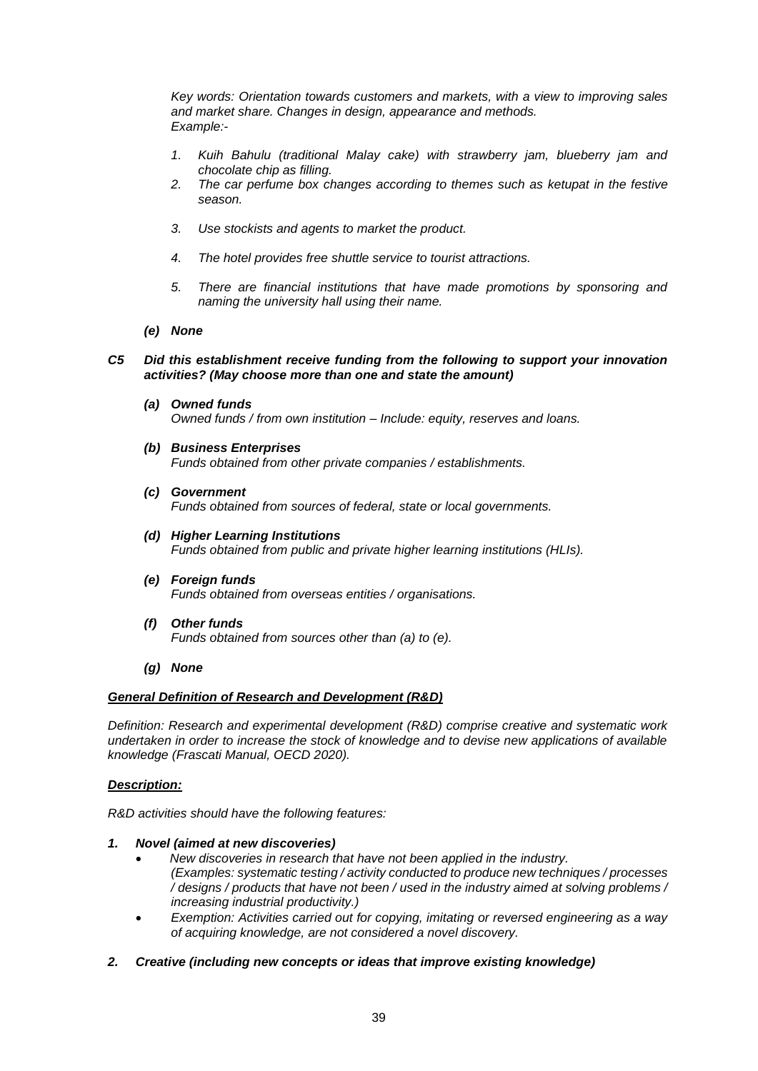*Key words: Orientation towards customers and markets, with a view to improving sales and market share. Changes in design, appearance and methods.*
*Example:-*

1. *Kuih Bahulu (traditional Malay cake) with strawberry jam, blueberry jam and chocolate chip as filling.*
2. *The car perfume box changes according to themes such as ketupat in the festive season.*
3. *Use stockists and agents to market the product.*
4. *The hotel provides free shuttle service to tourist attractions.*
5. *There are financial institutions that have made promotions by sponsoring and naming the university hall using their name.*

***(e) None***

***C5 Did this establishment receive funding from the following to support your innovation activities? (May choose more than one and state the amount)***

***(a) Owned funds***
*Owned funds / from own institution – Include: equity, reserves and loans.*

***(b) Business Enterprises***
*Funds obtained from other private companies / establishments.*

***(c) Government***
*Funds obtained from sources of federal, state or local governments.*

***(d) Higher Learning Institutions***
*Funds obtained from public and private higher learning institutions (HLIs).*

***(e) Foreign funds***
*Funds obtained from overseas entities / organisations.*

***(f) Other funds***
*Funds obtained from sources other than (a) to (e).*

***(g) None***

***<u>General Definition of Research and Development (R&D)</u>***

*Definition: Research and experimental development (R&D) comprise creative and systematic work undertaken in order to increase the stock of knowledge and to devise new applications of available knowledge (Frascati Manual, OECD 2020).*

***<u>Description:</u>***

*R&D activities should have the following features:*

***1. Novel (aimed at new discoveries)***

- *New discoveries in research that have not been applied in the industry.*
  *(Examples: systematic testing / activity conducted to produce new techniques / processes / designs / products that have not been / used in the industry aimed at solving problems / increasing industrial productivity.)*
- *Exemption: Activities carried out for copying, imitating or reversed engineering as a way of acquiring knowledge, are not considered a novel discovery.*

***2. Creative (including new concepts or ideas that improve existing knowledge)***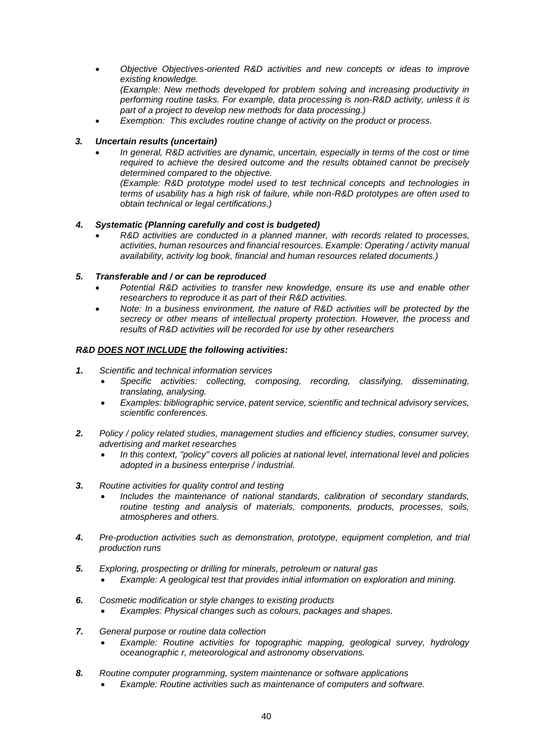- *Objective Objectives-oriented R&D activities and new concepts or ideas to improve existing knowledge.*
  *(Example: New methods developed for problem solving and increasing productivity in performing routine tasks. For example, data processing is non-R&D activity, unless it is part of a project to develop new methods for data processing.)*
- *Exemption: This excludes routine change of activity on the product or process.*

***3. Uncertain results (uncertain)***

- *In general, R&D activities are dynamic, uncertain, especially in terms of the cost or time required to achieve the desired outcome and the results obtained cannot be precisely determined compared to the objective.*
  *(Example: R&D prototype model used to test technical concepts and technologies in terms of usability has a high risk of failure, while non-R&D prototypes are often used to obtain technical or legal certifications.)*

***4. Systematic (Planning carefully and cost is budgeted)***

- *R&D activities are conducted in a planned manner, with records related to processes, activities, human resources and financial resources. Example: Operating / activity manual availability, activity log book, financial and human resources related documents.)*

***5. Transferable and / or can be reproduced***

- *Potential R&D activities to transfer new knowledge, ensure its use and enable other researchers to reproduce it as part of their R&D activities.*
- *Note: In a business environment, the nature of R&D activities will be protected by the secrecy or other means of intellectual property protection. However, the process and results of R&D activities will be recorded for use by other researchers*

***R&D DOES NOT INCLUDE the following activities:***

***1.*** *Scientific and technical information services*
- *Specific activities: collecting, composing, recording, classifying, disseminating, translating, analysing.*
- *Examples: bibliographic service, patent service, scientific and technical advisory services, scientific conferences.*

***2.*** *Policy / policy related studies, management studies and efficiency studies, consumer survey, advertising and market researches*
- *In this context, "policy" covers all policies at national level, international level and policies adopted in a business enterprise / industrial.*

***3.*** *Routine activities for quality control and testing*
- *Includes the maintenance of national standards, calibration of secondary standards, routine testing and analysis of materials, components, products, processes, soils, atmospheres and others.*

***4.*** *Pre-production activities such as demonstration, prototype, equipment completion, and trial production runs*

***5.*** *Exploring, prospecting or drilling for minerals, petroleum or natural gas*
- *Example: A geological test that provides initial information on exploration and mining.*

***6.*** *Cosmetic modification or style changes to existing products*
- *Examples: Physical changes such as colours, packages and shapes.*

***7.*** *General purpose or routine data collection*
- *Example: Routine activities for topographic mapping, geological survey, hydrology oceanographic r, meteorological and astronomy observations.*

***8.*** *Routine computer programming, system maintenance or software applications*
- *Example: Routine activities such as maintenance of computers and software.*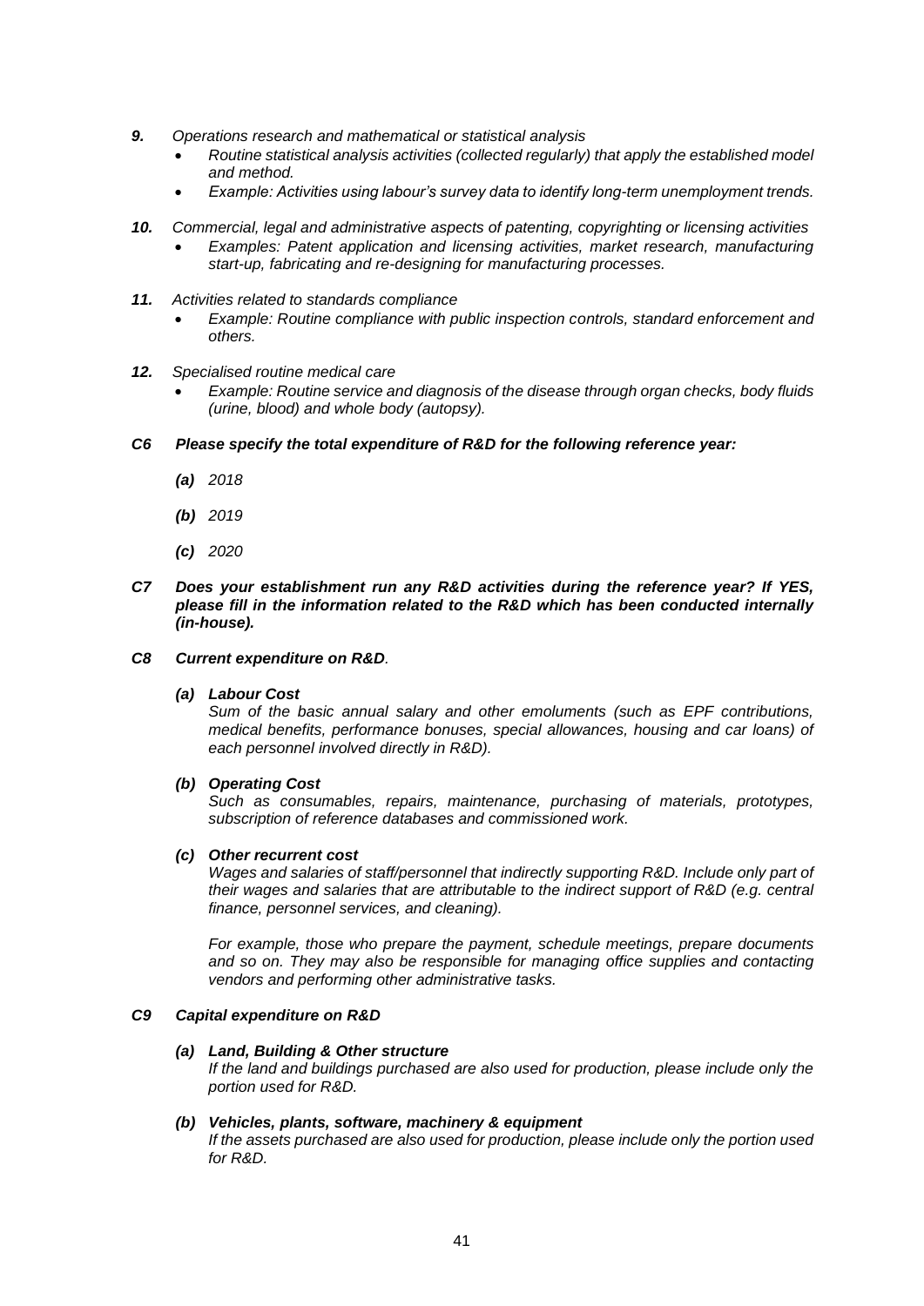***9.*** *Operations research and mathematical or statistical analysis*

- *Routine statistical analysis activities (collected regularly) that apply the established model and method.*
- *Example: Activities using labour's survey data to identify long-term unemployment trends.*

***10.*** *Commercial, legal and administrative aspects of patenting, copyrighting or licensing activities*

- *Examples: Patent application and licensing activities, market research, manufacturing start-up, fabricating and re-designing for manufacturing processes.*

***11.*** *Activities related to standards compliance*

- *Example: Routine compliance with public inspection controls, standard enforcement and others.*

***12.*** *Specialised routine medical care*

- *Example: Routine service and diagnosis of the disease through organ checks, body fluids (urine, blood) and whole body (autopsy).*

***C6 Please specify the total expenditure of R&D for the following reference year:***

***(a)*** *2018*

***(b)*** *2019*

***(c)*** *2020*

***C7 Does your establishment run any R&D activities during the reference year? If YES, please fill in the information related to the R&D which has been conducted internally (in-house).***

***C8 Current expenditure on R&D****.*

***(a) Labour Cost***

*Sum of the basic annual salary and other emoluments (such as EPF contributions, medical benefits, performance bonuses, special allowances, housing and car loans) of each personnel involved directly in R&D).*

***(b) Operating Cost***

*Such as consumables, repairs, maintenance, purchasing of materials, prototypes, subscription of reference databases and commissioned work.*

***(c) Other recurrent cost***

*Wages and salaries of staff/personnel that indirectly supporting R&D. Include only part of their wages and salaries that are attributable to the indirect support of R&D (e.g. central finance, personnel services, and cleaning).*

*For example, those who prepare the payment, schedule meetings, prepare documents and so on. They may also be responsible for managing office supplies and contacting vendors and performing other administrative tasks.*

***C9 Capital expenditure on R&D***

***(a) Land, Building & Other structure***

*If the land and buildings purchased are also used for production, please include only the portion used for R&D.*

***(b) Vehicles, plants, software, machinery & equipment***

*If the assets purchased are also used for production, please include only the portion used for R&D.*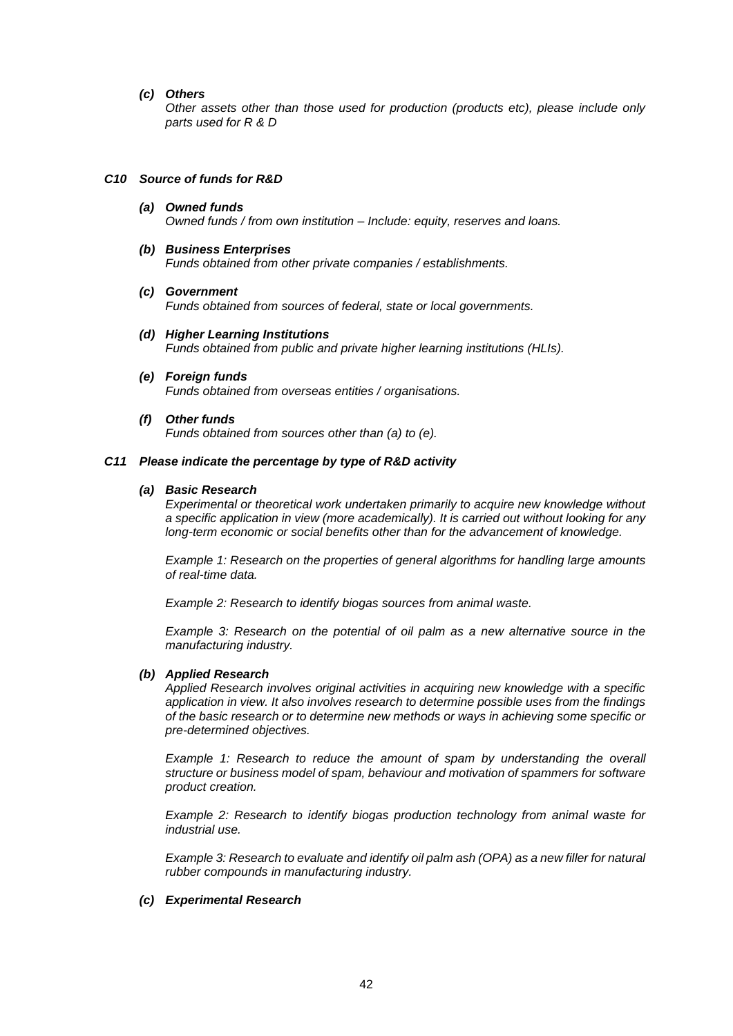***(c) Others***

*Other assets other than those used for production (products etc), please include only parts used for R & D*

### *C10 Source of funds for R&D*

***(a) Owned funds***

*Owned funds / from own institution – Include: equity, reserves and loans.*

***(b) Business Enterprises***

*Funds obtained from other private companies / establishments.*

***(c) Government***

*Funds obtained from sources of federal, state or local governments.*

***(d) Higher Learning Institutions***

*Funds obtained from public and private higher learning institutions (HLIs).*

***(e) Foreign funds***

*Funds obtained from overseas entities / organisations.*

***(f) Other funds***

*Funds obtained from sources other than (a) to (e).*

### *C11 Please indicate the percentage by type of R&D activity*

***(a) Basic Research***

*Experimental or theoretical work undertaken primarily to acquire new knowledge without a specific application in view (more academically). It is carried out without looking for any long-term economic or social benefits other than for the advancement of knowledge.*

*Example 1: Research on the properties of general algorithms for handling large amounts of real-time data.*

*Example 2: Research to identify biogas sources from animal waste.*

*Example 3: Research on the potential of oil palm as a new alternative source in the manufacturing industry.*

***(b) Applied Research***

*Applied Research involves original activities in acquiring new knowledge with a specific application in view. It also involves research to determine possible uses from the findings of the basic research or to determine new methods or ways in achieving some specific or pre-determined objectives.*

*Example 1: Research to reduce the amount of spam by understanding the overall structure or business model of spam, behaviour and motivation of spammers for software product creation.*

*Example 2: Research to identify biogas production technology from animal waste for industrial use.*

*Example 3: Research to evaluate and identify oil palm ash (OPA) as a new filler for natural rubber compounds in manufacturing industry.*

***(c) Experimental Research***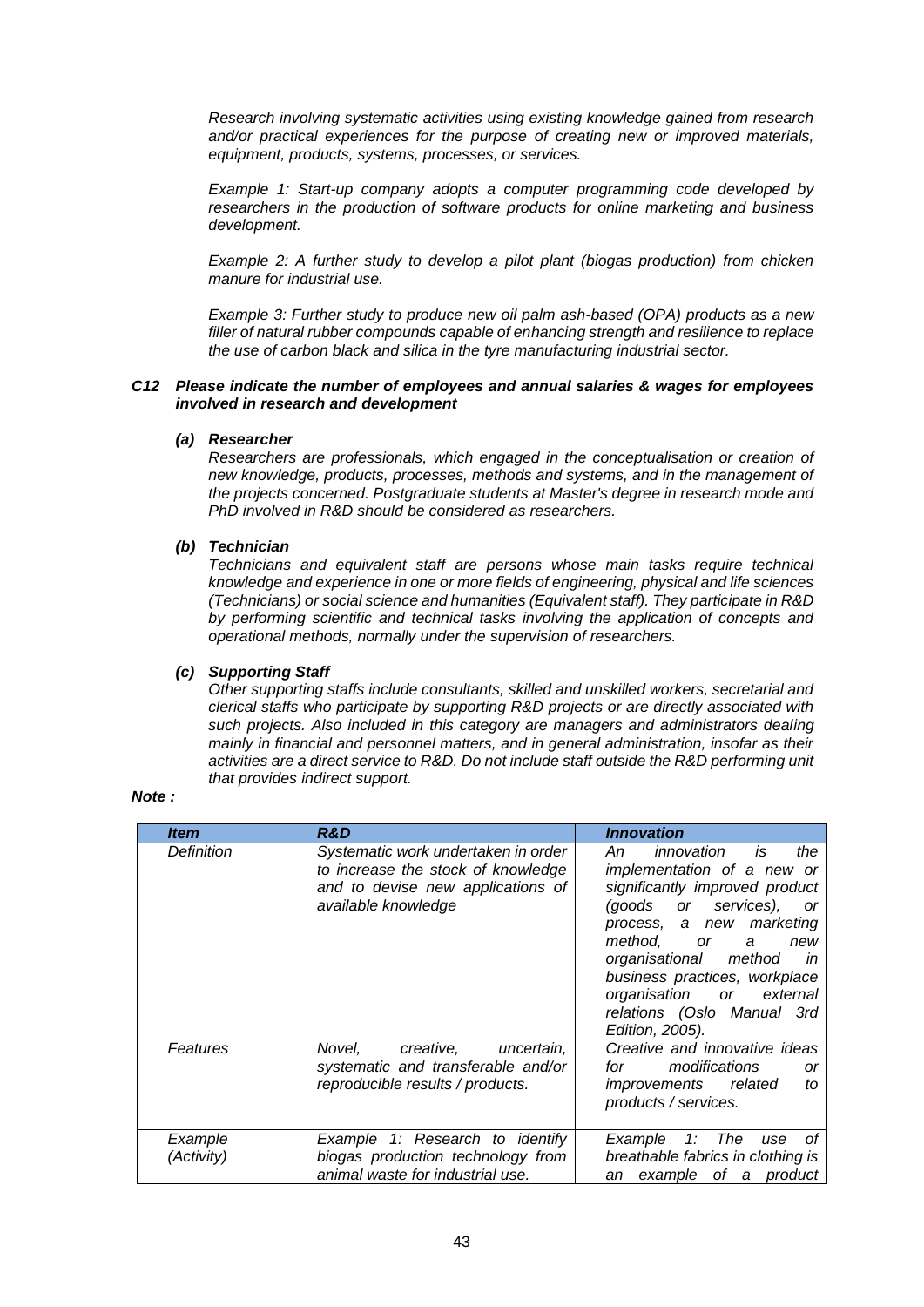*Research involving systematic activities using existing knowledge gained from research and/or practical experiences for the purpose of creating new or improved materials, equipment, products, systems, processes, or services.*

*Example 1: Start-up company adopts a computer programming code developed by researchers in the production of software products for online marketing and business development.*

*Example 2: A further study to develop a pilot plant (biogas production) from chicken manure for industrial use.*

*Example 3: Further study to produce new oil palm ash-based (OPA) products as a new filler of natural rubber compounds capable of enhancing strength and resilience to replace the use of carbon black and silica in the tyre manufacturing industrial sector.*

***C12 Please indicate the number of employees and annual salaries & wages for employees involved in research and development***

***(a) Researcher***

*Researchers are professionals, which engaged in the conceptualisation or creation of new knowledge, products, processes, methods and systems, and in the management of the projects concerned. Postgraduate students at Master's degree in research mode and PhD involved in R&D should be considered as researchers.*

***(b) Technician***

*Technicians and equivalent staff are persons whose main tasks require technical knowledge and experience in one or more fields of engineering, physical and life sciences (Technicians) or social science and humanities (Equivalent staff). They participate in R&D by performing scientific and technical tasks involving the application of concepts and operational methods, normally under the supervision of researchers.*

***(c) Supporting Staff***

*Other supporting staffs include consultants, skilled and unskilled workers, secretarial and clerical staffs who participate by supporting R&D projects or are directly associated with such projects. Also included in this category are managers and administrators dealing mainly in financial and personnel matters, and in general administration, insofar as their activities are a direct service to R&D. Do not include staff outside the R&D performing unit that provides indirect support.*

***Note :***

| ***Item*** | ***R&D*** | ***Innovation*** |
|---|---|---|
| *Definition* | *Systematic work undertaken in order to increase the stock of knowledge and to devise new applications of available knowledge* | *An innovation is the implementation of a new or significantly improved product (goods or services), or process, a new marketing method, or a new organisational method in business practices, workplace organisation or external relations (Oslo Manual 3rd Edition, 2005).* |
| *Features* | *Novel, creative, uncertain, systematic and transferable and/or reproducible results / products.* | *Creative and innovative ideas for modifications or improvements related to products / services.* |
| *Example (Activity)* | *Example 1: Research to identify biogas production technology from animal waste for industrial use.* | *Example 1: The use of breathable fabrics in clothing is an example of a product* |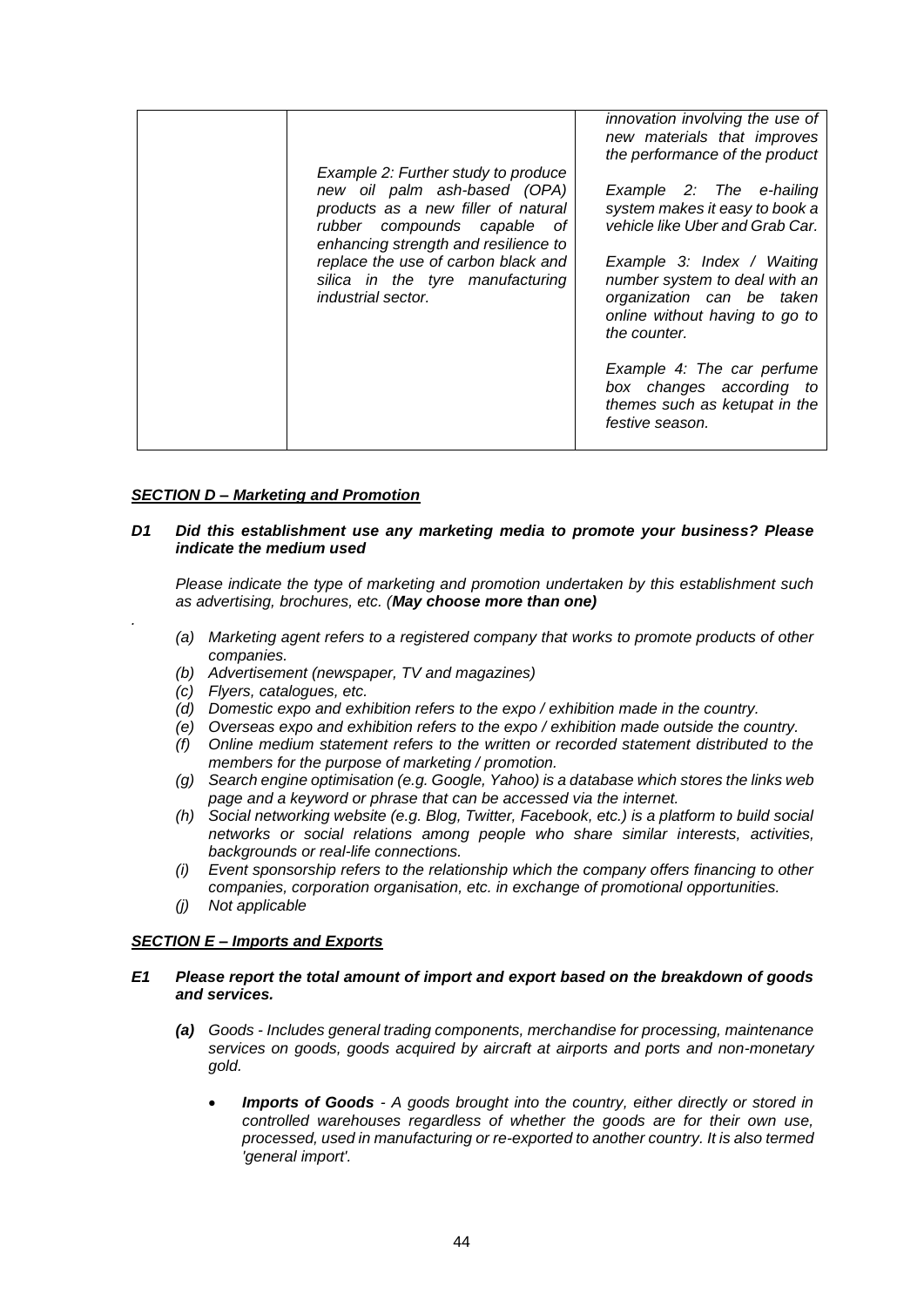| | | |
|---|---|---|
| | Example 2: Further study to produce new oil palm ash-based (OPA) products as a new filler of natural rubber compounds capable of enhancing strength and resilience to replace the use of carbon black and silica in the tyre manufacturing industrial sector. | *innovation involving the use of new materials that improves the performance of the product*<br><br>*Example 2: The e-hailing system makes it easy to book a vehicle like Uber and Grab Car.*<br><br>*Example 3: Index / Waiting number system to deal with an organization can be taken online without having to go to the counter.*<br><br>*Example 4: The car perfume box changes according to themes such as ketupat in the festive season.* |

***SECTION D – Marketing and Promotion***

***D1 Did this establishment use any marketing media to promote your business? Please indicate the medium used***

*Please indicate the type of marketing and promotion undertaken by this establishment such as advertising, brochures, etc. (**May choose more than one)***

.

*(a) Marketing agent refers to a registered company that works to promote products of other companies.*
*(b) Advertisement (newspaper, TV and magazines)*
*(c) Flyers, catalogues, etc.*
*(d) Domestic expo and exhibition refers to the expo / exhibition made in the country.*
*(e) Overseas expo and exhibition refers to the expo / exhibition made outside the country.*
*(f) Online medium statement refers to the written or recorded statement distributed to the members for the purpose of marketing / promotion.*
*(g) Search engine optimisation (e.g. Google, Yahoo) is a database which stores the links web page and a keyword or phrase that can be accessed via the internet.*
*(h) Social networking website (e.g. Blog, Twitter, Facebook, etc.) is a platform to build social networks or social relations among people who share similar interests, activities, backgrounds or real-life connections.*
*(i) Event sponsorship refers to the relationship which the company offers financing to other companies, corporation organisation, etc. in exchange of promotional opportunities.*
*(j) Not applicable*

***SECTION E – Imports and Exports***

***E1 Please report the total amount of import and export based on the breakdown of goods and services.***

***(a)*** *Goods - Includes general trading components, merchandise for processing, maintenance services on goods, goods acquired by aircraft at airports and ports and non-monetary gold.*

- ***Imports of Goods*** *- A goods brought into the country, either directly or stored in controlled warehouses regardless of whether the goods are for their own use, processed, used in manufacturing or re-exported to another country. It is also termed 'general import'.*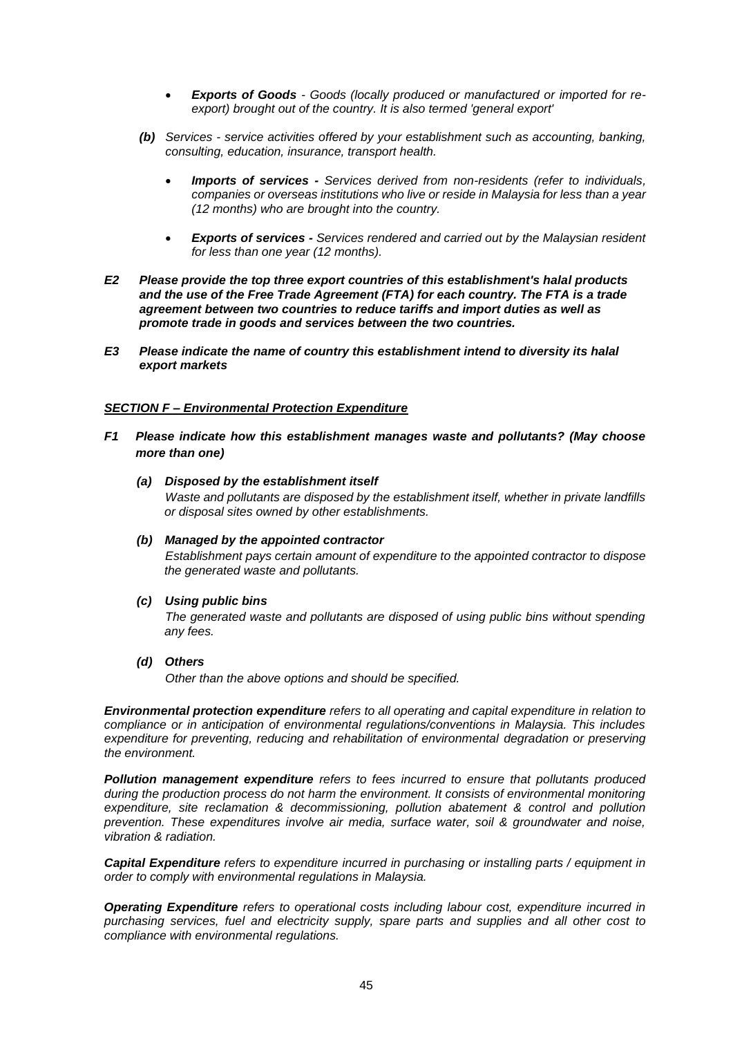- ***Exports of Goods*** *- Goods (locally produced or manufactured or imported for re-export) brought out of the country. It is also termed 'general export'*

***(b)*** *Services - service activities offered by your establishment such as accounting, banking, consulting, education, insurance, transport health.*

- ***Imports of services -*** *Services derived from non-residents (refer to individuals, companies or overseas institutions who live or reside in Malaysia for less than a year (12 months) who are brought into the country.*

- ***Exports of services -*** *Services rendered and carried out by the Malaysian resident for less than one year (12 months).*

***E2 Please provide the top three export countries of this establishment's halal products and the use of the Free Trade Agreement (FTA) for each country. The FTA is a trade agreement between two countries to reduce tariffs and import duties as well as promote trade in goods and services between the two countries.***

***E3 Please indicate the name of country this establishment intend to diversity its halal export markets***

## ***SECTION F – Environmental Protection Expenditure***

***F1 Please indicate how this establishment manages waste and pollutants? (May choose more than one)***

***(a) Disposed by the establishment itself***
*Waste and pollutants are disposed by the establishment itself, whether in private landfills or disposal sites owned by other establishments.*

***(b) Managed by the appointed contractor***
*Establishment pays certain amount of expenditure to the appointed contractor to dispose the generated waste and pollutants.*

***(c) Using public bins***
*The generated waste and pollutants are disposed of using public bins without spending any fees.*

***(d) Others***
*Other than the above options and should be specified.*

***Environmental protection expenditure*** *refers to all operating and capital expenditure in relation to compliance or in anticipation of environmental regulations/conventions in Malaysia. This includes expenditure for preventing, reducing and rehabilitation of environmental degradation or preserving the environment.*

***Pollution management expenditure*** *refers to fees incurred to ensure that pollutants produced during the production process do not harm the environment. It consists of environmental monitoring expenditure, site reclamation & decommissioning, pollution abatement & control and pollution prevention. These expenditures involve air media, surface water, soil & groundwater and noise, vibration & radiation.*

***Capital Expenditure*** *refers to expenditure incurred in purchasing or installing parts / equipment in order to comply with environmental regulations in Malaysia.*

***Operating Expenditure*** *refers to operational costs including labour cost, expenditure incurred in purchasing services, fuel and electricity supply, spare parts and supplies and all other cost to compliance with environmental regulations.*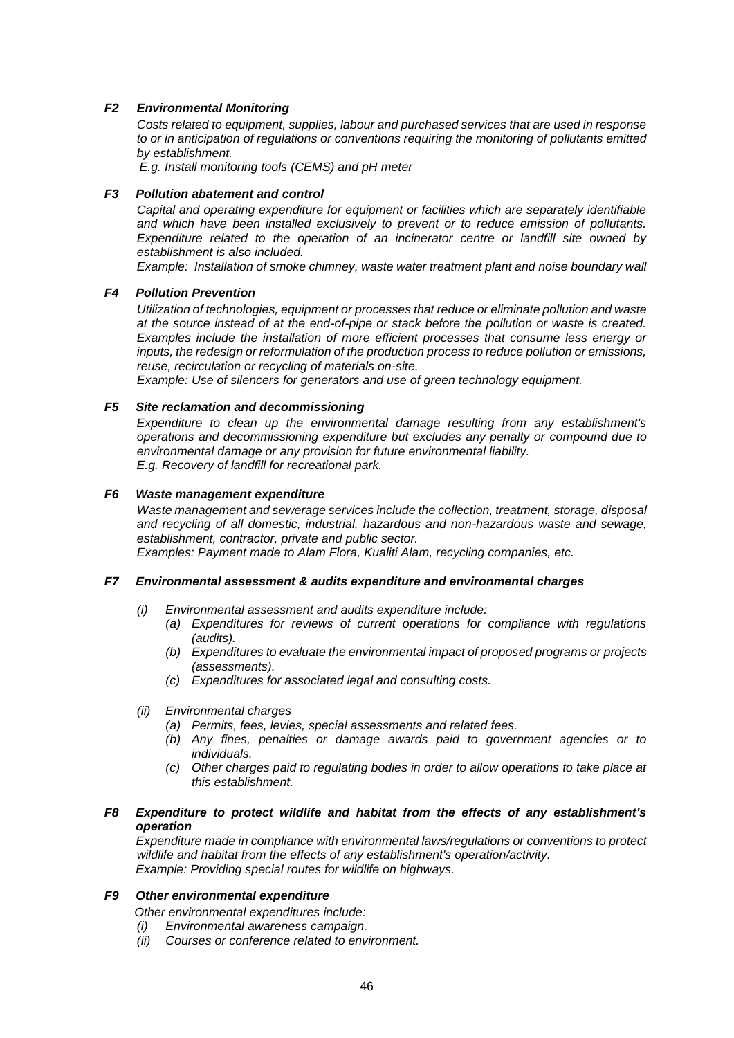### *F2 Environmental Monitoring*

*Costs related to equipment, supplies, labour and purchased services that are used in response to or in anticipation of regulations or conventions requiring the monitoring of pollutants emitted by establishment.*

*E.g. Install monitoring tools (CEMS) and pH meter*

### *F3 Pollution abatement and control*

*Capital and operating expenditure for equipment or facilities which are separately identifiable and which have been installed exclusively to prevent or to reduce emission of pollutants. Expenditure related to the operation of an incinerator centre or landfill site owned by establishment is also included.*

*Example: Installation of smoke chimney, waste water treatment plant and noise boundary wall*

### *F4 Pollution Prevention*

*Utilization of technologies, equipment or processes that reduce or eliminate pollution and waste at the source instead of at the end-of-pipe or stack before the pollution or waste is created. Examples include the installation of more efficient processes that consume less energy or inputs, the redesign or reformulation of the production process to reduce pollution or emissions, reuse, recirculation or recycling of materials on-site.*

*Example: Use of silencers for generators and use of green technology equipment.*

### *F5 Site reclamation and decommissioning*

*Expenditure to clean up the environmental damage resulting from any establishment's operations and decommissioning expenditure but excludes any penalty or compound due to environmental damage or any provision for future environmental liability.*

*E.g. Recovery of landfill for recreational park.*

### *F6 Waste management expenditure*

*Waste management and sewerage services include the collection, treatment, storage, disposal and recycling of all domestic, industrial, hazardous and non-hazardous waste and sewage, establishment, contractor, private and public sector.*

*Examples: Payment made to Alam Flora, Kualiti Alam, recycling companies, etc.*

### *F7 Environmental assessment & audits expenditure and environmental charges*

*(i) Environmental assessment and audits expenditure include:*
- *(a) Expenditures for reviews of current operations for compliance with regulations (audits).*
- *(b) Expenditures to evaluate the environmental impact of proposed programs or projects (assessments).*
- *(c) Expenditures for associated legal and consulting costs.*

*(ii) Environmental charges*
- *(a) Permits, fees, levies, special assessments and related fees.*
- *(b) Any fines, penalties or damage awards paid to government agencies or to individuals.*
- *(c) Other charges paid to regulating bodies in order to allow operations to take place at this establishment.*

### *F8 Expenditure to protect wildlife and habitat from the effects of any establishment's operation*

*Expenditure made in compliance with environmental laws/regulations or conventions to protect wildlife and habitat from the effects of any establishment's operation/activity.*

*Example: Providing special routes for wildlife on highways.*

### *F9 Other environmental expenditure*

*Other environmental expenditures include:*

*(i) Environmental awareness campaign.*

*(ii) Courses or conference related to environment.*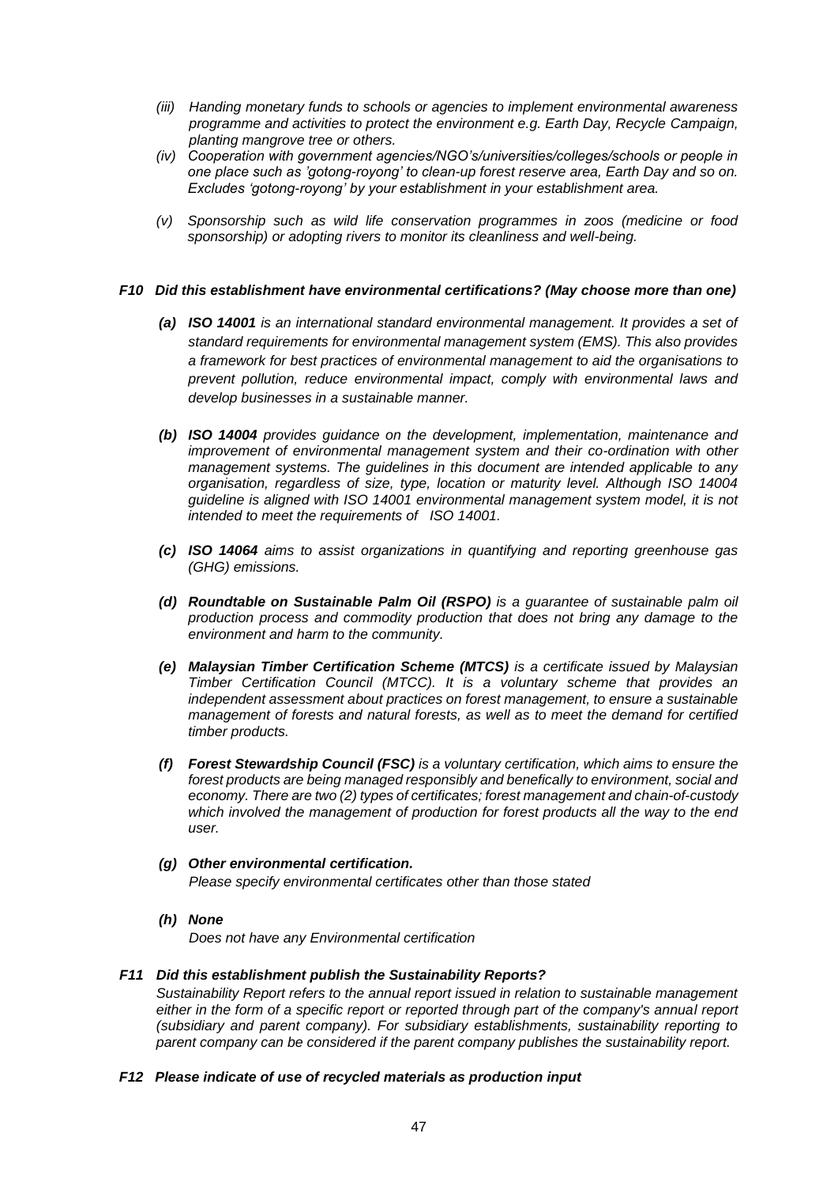*(iii) Handing monetary funds to schools or agencies to implement environmental awareness programme and activities to protect the environment e.g. Earth Day, Recycle Campaign, planting mangrove tree or others.*

*(iv) Cooperation with government agencies/NGO's/universities/colleges/schools or people in one place such as 'gotong-royong' to clean-up forest reserve area, Earth Day and so on. Excludes 'gotong-royong' by your establishment in your establishment area.*

*(v) Sponsorship such as wild life conservation programmes in zoos (medicine or food sponsorship) or adopting rivers to monitor its cleanliness and well-being.*

***F10 Did this establishment have environmental certifications? (May choose more than one)***

***(a) ISO 14001** is an international standard environmental management. It provides a set of standard requirements for environmental management system (EMS). This also provides a framework for best practices of environmental management to aid the organisations to prevent pollution, reduce environmental impact, comply with environmental laws and develop businesses in a sustainable manner.*

***(b) ISO 14004** provides guidance on the development, implementation, maintenance and improvement of environmental management system and their co-ordination with other management systems. The guidelines in this document are intended applicable to any organisation, regardless of size, type, location or maturity level. Although ISO 14004 guideline is aligned with ISO 14001 environmental management system model, it is not intended to meet the requirements of ISO 14001.*

***(c) ISO 14064** aims to assist organizations in quantifying and reporting greenhouse gas (GHG) emissions.*

***(d) Roundtable on Sustainable Palm Oil (RSPO)** is a guarantee of sustainable palm oil production process and commodity production that does not bring any damage to the environment and harm to the community.*

***(e) Malaysian Timber Certification Scheme (MTCS)** is a certificate issued by Malaysian Timber Certification Council (MTCC). It is a voluntary scheme that provides an independent assessment about practices on forest management, to ensure a sustainable management of forests and natural forests, as well as to meet the demand for certified timber products.*

***(f) Forest Stewardship Council (FSC)** is a voluntary certification, which aims to ensure the forest products are being managed responsibly and benefically to environment, social and economy. There are two (2) types of certificates; forest management and chain-of-custody which involved the management of production for forest products all the way to the end user.*

***(g) Other environmental certification.***
*Please specify environmental certificates other than those stated*

***(h) None***
*Does not have any Environmental certification*

***F11 Did this establishment publish the Sustainability Reports?***
*Sustainability Report refers to the annual report issued in relation to sustainable management either in the form of a specific report or reported through part of the company's annual report (subsidiary and parent company). For subsidiary establishments, sustainability reporting to parent company can be considered if the parent company publishes the sustainability report.*

***F12 Please indicate of use of recycled materials as production input***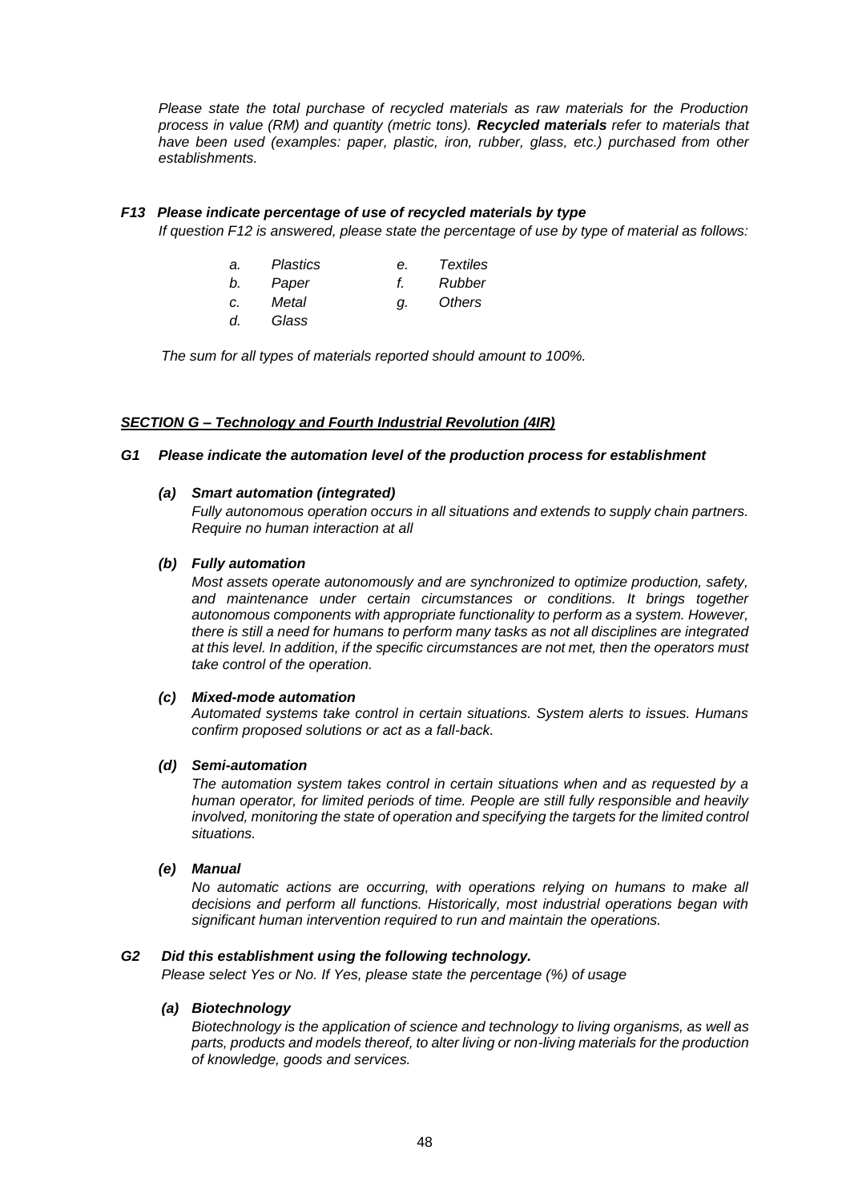*Please state the total purchase of recycled materials as raw materials for the Production process in value (RM) and quantity (metric tons). **Recycled materials** refer to materials that have been used (examples: paper, plastic, iron, rubber, glass, etc.) purchased from other establishments.*

### *F13 Please indicate percentage of use of recycled materials by type*

*If question F12 is answered, please state the percentage of use by type of material as follows:*

| | | | |
|---|---|---|---|
| *a.* | *Plastics* | *e.* | *Textiles* |
| *b.* | *Paper* | *f.* | *Rubber* |
| *c.* | *Metal* | *g.* | *Others* |
| *d.* | *Glass* | | |

*The sum for all types of materials reported should amount to 100%.*

## ***SECTION G – Technology and Fourth Industrial Revolution (4IR)***

### *G1 Please indicate the automation level of the production process for establishment*

***(a) Smart automation (integrated)***

*Fully autonomous operation occurs in all situations and extends to supply chain partners. Require no human interaction at all*

***(b) Fully automation***

*Most assets operate autonomously and are synchronized to optimize production, safety, and maintenance under certain circumstances or conditions. It brings together autonomous components with appropriate functionality to perform as a system. However, there is still a need for humans to perform many tasks as not all disciplines are integrated at this level. In addition, if the specific circumstances are not met, then the operators must take control of the operation.*

***(c) Mixed-mode automation***

*Automated systems take control in certain situations. System alerts to issues. Humans confirm proposed solutions or act as a fall-back.*

***(d) Semi-automation***

*The automation system takes control in certain situations when and as requested by a human operator, for limited periods of time. People are still fully responsible and heavily involved, monitoring the state of operation and specifying the targets for the limited control situations.*

***(e) Manual***

*No automatic actions are occurring, with operations relying on humans to make all decisions and perform all functions. Historically, most industrial operations began with significant human intervention required to run and maintain the operations.*

### *G2 Did this establishment using the following technology.*

*Please select Yes or No. If Yes, please state the percentage (%) of usage*

***(a) Biotechnology***

*Biotechnology is the application of science and technology to living organisms, as well as parts, products and models thereof, to alter living or non-living materials for the production of knowledge, goods and services.*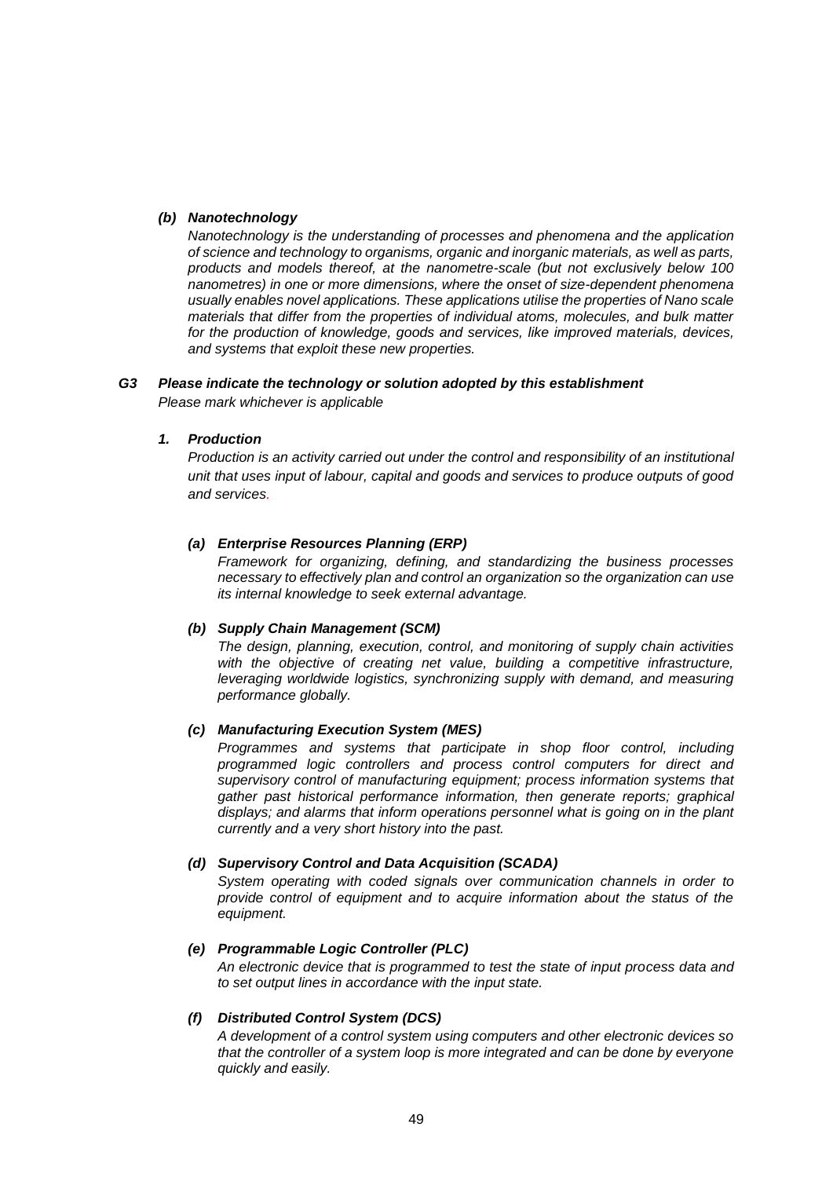***(b) Nanotechnology***

*Nanotechnology is the understanding of processes and phenomena and the application of science and technology to organisms, organic and inorganic materials, as well as parts, products and models thereof, at the nanometre-scale (but not exclusively below 100 nanometres) in one or more dimensions, where the onset of size-dependent phenomena usually enables novel applications. These applications utilise the properties of Nano scale materials that differ from the properties of individual atoms, molecules, and bulk matter for the production of knowledge, goods and services, like improved materials, devices, and systems that exploit these new properties.*

***G3 Please indicate the technology or solution adopted by this establishment***

*Please mark whichever is applicable*

***1. Production***

*Production is an activity carried out under the control and responsibility of an institutional unit that uses input of labour, capital and goods and services to produce outputs of good and services.*

***(a) Enterprise Resources Planning (ERP)***

*Framework for organizing, defining, and standardizing the business processes necessary to effectively plan and control an organization so the organization can use its internal knowledge to seek external advantage.*

***(b) Supply Chain Management (SCM)***

*The design, planning, execution, control, and monitoring of supply chain activities with the objective of creating net value, building a competitive infrastructure, leveraging worldwide logistics, synchronizing supply with demand, and measuring performance globally.*

***(c) Manufacturing Execution System (MES)***

*Programmes and systems that participate in shop floor control, including programmed logic controllers and process control computers for direct and supervisory control of manufacturing equipment; process information systems that gather past historical performance information, then generate reports; graphical displays; and alarms that inform operations personnel what is going on in the plant currently and a very short history into the past.*

***(d) Supervisory Control and Data Acquisition (SCADA)***

*System operating with coded signals over communication channels in order to provide control of equipment and to acquire information about the status of the equipment.*

***(e) Programmable Logic Controller (PLC)***

*An electronic device that is programmed to test the state of input process data and to set output lines in accordance with the input state.*

***(f) Distributed Control System (DCS)***

*A development of a control system using computers and other electronic devices so that the controller of a system loop is more integrated and can be done by everyone quickly and easily.*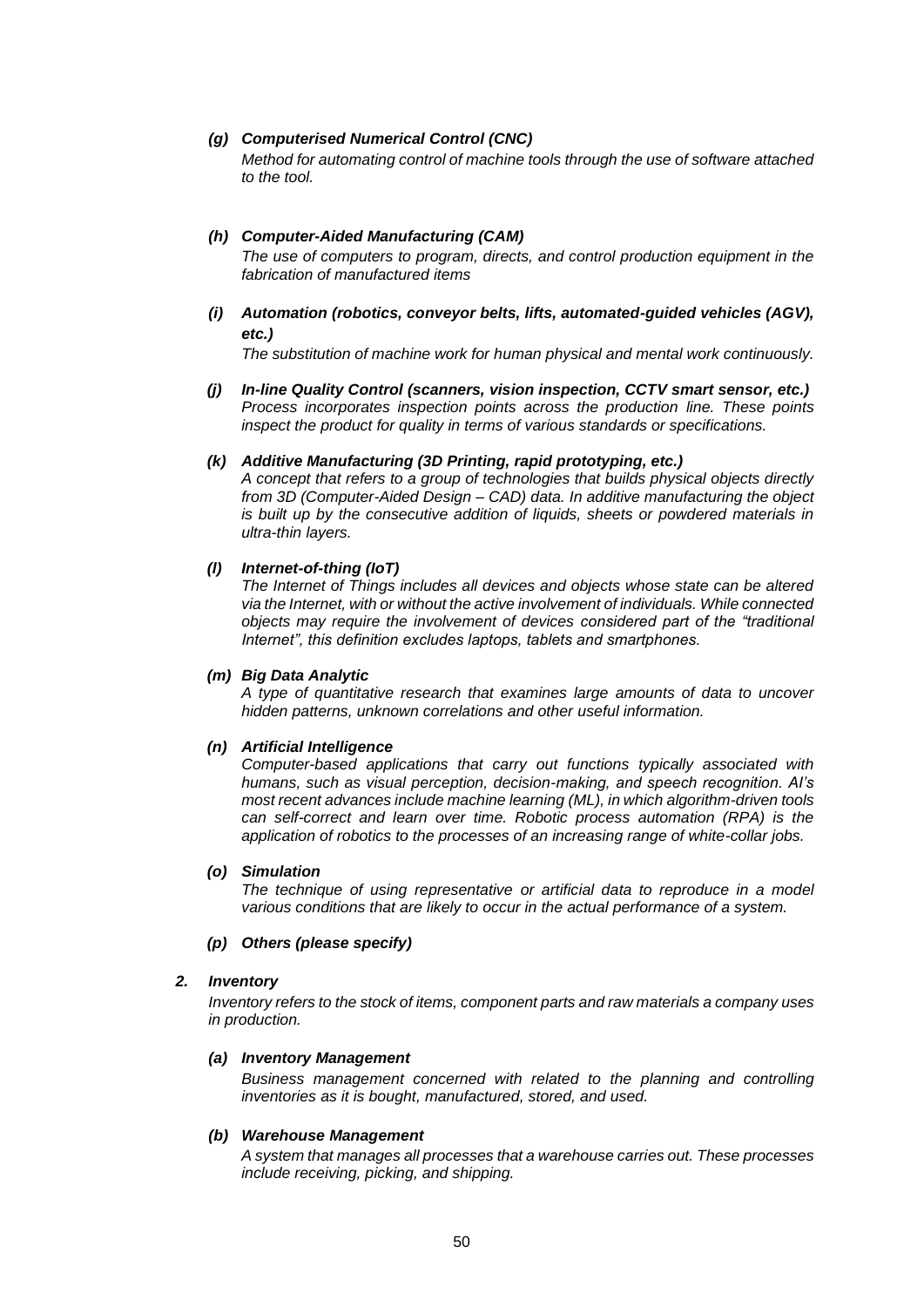*(g) **Computerised Numerical Control (CNC)***

*Method for automating control of machine tools through the use of software attached to the tool.*

*(h) **Computer-Aided Manufacturing (CAM)***

*The use of computers to program, directs, and control production equipment in the fabrication of manufactured items*

*(i) **Automation (robotics, conveyor belts, lifts, automated-guided vehicles (AGV), etc.)***

*The substitution of machine work for human physical and mental work continuously.*

*(j) **In-line Quality Control (scanners, vision inspection, CCTV smart sensor, etc.)***

*Process incorporates inspection points across the production line. These points inspect the product for quality in terms of various standards or specifications.*

*(k) **Additive Manufacturing (3D Printing, rapid prototyping, etc.)***

*A concept that refers to a group of technologies that builds physical objects directly from 3D (Computer-Aided Design – CAD) data. In additive manufacturing the object is built up by the consecutive addition of liquids, sheets or powdered materials in ultra-thin layers.*

*(l) **Internet-of-thing (IoT)***

*The Internet of Things includes all devices and objects whose state can be altered via the Internet, with or without the active involvement of individuals. While connected objects may require the involvement of devices considered part of the "traditional Internet", this definition excludes laptops, tablets and smartphones.*

*(m) **Big Data Analytic***

*A type of quantitative research that examines large amounts of data to uncover hidden patterns, unknown correlations and other useful information.*

*(n) **Artificial Intelligence***

*Computer-based applications that carry out functions typically associated with humans, such as visual perception, decision-making, and speech recognition. AI's most recent advances include machine learning (ML), in which algorithm-driven tools can self-correct and learn over time. Robotic process automation (RPA) is the application of robotics to the processes of an increasing range of white-collar jobs.*

*(o) **Simulation***

*The technique of using representative or artificial data to reproduce in a model various conditions that are likely to occur in the actual performance of a system.*

*(p) **Others (please specify)***

***2. Inventory***

*Inventory refers to the stock of items, component parts and raw materials a company uses in production.*

*(a) **Inventory Management***

*Business management concerned with related to the planning and controlling inventories as it is bought, manufactured, stored, and used.*

*(b) **Warehouse Management***

*A system that manages all processes that a warehouse carries out. These processes include receiving, picking, and shipping.*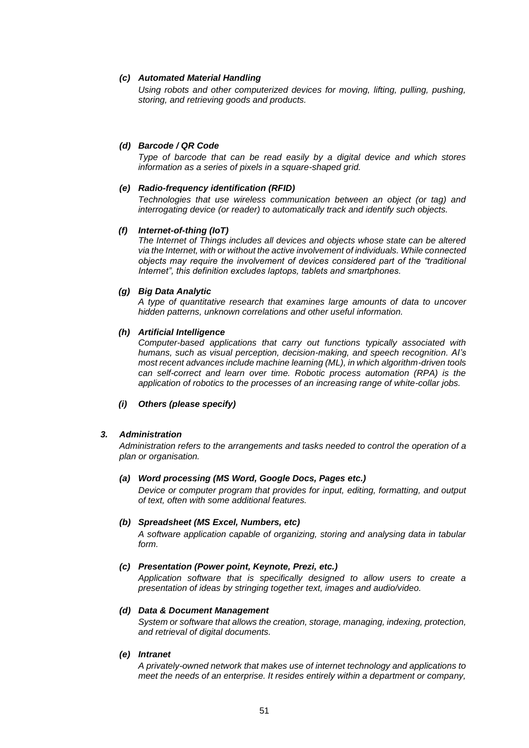***(c) Automated Material Handling***

*Using robots and other computerized devices for moving, lifting, pulling, pushing, storing, and retrieving goods and products.*

***(d) Barcode / QR Code***

*Type of barcode that can be read easily by a digital device and which stores information as a series of pixels in a square-shaped grid.*

***(e) Radio-frequency identification (RFID)***

*Technologies that use wireless communication between an object (or tag) and interrogating device (or reader) to automatically track and identify such objects.*

***(f) Internet-of-thing (IoT)***

*The Internet of Things includes all devices and objects whose state can be altered via the Internet, with or without the active involvement of individuals. While connected objects may require the involvement of devices considered part of the "traditional Internet", this definition excludes laptops, tablets and smartphones.*

***(g) Big Data Analytic***

*A type of quantitative research that examines large amounts of data to uncover hidden patterns, unknown correlations and other useful information.*

***(h) Artificial Intelligence***

*Computer-based applications that carry out functions typically associated with humans, such as visual perception, decision-making, and speech recognition. AI's most recent advances include machine learning (ML), in which algorithm-driven tools can self-correct and learn over time. Robotic process automation (RPA) is the application of robotics to the processes of an increasing range of white-collar jobs.*

***(i) Others (please specify)***

***3. Administration***

*Administration refers to the arrangements and tasks needed to control the operation of a plan or organisation.*

***(a) Word processing (MS Word, Google Docs, Pages etc.)***

*Device or computer program that provides for input, editing, formatting, and output of text, often with some additional features.*

***(b) Spreadsheet (MS Excel, Numbers, etc)***

*A software application capable of organizing, storing and analysing data in tabular form.*

***(c) Presentation (Power point, Keynote, Prezi, etc.)***

*Application software that is specifically designed to allow users to create a presentation of ideas by stringing together text, images and audio/video.*

***(d) Data & Document Management***

*System or software that allows the creation, storage, managing, indexing, protection, and retrieval of digital documents.*

***(e) Intranet***

*A privately-owned network that makes use of internet technology and applications to meet the needs of an enterprise. It resides entirely within a department or company,*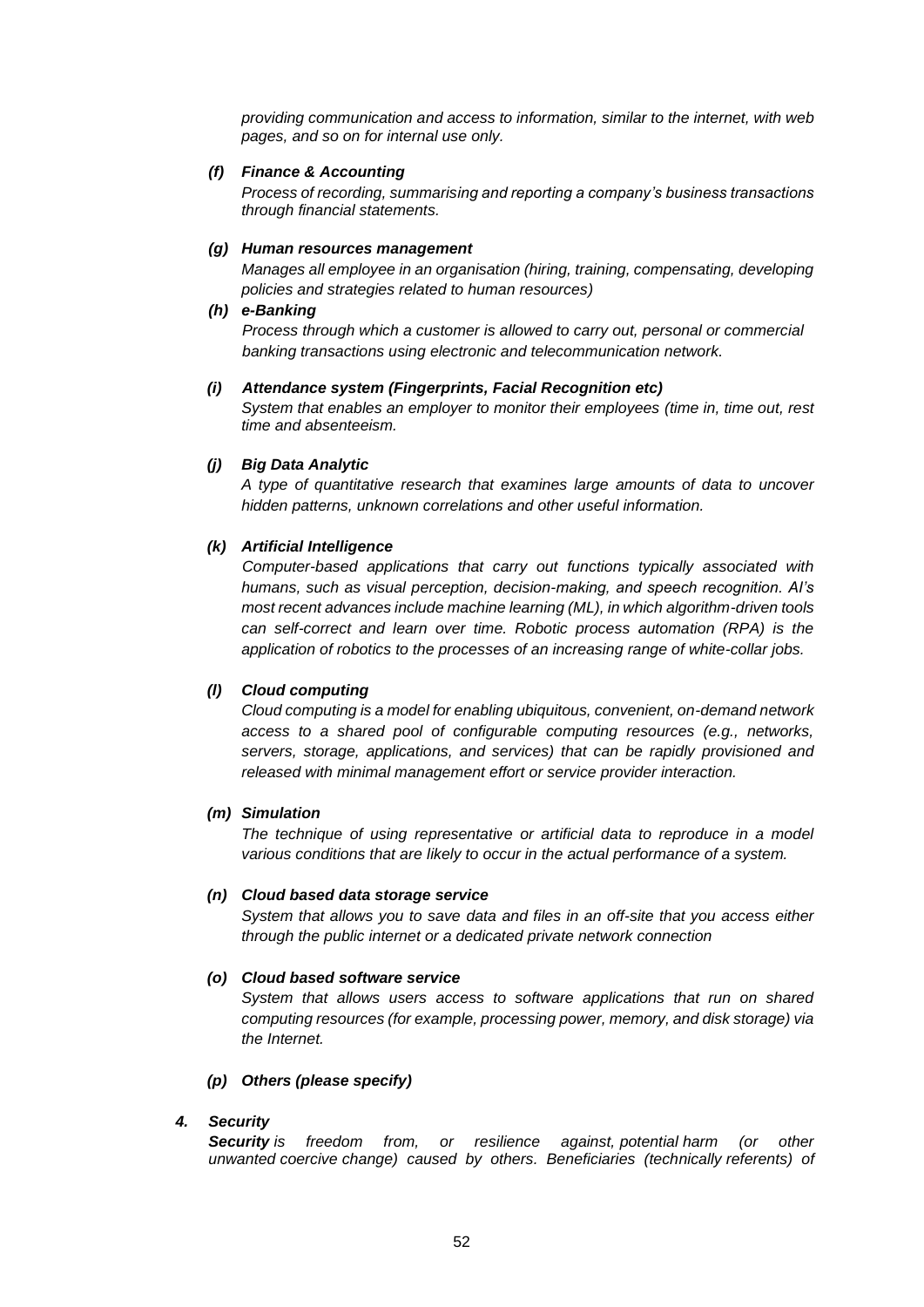*providing communication and access to information, similar to the internet, with web pages, and so on for internal use only.*

***(f) Finance & Accounting***

*Process of recording, summarising and reporting a company's business transactions through financial statements.*

***(g) Human resources management***

*Manages all employee in an organisation (hiring, training, compensating, developing policies and strategies related to human resources)*

***(h) e-Banking***

*Process through which a customer is allowed to carry out, personal or commercial banking transactions using electronic and telecommunication network.*

***(i) Attendance system (Fingerprints, Facial Recognition etc)***

*System that enables an employer to monitor their employees (time in, time out, rest time and absenteeism.*

***(j) Big Data Analytic***

*A type of quantitative research that examines large amounts of data to uncover hidden patterns, unknown correlations and other useful information.*

***(k) Artificial Intelligence***

*Computer-based applications that carry out functions typically associated with humans, such as visual perception, decision-making, and speech recognition. AI's most recent advances include machine learning (ML), in which algorithm-driven tools can self-correct and learn over time. Robotic process automation (RPA) is the application of robotics to the processes of an increasing range of white-collar jobs.*

***(l) Cloud computing***

*Cloud computing is a model for enabling ubiquitous, convenient, on-demand network access to a shared pool of configurable computing resources (e.g., networks, servers, storage, applications, and services) that can be rapidly provisioned and released with minimal management effort or service provider interaction.*

***(m) Simulation***

*The technique of using representative or artificial data to reproduce in a model various conditions that are likely to occur in the actual performance of a system.*

***(n) Cloud based data storage service***

*System that allows you to save data and files in an off-site that you access either through the public internet or a dedicated private network connection*

***(o) Cloud based software service***

*System that allows users access to software applications that run on shared computing resources (for example, processing power, memory, and disk storage) via the Internet.*

***(p) Others (please specify)***

***4. Security***

***Security** is freedom from, or resilience against, potential harm (or other unwanted coercive change) caused by others. Beneficiaries (technically referents) of*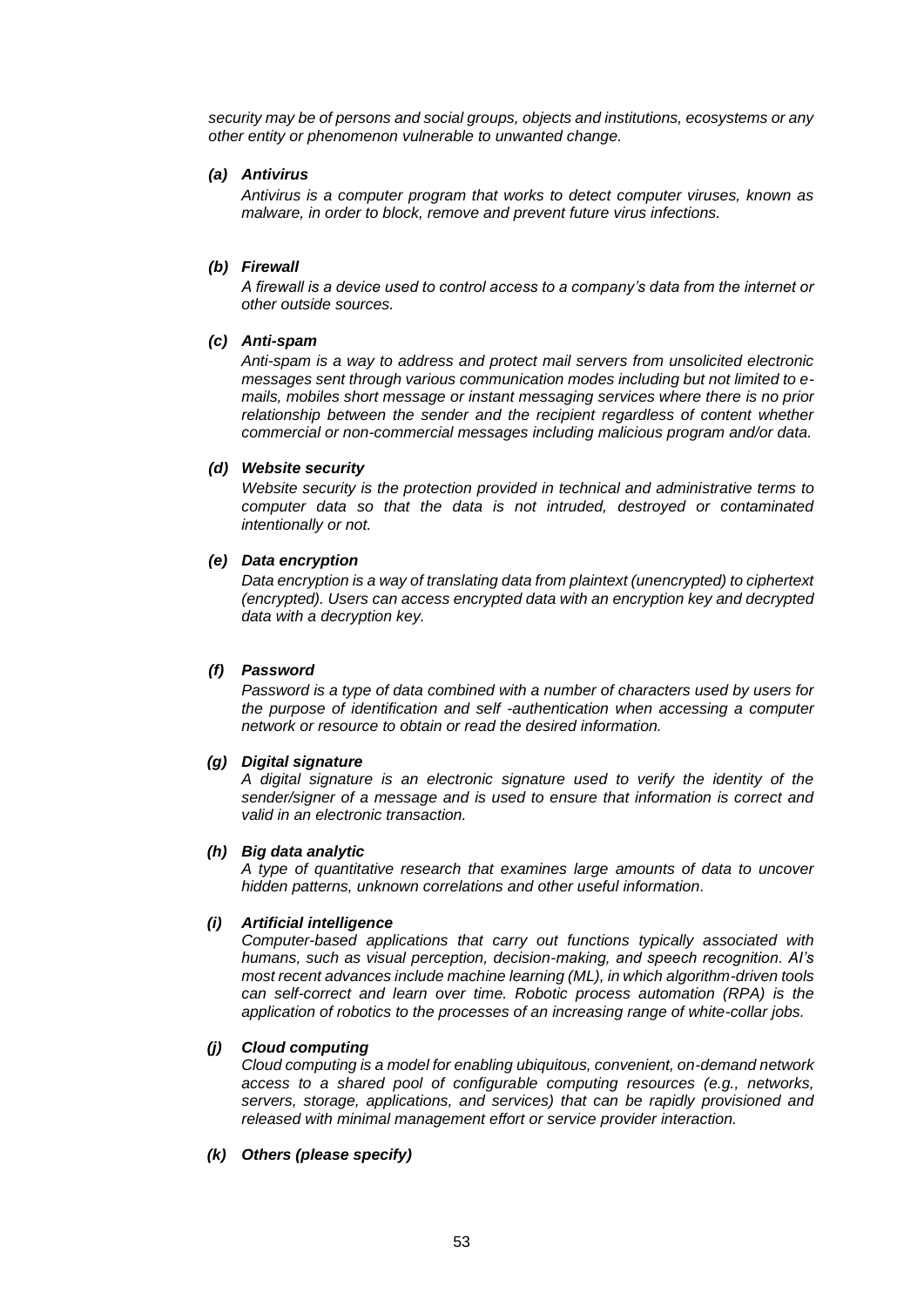*security may be of persons and social groups, objects and institutions, ecosystems or any other entity or phenomenon vulnerable to unwanted change.*

***(a) Antivirus***

*Antivirus is a computer program that works to detect computer viruses, known as malware, in order to block, remove and prevent future virus infections.*

***(b) Firewall***

*A firewall is a device used to control access to a company's data from the internet or other outside sources.*

***(c) Anti-spam***

*Anti-spam is a way to address and protect mail servers from unsolicited electronic messages sent through various communication modes including but not limited to e-mails, mobiles short message or instant messaging services where there is no prior relationship between the sender and the recipient regardless of content whether commercial or non-commercial messages including malicious program and/or data.*

***(d) Website security***

*Website security is the protection provided in technical and administrative terms to computer data so that the data is not intruded, destroyed or contaminated intentionally or not.*

***(e) Data encryption***

*Data encryption is a way of translating data from plaintext (unencrypted) to ciphertext (encrypted). Users can access encrypted data with an encryption key and decrypted data with a decryption key.*

***(f) Password***

*Password is a type of data combined with a number of characters used by users for the purpose of identification and self -authentication when accessing a computer network or resource to obtain or read the desired information.*

***(g) Digital signature***

*A digital signature is an electronic signature used to verify the identity of the sender/signer of a message and is used to ensure that information is correct and valid in an electronic transaction.*

***(h) Big data analytic***

*A type of quantitative research that examines large amounts of data to uncover hidden patterns, unknown correlations and other useful information.*

***(i) Artificial intelligence***

*Computer-based applications that carry out functions typically associated with humans, such as visual perception, decision-making, and speech recognition. AI's most recent advances include machine learning (ML), in which algorithm-driven tools can self-correct and learn over time. Robotic process automation (RPA) is the application of robotics to the processes of an increasing range of white-collar jobs.*

***(j) Cloud computing***

*Cloud computing is a model for enabling ubiquitous, convenient, on-demand network access to a shared pool of configurable computing resources (e.g., networks, servers, storage, applications, and services) that can be rapidly provisioned and released with minimal management effort or service provider interaction.*

***(k) Others (please specify)***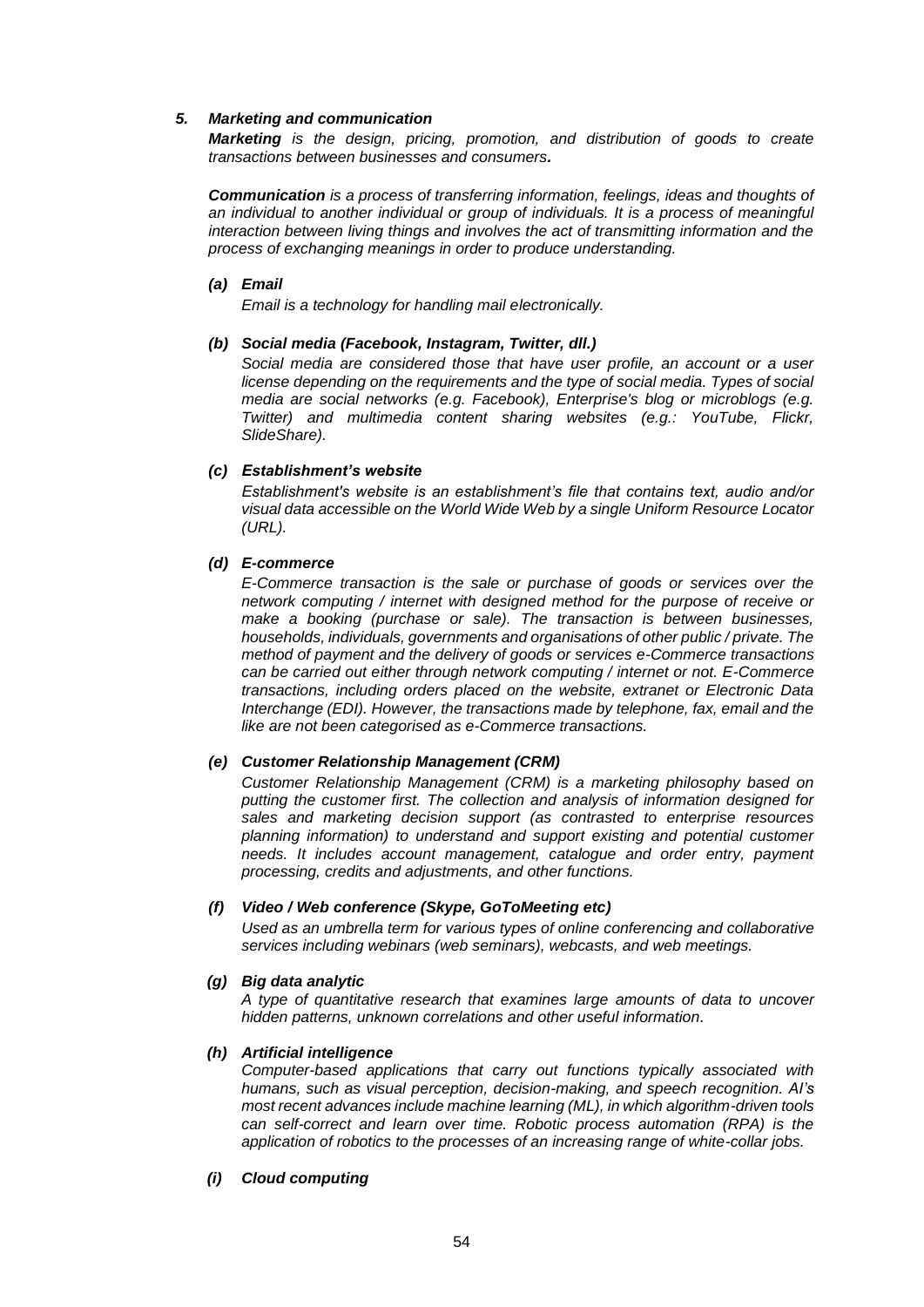### *5. Marketing and communication*

***Marketing*** *is the design, pricing, promotion, and distribution of goods to create transactions between businesses and consumers.*

***Communication*** *is a process of transferring information, feelings, ideas and thoughts of an individual to another individual or group of individuals. It is a process of meaningful interaction between living things and involves the act of transmitting information and the process of exchanging meanings in order to produce understanding.*

#### *(a) Email*

*Email is a technology for handling mail electronically.*

#### *(b) Social media (Facebook, Instagram, Twitter, dll.)*

*Social media are considered those that have user profile, an account or a user license depending on the requirements and the type of social media. Types of social media are social networks (e.g. Facebook), Enterprise's blog or microblogs (e.g. Twitter) and multimedia content sharing websites (e.g.: YouTube, Flickr, SlideShare).*

#### *(c) Establishment's website*

*Establishment's website is an establishment's file that contains text, audio and/or visual data accessible on the World Wide Web by a single Uniform Resource Locator (URL).*

#### *(d) E-commerce*

*E-Commerce transaction is the sale or purchase of goods or services over the network computing / internet with designed method for the purpose of receive or make a booking (purchase or sale). The transaction is between businesses, households, individuals, governments and organisations of other public / private. The method of payment and the delivery of goods or services e-Commerce transactions can be carried out either through network computing / internet or not. E-Commerce transactions, including orders placed on the website, extranet or Electronic Data Interchange (EDI). However, the transactions made by telephone, fax, email and the like are not been categorised as e-Commerce transactions.*

#### *(e) Customer Relationship Management (CRM)*

*Customer Relationship Management (CRM) is a marketing philosophy based on putting the customer first. The collection and analysis of information designed for sales and marketing decision support (as contrasted to enterprise resources planning information) to understand and support existing and potential customer needs. It includes account management, catalogue and order entry, payment processing, credits and adjustments, and other functions.*

#### *(f) Video / Web conference (Skype, GoToMeeting etc)*

*Used as an umbrella term for various types of online conferencing and collaborative services including webinars (web seminars), webcasts, and web meetings.*

#### *(g) Big data analytic*

*A type of quantitative research that examines large amounts of data to uncover hidden patterns, unknown correlations and other useful information.*

#### *(h) Artificial intelligence*

*Computer-based applications that carry out functions typically associated with humans, such as visual perception, decision-making, and speech recognition. AI's most recent advances include machine learning (ML), in which algorithm-driven tools can self-correct and learn over time. Robotic process automation (RPA) is the application of robotics to the processes of an increasing range of white-collar jobs.*

#### *(i) Cloud computing*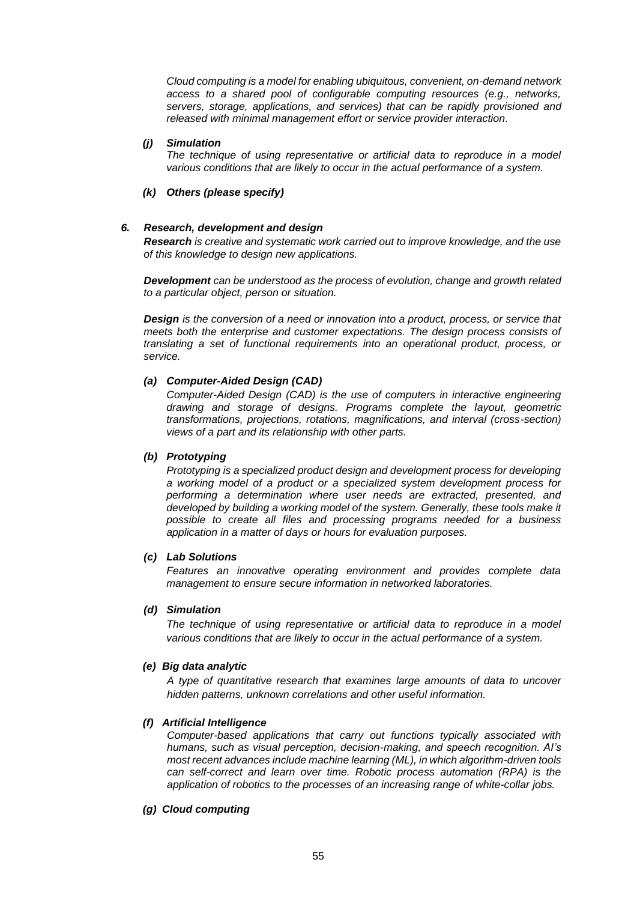*Cloud computing is a model for enabling ubiquitous, convenient, on-demand network access to a shared pool of configurable computing resources (e.g., networks, servers, storage, applications, and services) that can be rapidly provisioned and released with minimal management effort or service provider interaction.*

***(j) Simulation***

*The technique of using representative or artificial data to reproduce in a model various conditions that are likely to occur in the actual performance of a system.*

***(k) Others (please specify)***

***6. Research, development and design***

***Research*** *is creative and systematic work carried out to improve knowledge, and the use of this knowledge to design new applications.*

***Development*** *can be understood as the process of evolution, change and growth related to a particular object, person or situation.*

***Design*** *is the conversion of a need or innovation into a product, process, or service that meets both the enterprise and customer expectations. The design process consists of translating a set of functional requirements into an operational product, process, or service.*

***(a) Computer-Aided Design (CAD)***

*Computer-Aided Design (CAD) is the use of computers in interactive engineering drawing and storage of designs. Programs complete the layout, geometric transformations, projections, rotations, magnifications, and interval (cross-section) views of a part and its relationship with other parts.*

***(b) Prototyping***

*Prototyping is a specialized product design and development process for developing a working model of a product or a specialized system development process for performing a determination where user needs are extracted, presented, and developed by building a working model of the system. Generally, these tools make it possible to create all files and processing programs needed for a business application in a matter of days or hours for evaluation purposes.*

***(c) Lab Solutions***

*Features an innovative operating environment and provides complete data management to ensure secure information in networked laboratories.*

***(d) Simulation***

*The technique of using representative or artificial data to reproduce in a model various conditions that are likely to occur in the actual performance of a system.*

***(e) Big data analytic***

*A type of quantitative research that examines large amounts of data to uncover hidden patterns, unknown correlations and other useful information.*

***(f) Artificial Intelligence***

*Computer-based applications that carry out functions typically associated with humans, such as visual perception, decision-making, and speech recognition. AI's most recent advances include machine learning (ML), in which algorithm-driven tools can self-correct and learn over time. Robotic process automation (RPA) is the application of robotics to the processes of an increasing range of white-collar jobs.*

***(g) Cloud computing***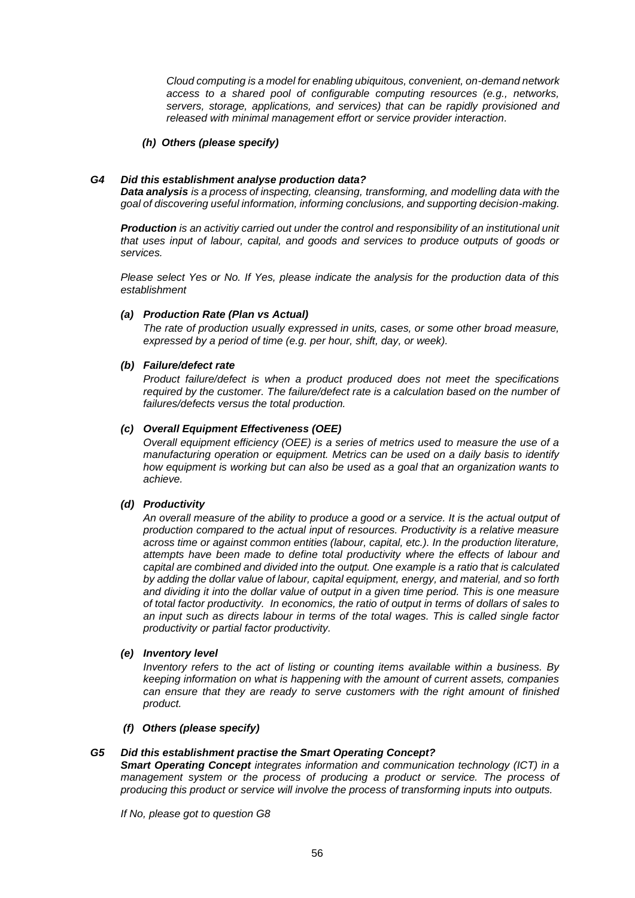*Cloud computing is a model for enabling ubiquitous, convenient, on-demand network access to a shared pool of configurable computing resources (e.g., networks, servers, storage, applications, and services) that can be rapidly provisioned and released with minimal management effort or service provider interaction.*

***(h) Others (please specify)***

***G4 Did this establishment analyse production data?***

***Data analysis** is a process of inspecting, cleansing, transforming, and modelling data with the goal of discovering useful information, informing conclusions, and supporting decision-making.*

***Production** is an activitiy carried out under the control and responsibility of an institutional unit that uses input of labour, capital, and goods and services to produce outputs of goods or services.*

*Please select Yes or No. If Yes, please indicate the analysis for the production data of this establishment*

***(a) Production Rate (Plan vs Actual)***

*The rate of production usually expressed in units, cases, or some other broad measure, expressed by a period of time (e.g. per hour, shift, day, or week).*

***(b) Failure/defect rate***

*Product failure/defect is when a product produced does not meet the specifications required by the customer. The failure/defect rate is a calculation based on the number of failures/defects versus the total production.*

***(c) Overall Equipment Effectiveness (OEE)***

*Overall equipment efficiency (OEE) is a series of metrics used to measure the use of a manufacturing operation or equipment. Metrics can be used on a daily basis to identify how equipment is working but can also be used as a goal that an organization wants to achieve.*

***(d) Productivity***

*An overall measure of the ability to produce a good or a service. It is the actual output of production compared to the actual input of resources. Productivity is a relative measure across time or against common entities (labour, capital, etc.). In the production literature, attempts have been made to define total productivity where the effects of labour and capital are combined and divided into the output. One example is a ratio that is calculated by adding the dollar value of labour, capital equipment, energy, and material, and so forth and dividing it into the dollar value of output in a given time period. This is one measure of total factor productivity. In economics, the ratio of output in terms of dollars of sales to an input such as directs labour in terms of the total wages. This is called single factor productivity or partial factor productivity.*

***(e) Inventory level***

*Inventory refers to the act of listing or counting items available within a business. By keeping information on what is happening with the amount of current assets, companies can ensure that they are ready to serve customers with the right amount of finished product.*

***(f) Others (please specify)***

***G5 Did this establishment practise the Smart Operating Concept?***

***Smart Operating Concept** integrates information and communication technology (ICT) in a management system or the process of producing a product or service. The process of producing this product or service will involve the process of transforming inputs into outputs.*

*If No, please got to question G8*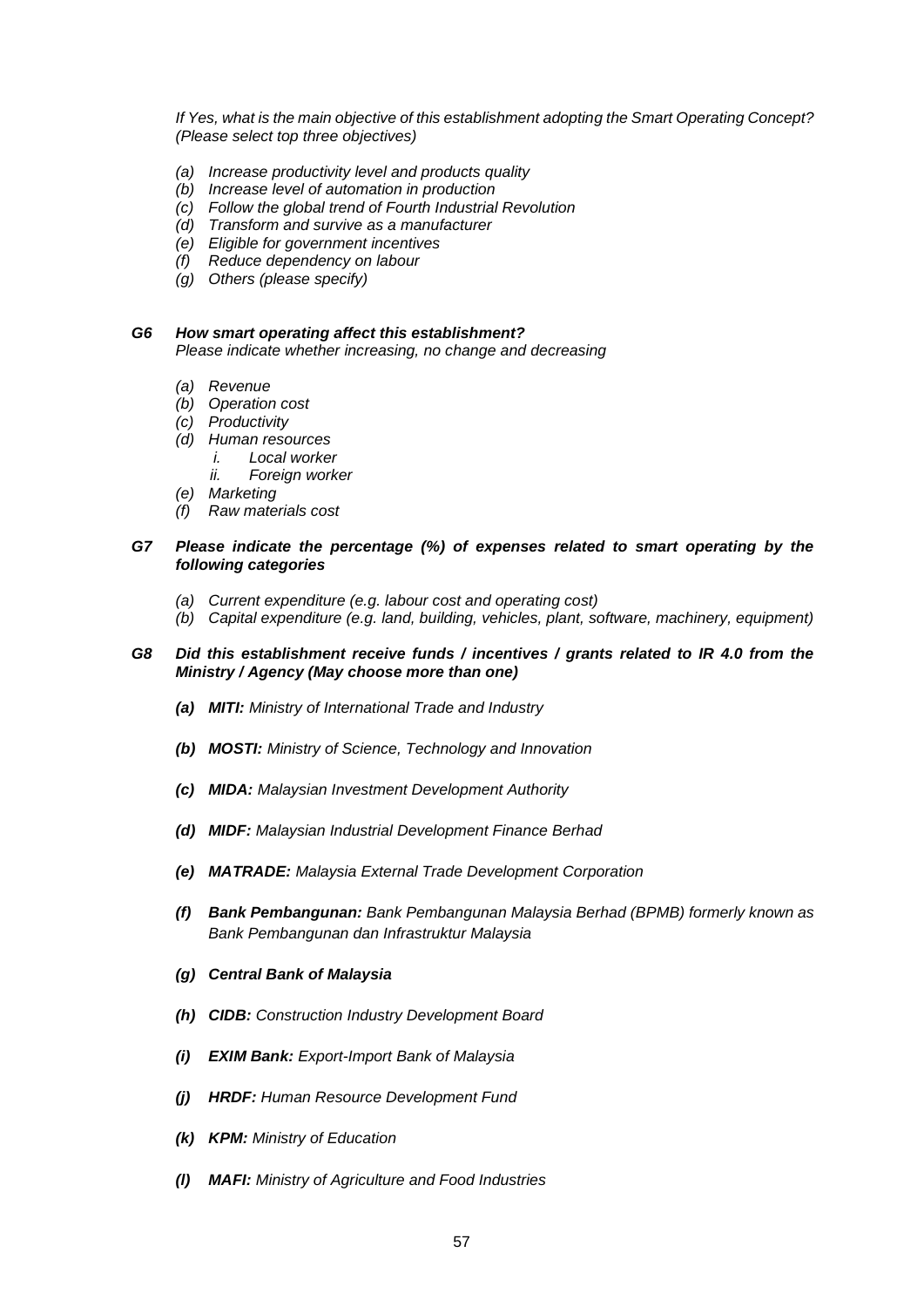*If Yes, what is the main objective of this establishment adopting the Smart Operating Concept? (Please select top three objectives)*

- *(a) Increase productivity level and products quality*
- *(b) Increase level of automation in production*
- *(c) Follow the global trend of Fourth Industrial Revolution*
- *(d) Transform and survive as a manufacturer*
- *(e) Eligible for government incentives*
- *(f) Reduce dependency on labour*
- *(g) Others (please specify)*

***G6 How smart operating affect this establishment?***
*Please indicate whether increasing, no change and decreasing*

- *(a) Revenue*
- *(b) Operation cost*
- *(c) Productivity*
- *(d) Human resources*
  - *i. Local worker*
  - *ii. Foreign worker*
- *(e) Marketing*
- *(f) Raw materials cost*

***G7 Please indicate the percentage (%) of expenses related to smart operating by the following categories***

- *(a) Current expenditure (e.g. labour cost and operating cost)*
- *(b) Capital expenditure (e.g. land, building, vehicles, plant, software, machinery, equipment)*

***G8 Did this establishment receive funds / incentives / grants related to IR 4.0 from the Ministry / Agency (May choose more than one)***

- ***(a) MITI:*** *Ministry of International Trade and Industry*
- ***(b) MOSTI:*** *Ministry of Science, Technology and Innovation*
- ***(c) MIDA:*** *Malaysian Investment Development Authority*
- ***(d) MIDF:*** *Malaysian Industrial Development Finance Berhad*
- ***(e) MATRADE:*** *Malaysia External Trade Development Corporation*
- ***(f) Bank Pembangunan:*** *Bank Pembangunan Malaysia Berhad (BPMB) formerly known as Bank Pembangunan dan Infrastruktur Malaysia*
- ***(g) Central Bank of Malaysia***
- ***(h) CIDB:*** *Construction Industry Development Board*
- ***(i) EXIM Bank:*** *Export-Import Bank of Malaysia*
- ***(j) HRDF:*** *Human Resource Development Fund*
- ***(k) KPM:*** *Ministry of Education*
- ***(l) MAFI:*** *Ministry of Agriculture and Food Industries*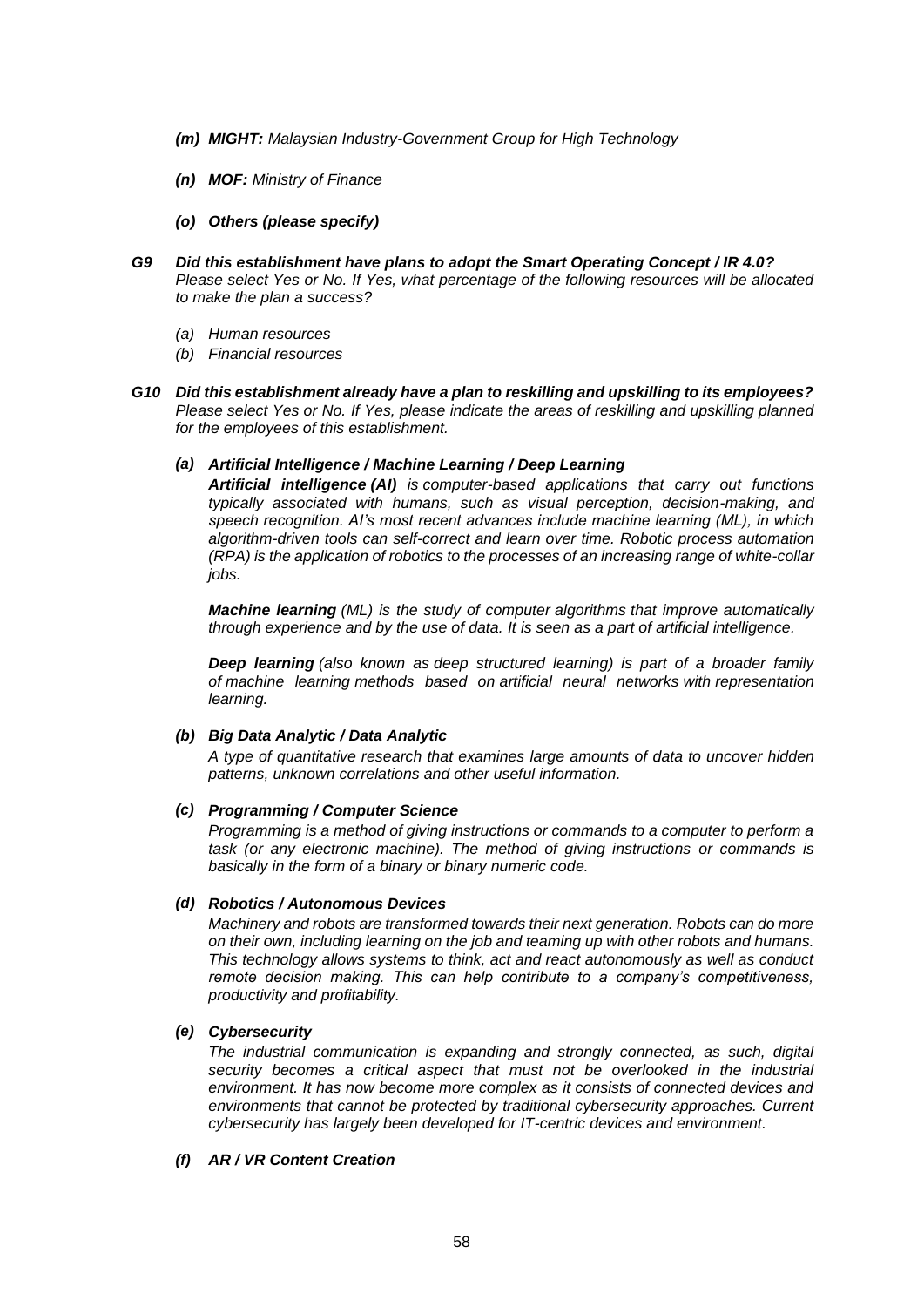- ***(m) MIGHT:*** *Malaysian Industry-Government Group for High Technology*

- ***(n) MOF:*** *Ministry of Finance*

- ***(o) Others (please specify)***

***G9 Did this establishment have plans to adopt the Smart Operating Concept / IR 4.0?***
*Please select Yes or No. If Yes, what percentage of the following resources will be allocated to make the plan a success?*

- *(a) Human resources*
- *(b) Financial resources*

***G10 Did this establishment already have a plan to reskilling and upskilling to its employees?***
*Please select Yes or No. If Yes, please indicate the areas of reskilling and upskilling planned for the employees of this establishment.*

***(a) Artificial Intelligence / Machine Learning / Deep Learning***

***Artificial intelligence (AI)*** *is computer-based applications that carry out functions typically associated with humans, such as visual perception, decision-making, and speech recognition. AI's most recent advances include machine learning (ML), in which algorithm-driven tools can self-correct and learn over time. Robotic process automation (RPA) is the application of robotics to the processes of an increasing range of white-collar jobs.*

***Machine learning*** *(ML) is the study of computer algorithms that improve automatically through experience and by the use of data. It is seen as a part of artificial intelligence.*

***Deep learning*** *(also known as deep structured learning) is part of a broader family of machine learning methods based on artificial neural networks with representation learning.*

***(b) Big Data Analytic / Data Analytic***

*A type of quantitative research that examines large amounts of data to uncover hidden patterns, unknown correlations and other useful information.*

***(c) Programming / Computer Science***

*Programming is a method of giving instructions or commands to a computer to perform a task (or any electronic machine). The method of giving instructions or commands is basically in the form of a binary or binary numeric code.*

***(d) Robotics / Autonomous Devices***

*Machinery and robots are transformed towards their next generation. Robots can do more on their own, including learning on the job and teaming up with other robots and humans. This technology allows systems to think, act and react autonomously as well as conduct remote decision making. This can help contribute to a company's competitiveness, productivity and profitability.*

***(e) Cybersecurity***

*The industrial communication is expanding and strongly connected, as such, digital security becomes a critical aspect that must not be overlooked in the industrial environment. It has now become more complex as it consists of connected devices and environments that cannot be protected by traditional cybersecurity approaches. Current cybersecurity has largely been developed for IT-centric devices and environment.*

***(f) AR / VR Content Creation***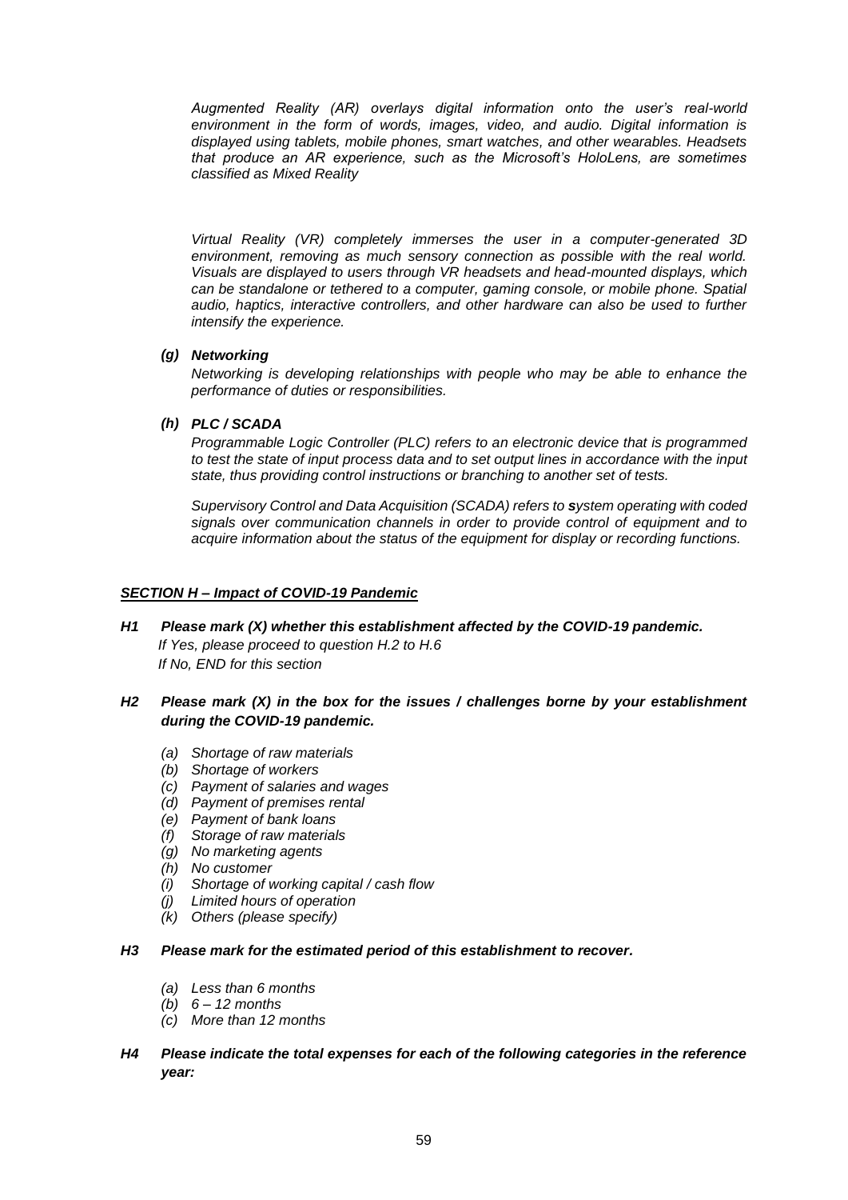*Augmented Reality (AR) overlays digital information onto the user's real-world environment in the form of words, images, video, and audio. Digital information is displayed using tablets, mobile phones, smart watches, and other wearables. Headsets that produce an AR experience, such as the Microsoft's HoloLens, are sometimes classified as Mixed Reality*

*Virtual Reality (VR) completely immerses the user in a computer-generated 3D environment, removing as much sensory connection as possible with the real world. Visuals are displayed to users through VR headsets and head-mounted displays, which can be standalone or tethered to a computer, gaming console, or mobile phone. Spatial audio, haptics, interactive controllers, and other hardware can also be used to further intensify the experience.*

***(g) Networking***

*Networking is developing relationships with people who may be able to enhance the performance of duties or responsibilities.*

***(h) PLC / SCADA***

*Programmable Logic Controller (PLC) refers to an electronic device that is programmed to test the state of input process data and to set output lines in accordance with the input state, thus providing control instructions or branching to another set of tests.*

*Supervisory Control and Data Acquisition (SCADA) refers to **s**ystem operating with coded signals over communication channels in order to provide control of equipment and to acquire information about the status of the equipment for display or recording functions.*

## ***SECTION H – Impact of COVID-19 Pandemic***

***H1 Please mark (X) whether this establishment affected by the COVID-19 pandemic.***

*If Yes, please proceed to question H.2 to H.6*

*If No, END for this section*

***H2 Please mark (X) in the box for the issues / challenges borne by your establishment during the COVID-19 pandemic.***

- *(a) Shortage of raw materials*
- *(b) Shortage of workers*
- *(c) Payment of salaries and wages*
- *(d) Payment of premises rental*
- *(e) Payment of bank loans*
- *(f) Storage of raw materials*
- *(g) No marketing agents*
- *(h) No customer*
- *(i) Shortage of working capital / cash flow*
- *(j) Limited hours of operation*
- *(k) Others (please specify)*

***H3 Please mark for the estimated period of this establishment to recover.***

- *(a) Less than 6 months*
- *(b) 6 – 12 months*
- *(c) More than 12 months*

***H4 Please indicate the total expenses for each of the following categories in the reference year:***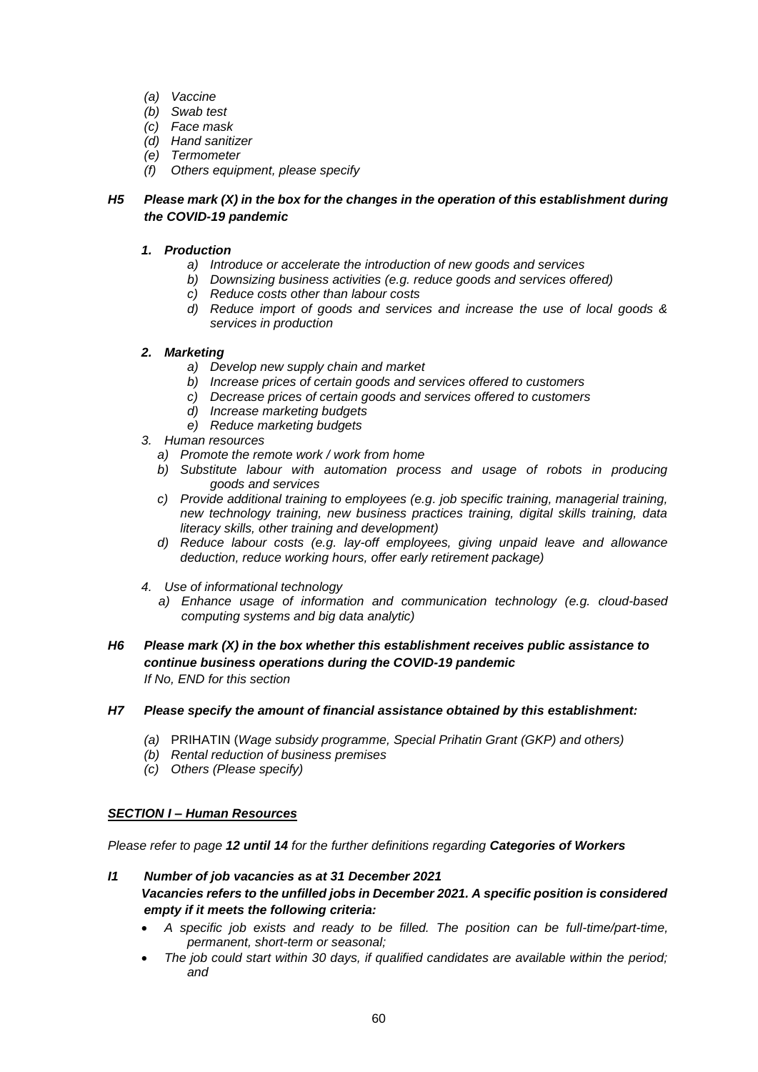*(a) Vaccine*
*(b) Swab test*
*(c) Face mask*
*(d) Hand sanitizer*
*(e) Termometer*
*(f) Others equipment, please specify*

***H5 Please mark (X) in the box for the changes in the operation of this establishment during the COVID-19 pandemic***

***1. Production***

*a) Introduce or accelerate the introduction of new goods and services*
*b) Downsizing business activities (e.g. reduce goods and services offered)*
*c) Reduce costs other than labour costs*
*d) Reduce import of goods and services and increase the use of local goods & services in production*

***2. Marketing***

*a) Develop new supply chain and market*
*b) Increase prices of certain goods and services offered to customers*
*c) Decrease prices of certain goods and services offered to customers*
*d) Increase marketing budgets*
*e) Reduce marketing budgets*

*3. Human resources*

*a) Promote the remote work / work from home*
*b) Substitute labour with automation process and usage of robots in producing goods and services*
*c) Provide additional training to employees (e.g. job specific training, managerial training, new technology training, new business practices training, digital skills training, data literacy skills, other training and development)*
*d) Reduce labour costs (e.g. lay-off employees, giving unpaid leave and allowance deduction, reduce working hours, offer early retirement package)*

*4. Use of informational technology*

*a) Enhance usage of information and communication technology (e.g. cloud-based computing systems and big data analytic)*

***H6 Please mark (X) in the box whether this establishment receives public assistance to continue business operations during the COVID-19 pandemic***
*If No, END for this section*

***H7 Please specify the amount of financial assistance obtained by this establishment:***

*(a)* PRIHATIN (*Wage subsidy programme, Special Prihatin Grant (GKP) and others)*
*(b) Rental reduction of business premises*
*(c) Others (Please specify)*

## ***SECTION I – Human Resources***

*Please refer to page **12 until 14** for the further definitions regarding **Categories of Workers***

***I1 Number of job vacancies as at 31 December 2021***
***Vacancies refers to the unfilled jobs in December 2021. A specific position is considered empty if it meets the following criteria:***

- *A specific job exists and ready to be filled. The position can be full-time/part-time, permanent, short-term or seasonal;*
- *The job could start within 30 days, if qualified candidates are available within the period; and*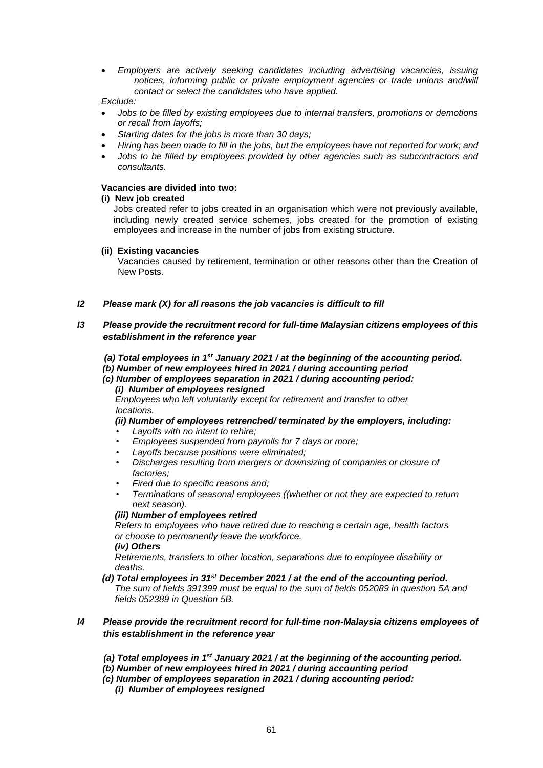- *Employers are actively seeking candidates including advertising vacancies, issuing notices, informing public or private employment agencies or trade unions and/will contact or select the candidates who have applied.*

*Exclude:*

- *Jobs to be filled by existing employees due to internal transfers, promotions or demotions or recall from layoffs;*
- *Starting dates for the jobs is more than 30 days;*
- *Hiring has been made to fill in the jobs, but the employees have not reported for work; and*
- *Jobs to be filled by employees provided by other agencies such as subcontractors and consultants.*

**Vacancies are divided into two:**

**(i) New job created**

Jobs created refer to jobs created in an organisation which were not previously available, including newly created service schemes, jobs created for the promotion of existing employees and increase in the number of jobs from existing structure.

**(ii) Existing vacancies**

Vacancies caused by retirement, termination or other reasons other than the Creation of New Posts.

***I2 Please mark (X) for all reasons the job vacancies is difficult to fill***

***I3 Please provide the recruitment record for full-time Malaysian citizens employees of this establishment in the reference year***

***(a) Total employees in 1st January 2021 / at the beginning of the accounting period.***

***(b) Number of new employees hired in 2021 / during accounting period***

***(c) Number of employees separation in 2021 / during accounting period:***

***(i) Number of employees resigned***

*Employees who left voluntarily except for retirement and transfer to other locations.*

***(ii) Number of employees retrenched/ terminated by the employers, including:***

- *Layoffs with no intent to rehire;*
- *Employees suspended from payrolls for 7 days or more;*
- *Layoffs because positions were eliminated;*
- *Discharges resulting from mergers or downsizing of companies or closure of factories;*
- *Fired due to specific reasons and;*
- *Terminations of seasonal employees ((whether or not they are expected to return next season).*

***(iii) Number of employees retired***

*Refers to employees who have retired due to reaching a certain age, health factors or choose to permanently leave the workforce.*

***(iv) Others***

*Retirements, transfers to other location, separations due to employee disability or deaths.*

***(d) Total employees in 31st December 2021 / at the end of the accounting period.***

*The sum of fields 391399 must be equal to the sum of fields 052089 in question 5A and fields 052389 in Question 5B.*

***I4 Please provide the recruitment record for full-time non-Malaysia citizens employees of this establishment in the reference year***

***(a) Total employees in 1st January 2021 / at the beginning of the accounting period.***

***(b) Number of new employees hired in 2021 / during accounting period***

***(c) Number of employees separation in 2021 / during accounting period:***

***(i) Number of employees resigned***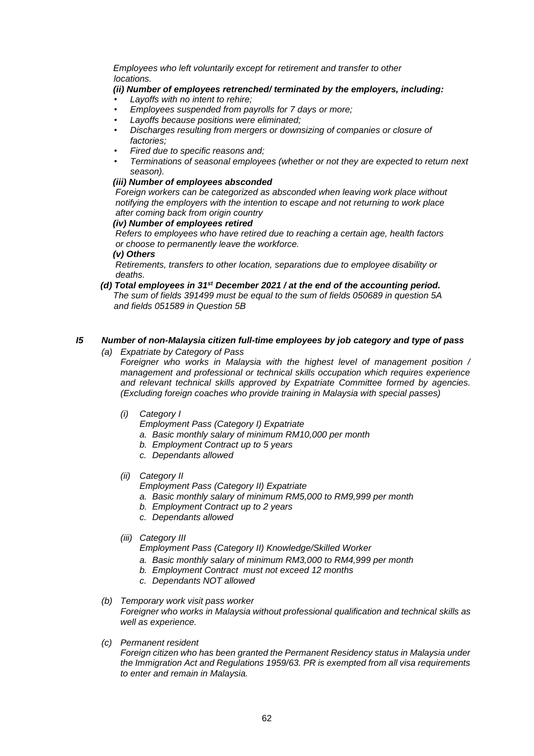*Employees who left voluntarily except for retirement and transfer to other locations.*

***(ii) Number of employees retrenched/ terminated by the employers, including:***

- *Layoffs with no intent to rehire;*
- *Employees suspended from payrolls for 7 days or more;*
- *Layoffs because positions were eliminated;*
- *Discharges resulting from mergers or downsizing of companies or closure of factories;*
- *Fired due to specific reasons and;*
- *Terminations of seasonal employees (whether or not they are expected to return next season).*

***(iii) Number of employees absconded***

*Foreign workers can be categorized as absconded when leaving work place without notifying the employers with the intention to escape and not returning to work place after coming back from origin country*

***(iv) Number of employees retired***

*Refers to employees who have retired due to reaching a certain age, health factors or choose to permanently leave the workforce.*

***(v) Others***

*Retirements, transfers to other location, separations due to employee disability or deaths.*

***(d) Total employees in 31st December 2021 / at the end of the accounting period.***

*The sum of fields 391499 must be equal to the sum of fields 050689 in question 5A and fields 051589 in Question 5B*

### ***I5 Number of non-Malaysia citizen full-time employees by job category and type of pass***

*(a) Expatriate by Category of Pass*

*Foreigner who works in Malaysia with the highest level of management position / management and professional or technical skills occupation which requires experience and relevant technical skills approved by Expatriate Committee formed by agencies. (Excluding foreign coaches who provide training in Malaysia with special passes)*

*(i) Category I*

*Employment Pass (Category I) Expatriate*

*a. Basic monthly salary of minimum RM10,000 per month*
*b. Employment Contract up to 5 years*
*c. Dependants allowed*

*(ii) Category II*

*Employment Pass (Category II) Expatriate*

*a. Basic monthly salary of minimum RM5,000 to RM9,999 per month*
*b. Employment Contract up to 2 years*
*c. Dependants allowed*

*(iii) Category III*

*Employment Pass (Category II) Knowledge/Skilled Worker*

*a. Basic monthly salary of minimum RM3,000 to RM4,999 per month*
*b. Employment Contract must not exceed 12 months*
*c. Dependants NOT allowed*

*(b) Temporary work visit pass worker*

*Foreigner who works in Malaysia without professional qualification and technical skills as well as experience.*

*(c) Permanent resident*

*Foreign citizen who has been granted the Permanent Residency status in Malaysia under the Immigration Act and Regulations 1959/63. PR is exempted from all visa requirements to enter and remain in Malaysia.*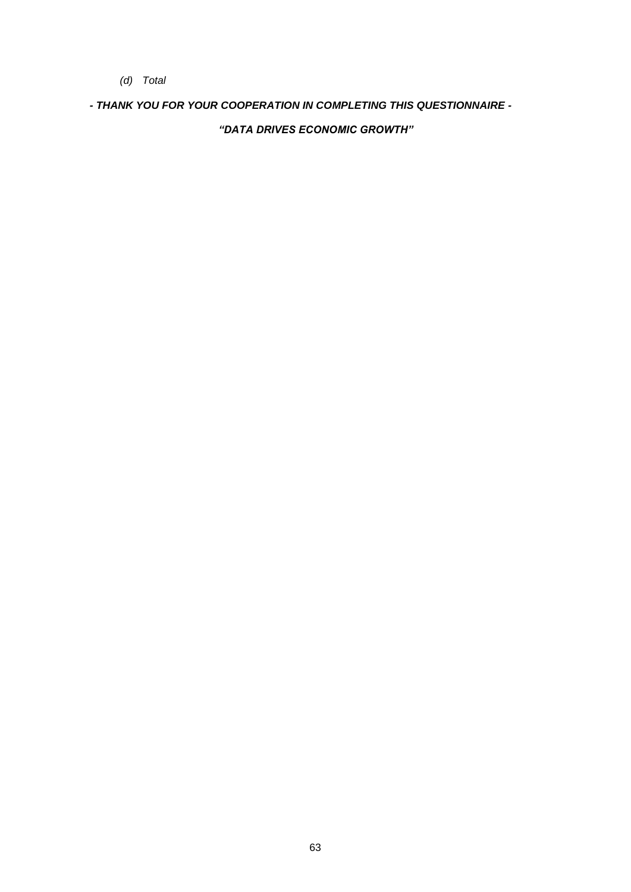*(d) Total*

***- THANK YOU FOR YOUR COOPERATION IN COMPLETING THIS QUESTIONNAIRE -***

***"DATA DRIVES ECONOMIC GROWTH"***